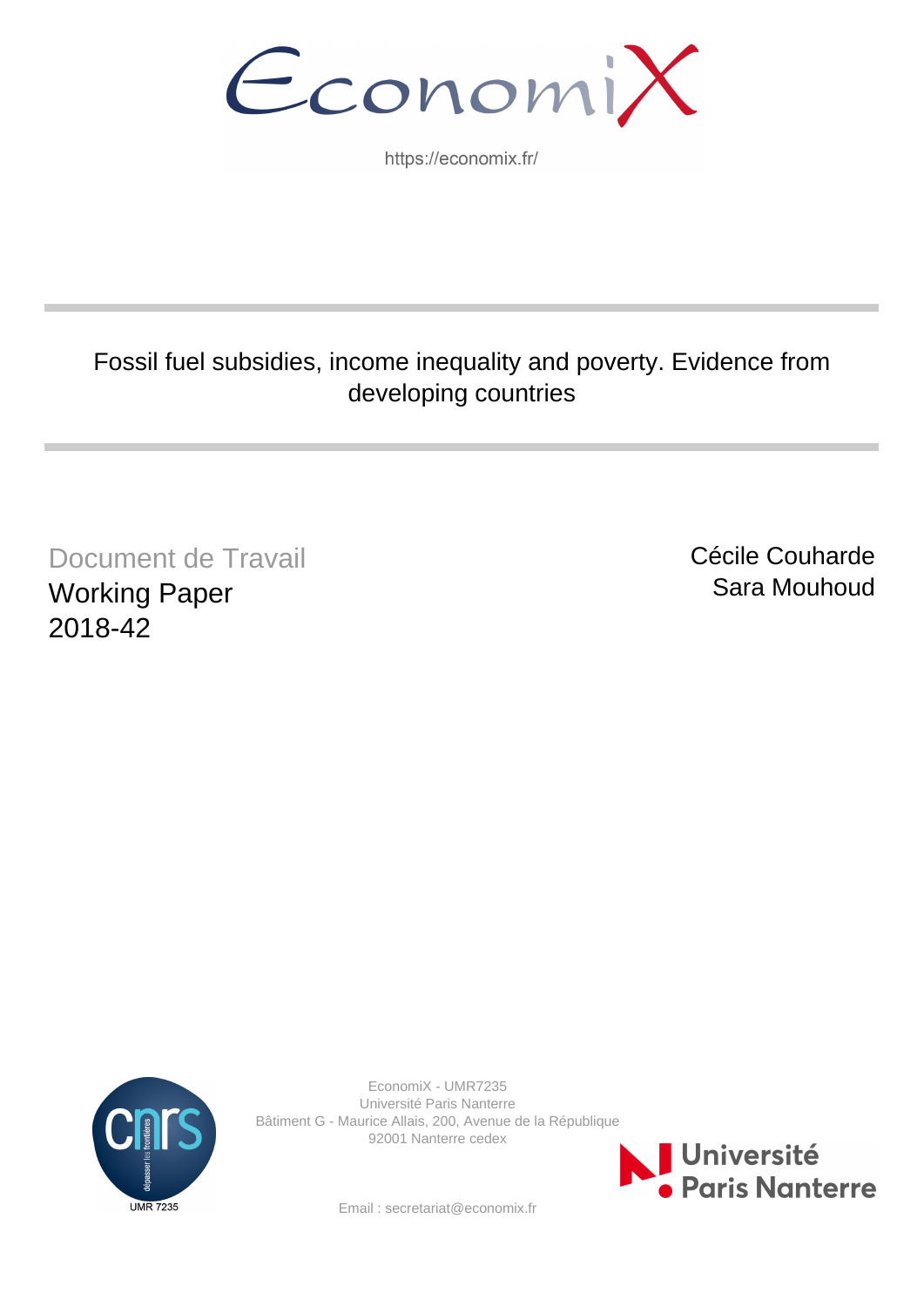EconomiX

https://economix.fr/

# Fossil fuel subsidies, income inequality and poverty. Evidence from developing countries

Document de Travail
Working Paper
2018-42

Cécile Couharde
Sara Mouhoud

EconomiX - UMR7235
Université Paris Nanterre
Bâtiment G - Maurice Allais, 200, Avenue de la République
92001 Nanterre cedex

Email : secretariat@economix.fr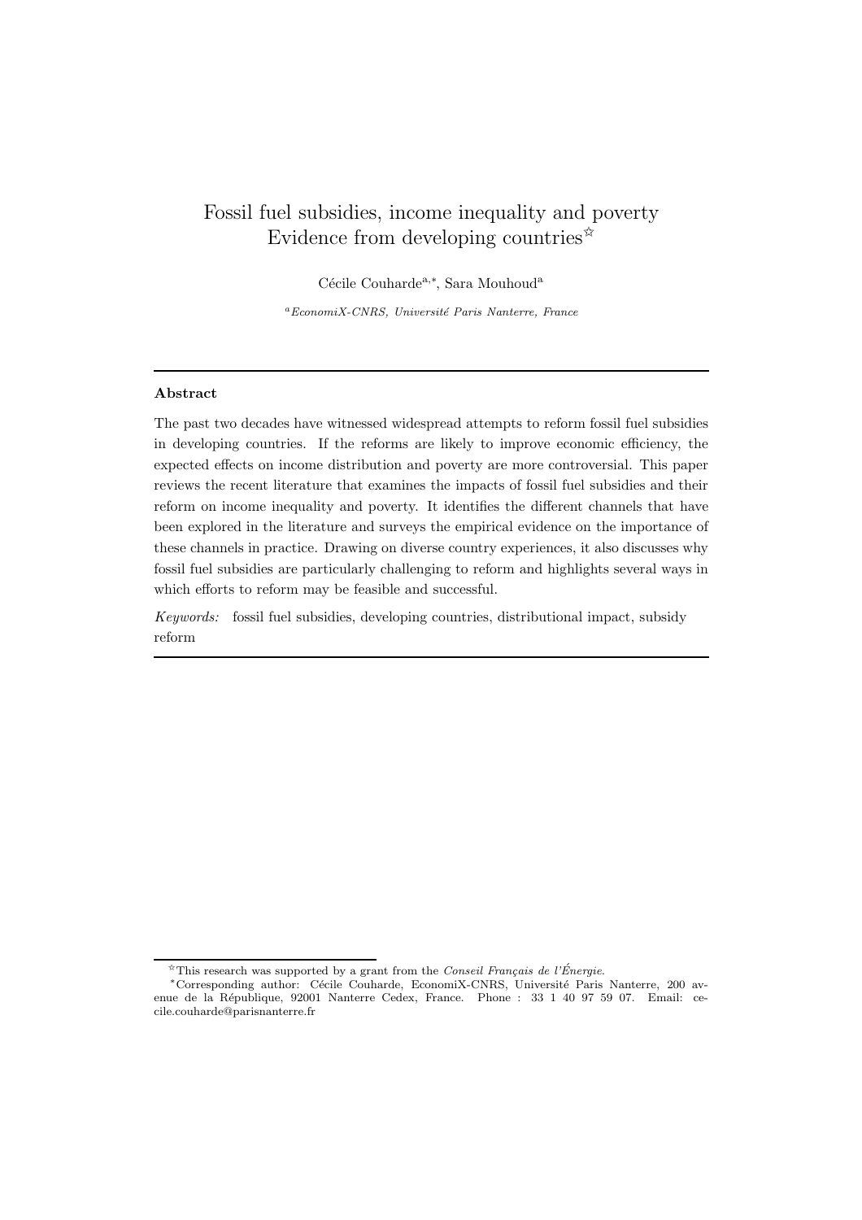# Fossil fuel subsidies, income inequality and poverty Evidence from developing countries[☆]

Cécile Couharde[a,*], Sara Mouhoud[a]

[a] *EconomiX-CNRS, Université Paris Nanterre, France*

---

**Abstract**

The past two decades have witnessed widespread attempts to reform fossil fuel subsidies in developing countries. If the reforms are likely to improve economic efficiency, the expected effects on income distribution and poverty are more controversial. This paper reviews the recent literature that examines the impacts of fossil fuel subsidies and their reform on income inequality and poverty. It identifies the different channels that have been explored in the literature and surveys the empirical evidence on the importance of these channels in practice. Drawing on diverse country experiences, it also discusses why fossil fuel subsidies are particularly challenging to reform and highlights several ways in which efforts to reform may be feasible and successful.

*Keywords:* fossil fuel subsidies, developing countries, distributional impact, subsidy reform

---

[☆] This research was supported by a grant from the *Conseil Français de l'Énergie*.

[*] Corresponding author: Cécile Couharde, EconomiX-CNRS, Université Paris Nanterre, 200 avenue de la République, 92001 Nanterre Cedex, France. Phone : 33 1 40 97 59 07. Email: cecile.couharde@parisnanterre.fr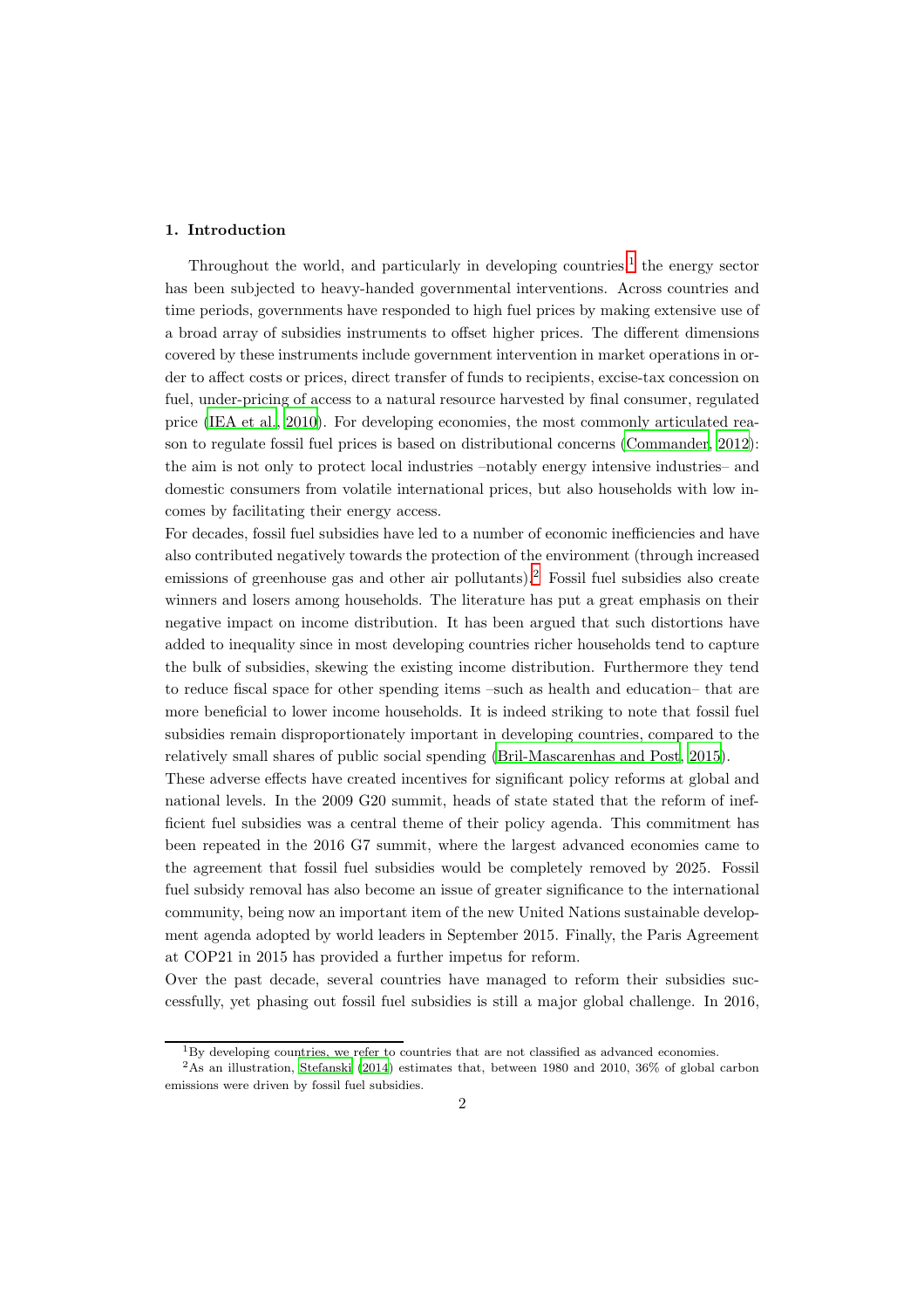## 1. Introduction

Throughout the world, and particularly in developing countries,[1] the energy sector has been subjected to heavy-handed governmental interventions. Across countries and time periods, governments have responded to high fuel prices by making extensive use of a broad array of subsidies instruments to offset higher prices. The different dimensions covered by these instruments include government intervention in market operations in order to affect costs or prices, direct transfer of funds to recipients, excise-tax concession on fuel, under-pricing of access to a natural resource harvested by final consumer, regulated price (IEA et al., 2010). For developing economies, the most commonly articulated reason to regulate fossil fuel prices is based on distributional concerns (Commander, 2012): the aim is not only to protect local industries –notably energy intensive industries– and domestic consumers from volatile international prices, but also households with low incomes by facilitating their energy access.

For decades, fossil fuel subsidies have led to a number of economic inefficiencies and have also contributed negatively towards the protection of the environment (through increased emissions of greenhouse gas and other air pollutants).[2] Fossil fuel subsidies also create winners and losers among households. The literature has put a great emphasis on their negative impact on income distribution. It has been argued that such distortions have added to inequality since in most developing countries richer households tend to capture the bulk of subsidies, skewing the existing income distribution. Furthermore they tend to reduce fiscal space for other spending items –such as health and education– that are more beneficial to lower income households. It is indeed striking to note that fossil fuel subsidies remain disproportionately important in developing countries, compared to the relatively small shares of public social spending (Bril-Mascarenhas and Post, 2015).

These adverse effects have created incentives for significant policy reforms at global and national levels. In the 2009 G20 summit, heads of state stated that the reform of inefficient fuel subsidies was a central theme of their policy agenda. This commitment has been repeated in the 2016 G7 summit, where the largest advanced economies came to the agreement that fossil fuel subsidies would be completely removed by 2025. Fossil fuel subsidy removal has also become an issue of greater significance to the international community, being now an important item of the new United Nations sustainable development agenda adopted by world leaders in September 2015. Finally, the Paris Agreement at COP21 in 2015 has provided a further impetus for reform.

Over the past decade, several countries have managed to reform their subsidies successfully, yet phasing out fossil fuel subsidies is still a major global challenge. In 2016,

---

[1] By developing countries, we refer to countries that are not classified as advanced economies.

[2] As an illustration, Stefanski (2014) estimates that, between 1980 and 2010, 36% of global carbon emissions were driven by fossil fuel subsidies.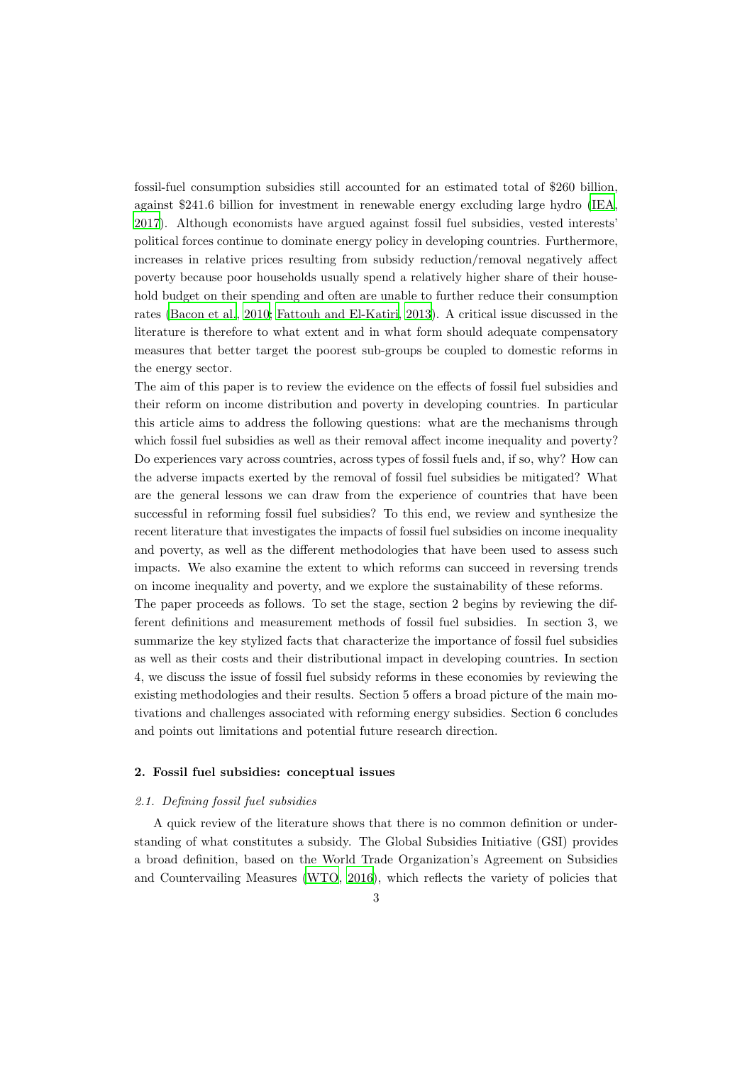fossil-fuel consumption subsidies still accounted for an estimated total of $260 billion, against $241.6 billion for investment in renewable energy excluding large hydro (IEA, 2017). Although economists have argued against fossil fuel subsidies, vested interests' political forces continue to dominate energy policy in developing countries. Furthermore, increases in relative prices resulting from subsidy reduction/removal negatively affect poverty because poor households usually spend a relatively higher share of their household budget on their spending and often are unable to further reduce their consumption rates (Bacon et al., 2010; Fattouh and El-Katiri, 2013). A critical issue discussed in the literature is therefore to what extent and in what form should adequate compensatory measures that better target the poorest sub-groups be coupled to domestic reforms in the energy sector.

The aim of this paper is to review the evidence on the effects of fossil fuel subsidies and their reform on income distribution and poverty in developing countries. In particular this article aims to address the following questions: what are the mechanisms through which fossil fuel subsidies as well as their removal affect income inequality and poverty? Do experiences vary across countries, across types of fossil fuels and, if so, why? How can the adverse impacts exerted by the removal of fossil fuel subsidies be mitigated? What are the general lessons we can draw from the experience of countries that have been successful in reforming fossil fuel subsidies? To this end, we review and synthesize the recent literature that investigates the impacts of fossil fuel subsidies on income inequality and poverty, as well as the different methodologies that have been used to assess such impacts. We also examine the extent to which reforms can succeed in reversing trends on income inequality and poverty, and we explore the sustainability of these reforms.

The paper proceeds as follows. To set the stage, section 2 begins by reviewing the different definitions and measurement methods of fossil fuel subsidies. In section 3, we summarize the key stylized facts that characterize the importance of fossil fuel subsidies as well as their costs and their distributional impact in developing countries. In section 4, we discuss the issue of fossil fuel subsidy reforms in these economies by reviewing the existing methodologies and their results. Section 5 offers a broad picture of the main motivations and challenges associated with reforming energy subsidies. Section 6 concludes and points out limitations and potential future research direction.

## 2. Fossil fuel subsidies: conceptual issues

### 2.1. Defining fossil fuel subsidies

A quick review of the literature shows that there is no common definition or understanding of what constitutes a subsidy. The Global Subsidies Initiative (GSI) provides a broad definition, based on the World Trade Organization's Agreement on Subsidies and Countervailing Measures (WTO, 2016), which reflects the variety of policies that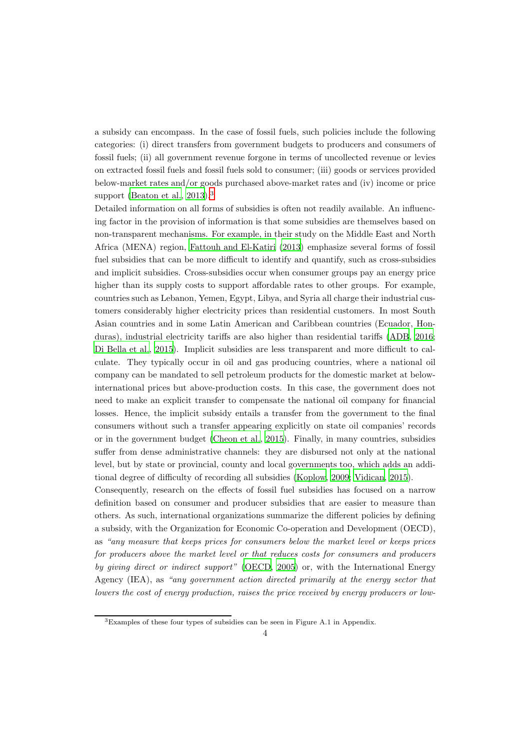a subsidy can encompass. In the case of fossil fuels, such policies include the following categories: (i) direct transfers from government budgets to producers and consumers of fossil fuels; (ii) all government revenue forgone in terms of uncollected revenue or levies on extracted fossil fuels and fossil fuels sold to consumer; (iii) goods or services provided below-market rates and/or goods purchased above-market rates and (iv) income or price support (Beaton et al., 2013).[3]

Detailed information on all forms of subsidies is often not readily available. An influencing factor in the provision of information is that some subsidies are themselves based on non-transparent mechanisms. For example, in their study on the Middle East and North Africa (MENA) region, Fattouh and El-Katiri (2013) emphasize several forms of fossil fuel subsidies that can be more difficult to identify and quantify, such as cross-subsidies and implicit subsidies. Cross-subsidies occur when consumer groups pay an energy price higher than its supply costs to support affordable rates to other groups. For example, countries such as Lebanon, Yemen, Egypt, Libya, and Syria all charge their industrial customers considerably higher electricity prices than residential customers. In most South Asian countries and in some Latin American and Caribbean countries (Ecuador, Honduras), industrial electricity tariffs are also higher than residential tariffs (ADB, 2016; Di Bella et al., 2015). Implicit subsidies are less transparent and more difficult to calculate. They typically occur in oil and gas producing countries, where a national oil company can be mandated to sell petroleum products for the domestic market at below-international prices but above-production costs. In this case, the government does not need to make an explicit transfer to compensate the national oil company for financial losses. Hence, the implicit subsidy entails a transfer from the government to the final consumers without such a transfer appearing explicitly on state oil companies' records or in the government budget (Cheon et al., 2015). Finally, in many countries, subsidies suffer from dense administrative channels: they are disbursed not only at the national level, but by state or provincial, county and local governments too, which adds an additional degree of difficulty of recording all subsidies (Koplow, 2009; Vidican, 2015).

Consequently, research on the effects of fossil fuel subsidies has focused on a narrow definition based on consumer and producer subsidies that are easier to measure than others. As such, international organizations summarize the different policies by defining a subsidy, with the Organization for Economic Co-operation and Development (OECD), as *"any measure that keeps prices for consumers below the market level or keeps prices for producers above the market level or that reduces costs for consumers and producers by giving direct or indirect support"* (OECD, 2005) or, with the International Energy Agency (IEA), as *"any government action directed primarily at the energy sector that lowers the cost of energy production, raises the price received by energy producers or low-*

[3] Examples of these four types of subsidies can be seen in Figure A.1 in Appendix.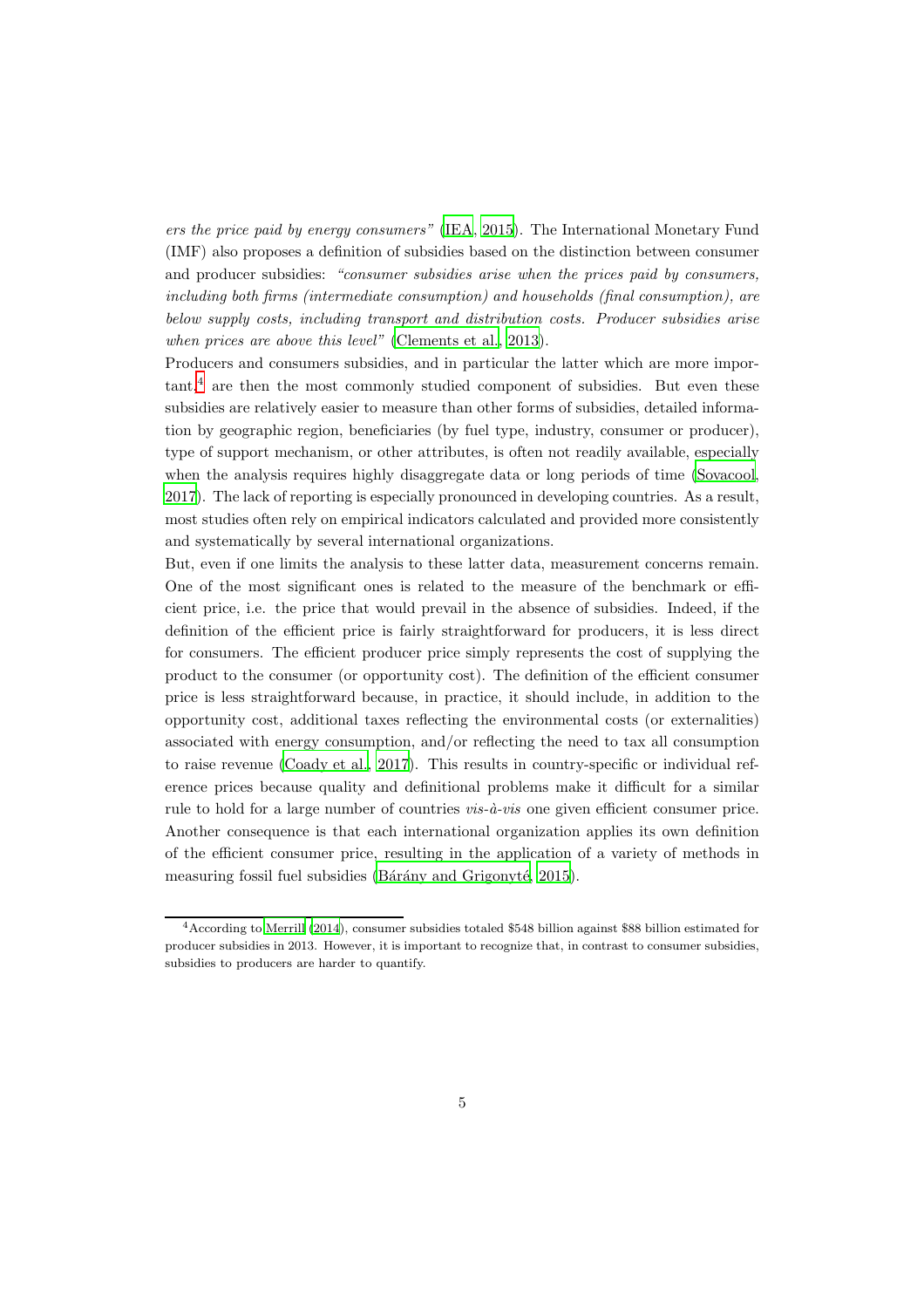*ers the price paid by energy consumers"* (IEA, 2015). The International Monetary Fund (IMF) also proposes a definition of subsidies based on the distinction between consumer and producer subsidies: *"consumer subsidies arise when the prices paid by consumers, including both firms (intermediate consumption) and households (final consumption), are below supply costs, including transport and distribution costs. Producer subsidies arise when prices are above this level"* (Clements et al., 2013).

Producers and consumers subsidies, and in particular the latter which are more important,[4] are then the most commonly studied component of subsidies. But even these subsidies are relatively easier to measure than other forms of subsidies, detailed information by geographic region, beneficiaries (by fuel type, industry, consumer or producer), type of support mechanism, or other attributes, is often not readily available, especially when the analysis requires highly disaggregate data or long periods of time (Sovacool, 2017). The lack of reporting is especially pronounced in developing countries. As a result, most studies often rely on empirical indicators calculated and provided more consistently and systematically by several international organizations.

But, even if one limits the analysis to these latter data, measurement concerns remain. One of the most significant ones is related to the measure of the benchmark or efficient price, i.e. the price that would prevail in the absence of subsidies. Indeed, if the definition of the efficient price is fairly straightforward for producers, it is less direct for consumers. The efficient producer price simply represents the cost of supplying the product to the consumer (or opportunity cost). The definition of the efficient consumer price is less straightforward because, in practice, it should include, in addition to the opportunity cost, additional taxes reflecting the environmental costs (or externalities) associated with energy consumption, and/or reflecting the need to tax all consumption to raise revenue (Coady et al., 2017). This results in country-specific or individual reference prices because quality and definitional problems make it difficult for a similar rule to hold for a large number of countries *vis-à-vis* one given efficient consumer price. Another consequence is that each international organization applies its own definition of the efficient consumer price, resulting in the application of a variety of methods in measuring fossil fuel subsidies (Bárány and Grigonytė, 2015).

[4] According to Merrill (2014), consumer subsidies totaled \$548 billion against \$88 billion estimated for producer subsidies in 2013. However, it is important to recognize that, in contrast to consumer subsidies, subsidies to producers are harder to quantify.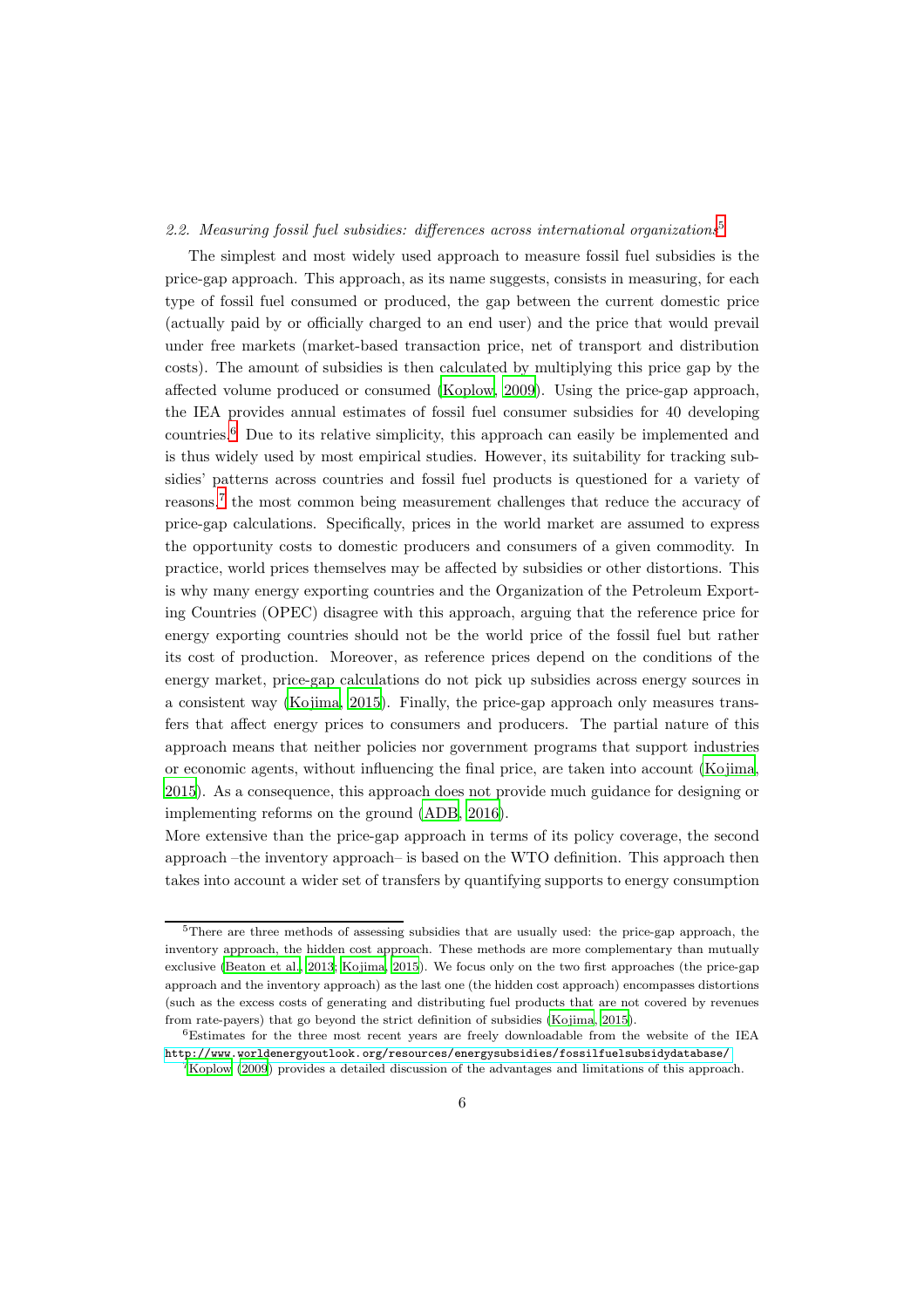### *2.2. Measuring fossil fuel subsidies: differences across international organizations*[5]

The simplest and most widely used approach to measure fossil fuel subsidies is the price-gap approach. This approach, as its name suggests, consists in measuring, for each type of fossil fuel consumed or produced, the gap between the current domestic price (actually paid by or officially charged to an end user) and the price that would prevail under free markets (market-based transaction price, net of transport and distribution costs). The amount of subsidies is then calculated by multiplying this price gap by the affected volume produced or consumed (Koplow, 2009). Using the price-gap approach, the IEA provides annual estimates of fossil fuel consumer subsidies for 40 developing countries.[6] Due to its relative simplicity, this approach can easily be implemented and is thus widely used by most empirical studies. However, its suitability for tracking subsidies' patterns across countries and fossil fuel products is questioned for a variety of reasons,[7] the most common being measurement challenges that reduce the accuracy of price-gap calculations. Specifically, prices in the world market are assumed to express the opportunity costs to domestic producers and consumers of a given commodity. In practice, world prices themselves may be affected by subsidies or other distortions. This is why many energy exporting countries and the Organization of the Petroleum Exporting Countries (OPEC) disagree with this approach, arguing that the reference price for energy exporting countries should not be the world price of the fossil fuel but rather its cost of production. Moreover, as reference prices depend on the conditions of the energy market, price-gap calculations do not pick up subsidies across energy sources in a consistent way (Kojima, 2015). Finally, the price-gap approach only measures transfers that affect energy prices to consumers and producers. The partial nature of this approach means that neither policies nor government programs that support industries or economic agents, without influencing the final price, are taken into account (Kojima, 2015). As a consequence, this approach does not provide much guidance for designing or implementing reforms on the ground (ADB, 2016).

More extensive than the price-gap approach in terms of its policy coverage, the second approach –the inventory approach– is based on the WTO definition. This approach then takes into account a wider set of transfers by quantifying supports to energy consumption

---

[5] There are three methods of assessing subsidies that are usually used: the price-gap approach, the inventory approach, the hidden cost approach. These methods are more complementary than mutually exclusive (Beaton et al., 2013; Kojima, 2015). We focus only on the two first approaches (the price-gap approach and the inventory approach) as the last one (the hidden cost approach) encompasses distortions (such as the excess costs of generating and distributing fuel products that are not covered by revenues from rate-payers) that go beyond the strict definition of subsidies (Kojima, 2015).

[6] Estimates for the three most recent years are freely downloadable from the website of the IEA http://www.worldenergyoutlook.org/resources/energysubsidies/fossilfuelsubsidydatabase/

[7] Koplow (2009) provides a detailed discussion of the advantages and limitations of this approach.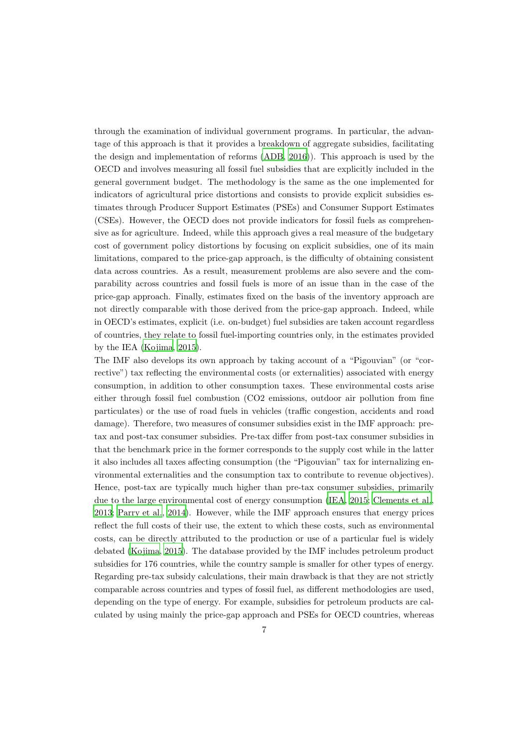through the examination of individual government programs. In particular, the advantage of this approach is that it provides a breakdown of aggregate subsidies, facilitating the design and implementation of reforms (ADB, 2016)). This approach is used by the OECD and involves measuring all fossil fuel subsidies that are explicitly included in the general government budget. The methodology is the same as the one implemented for indicators of agricultural price distortions and consists to provide explicit subsidies estimates through Producer Support Estimates (PSEs) and Consumer Support Estimates (CSEs). However, the OECD does not provide indicators for fossil fuels as comprehensive as for agriculture. Indeed, while this approach gives a real measure of the budgetary cost of government policy distortions by focusing on explicit subsidies, one of its main limitations, compared to the price-gap approach, is the difficulty of obtaining consistent data across countries. As a result, measurement problems are also severe and the comparability across countries and fossil fuels is more of an issue than in the case of the price-gap approach. Finally, estimates fixed on the basis of the inventory approach are not directly comparable with those derived from the price-gap approach. Indeed, while in OECD's estimates, explicit (i.e. on-budget) fuel subsidies are taken account regardless of countries, they relate to fossil fuel-importing countries only, in the estimates provided by the IEA (Kojima, 2015).

The IMF also develops its own approach by taking account of a "Pigouvian" (or "corrective") tax reflecting the environmental costs (or externalities) associated with energy consumption, in addition to other consumption taxes. These environmental costs arise either through fossil fuel combustion (CO2 emissions, outdoor air pollution from fine particulates) or the use of road fuels in vehicles (traffic congestion, accidents and road damage). Therefore, two measures of consumer subsidies exist in the IMF approach: pre-tax and post-tax consumer subsidies. Pre-tax differ from post-tax consumer subsidies in that the benchmark price in the former corresponds to the supply cost while in the latter it also includes all taxes affecting consumption (the "Pigouvian" tax for internalizing environmental externalities and the consumption tax to contribute to revenue objectives). Hence, post-tax are typically much higher than pre-tax consumer subsidies, primarily due to the large environmental cost of energy consumption (IEA, 2015; Clements et al., 2013; Parry et al., 2014). However, while the IMF approach ensures that energy prices reflect the full costs of their use, the extent to which these costs, such as environmental costs, can be directly attributed to the production or use of a particular fuel is widely debated (Kojima, 2015). The database provided by the IMF includes petroleum product subsidies for 176 countries, while the country sample is smaller for other types of energy. Regarding pre-tax subsidy calculations, their main drawback is that they are not strictly comparable across countries and types of fossil fuel, as different methodologies are used, depending on the type of energy. For example, subsidies for petroleum products are calculated by using mainly the price-gap approach and PSEs for OECD countries, whereas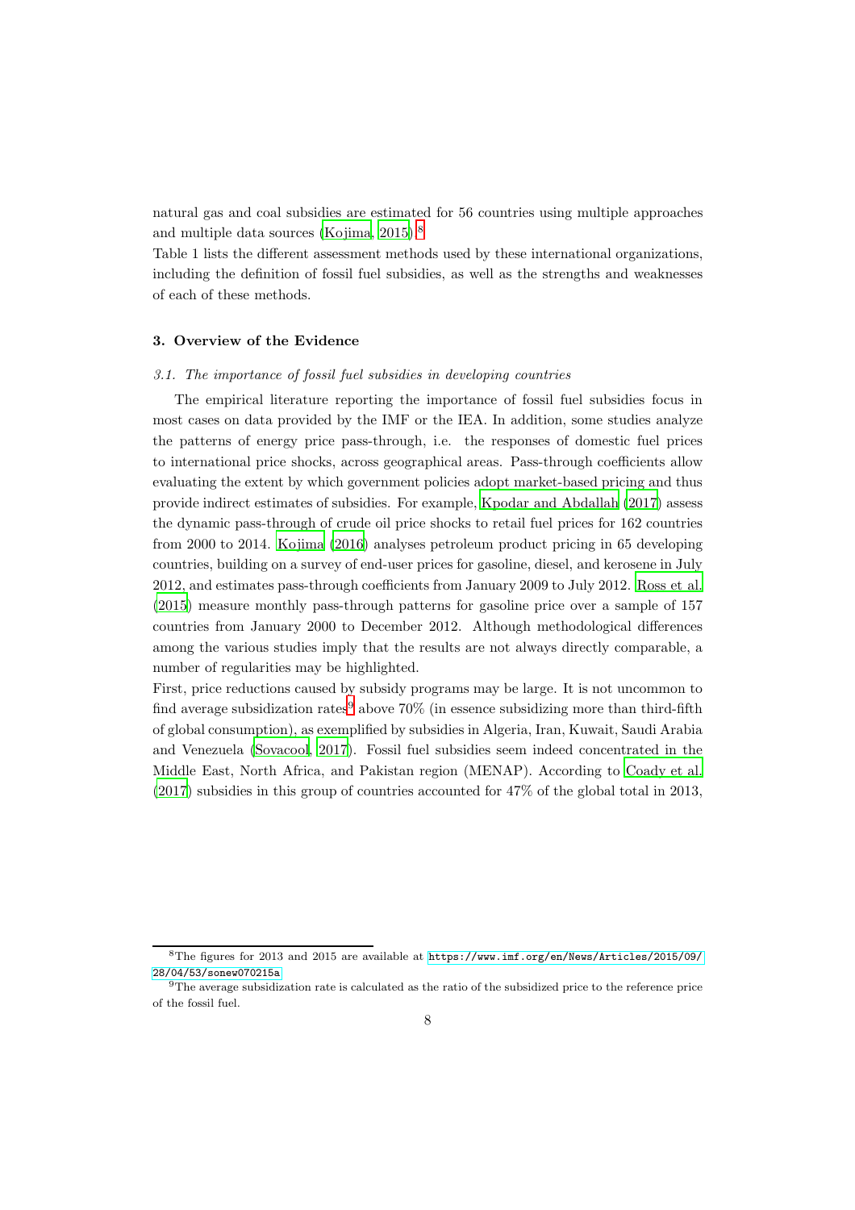natural gas and coal subsidies are estimated for 56 countries using multiple approaches and multiple data sources (Kojima, 2015).[8]

Table 1 lists the different assessment methods used by these international organizations, including the definition of fossil fuel subsidies, as well as the strengths and weaknesses of each of these methods.

## 3. Overview of the Evidence

### *3.1. The importance of fossil fuel subsidies in developing countries*

The empirical literature reporting the importance of fossil fuel subsidies focus in most cases on data provided by the IMF or the IEA. In addition, some studies analyze the patterns of energy price pass-through, i.e. the responses of domestic fuel prices to international price shocks, across geographical areas. Pass-through coefficients allow evaluating the extent by which government policies adopt market-based pricing and thus provide indirect estimates of subsidies. For example, Kpodar and Abdallah (2017) assess the dynamic pass-through of crude oil price shocks to retail fuel prices for 162 countries from 2000 to 2014. Kojima (2016) analyses petroleum product pricing in 65 developing countries, building on a survey of end-user prices for gasoline, diesel, and kerosene in July 2012, and estimates pass-through coefficients from January 2009 to July 2012. Ross et al. (2015) measure monthly pass-through patterns for gasoline price over a sample of 157 countries from January 2000 to December 2012. Although methodological differences among the various studies imply that the results are not always directly comparable, a number of regularities may be highlighted.

First, price reductions caused by subsidy programs may be large. It is not uncommon to find average subsidization rates[9] above 70% (in essence subsidizing more than third-fifth of global consumption), as exemplified by subsidies in Algeria, Iran, Kuwait, Saudi Arabia and Venezuela (Sovacool, 2017). Fossil fuel subsidies seem indeed concentrated in the Middle East, North Africa, and Pakistan region (MENAP). According to Coady et al. (2017) subsidies in this group of countries accounted for 47% of the global total in 2013,

[8] The figures for 2013 and 2015 are available at https://www.imf.org/en/News/Articles/2015/09/28/04/53/sonew070215a

[9] The average subsidization rate is calculated as the ratio of the subsidized price to the reference price of the fossil fuel.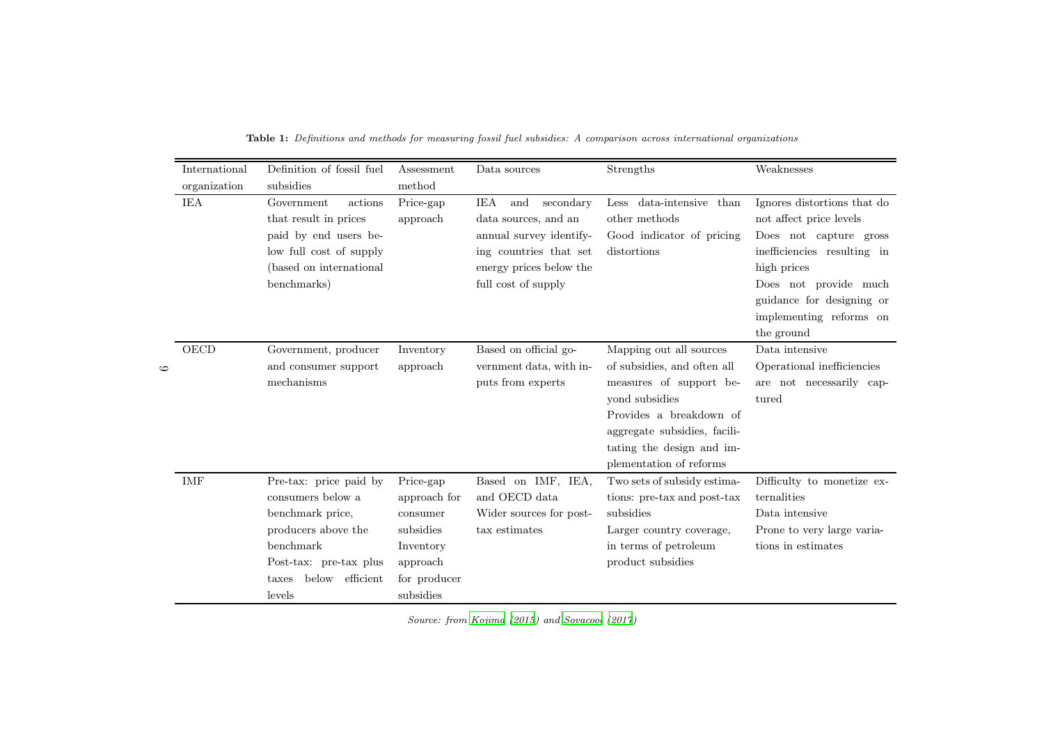**Table 1:** *Definitions and methods for measuring fossil fuel subsidies: A comparison across international organizations*

| International organization | Definition of fossil fuel subsidies | Assessment method | Data sources | Strengths | Weaknesses |
|---|---|---|---|---|---|
| IEA | Government actions that result in prices paid by end users below full cost of supply (based on international benchmarks) | Price-gap approach | IEA and secondary data sources, and an annual survey identifying countries that set energy prices below the full cost of supply | Less data-intensive than other methods<br>Good indicator of pricing distortions | Ignores distortions that do not affect price levels<br>Does not capture gross inefficiencies resulting in high prices<br>Does not provide much guidance for designing or implementing reforms on the ground |
| OECD | Government, producer and consumer support mechanisms | Inventory approach | Based on official government data, with inputs from experts | Mapping out all sources of subsidies, and often all measures of support beyond subsidies<br>Provides a breakdown of aggregate subsidies, facilitating the design and implementation of reforms | Data intensive<br>Operational inefficiencies are not necessarily captured |
| IMF | Pre-tax: price paid by consumers below a benchmark price, producers above the benchmark<br>Post-tax: pre-tax plus taxes below efficient levels | Price-gap approach for consumer subsidies<br>Inventory approach for producer subsidies | Based on IMF, IEA, and OECD data<br>Wider sources for post-tax estimates | Two sets of subsidy estimations: pre-tax and post-tax subsidies<br>Larger country coverage, in terms of petroleum product subsidies | Difficulty to monetize externalities<br>Data intensive<br>Prone to very large variations in estimates |

*Source: from Kojima (2015) and Sovacool (2017)*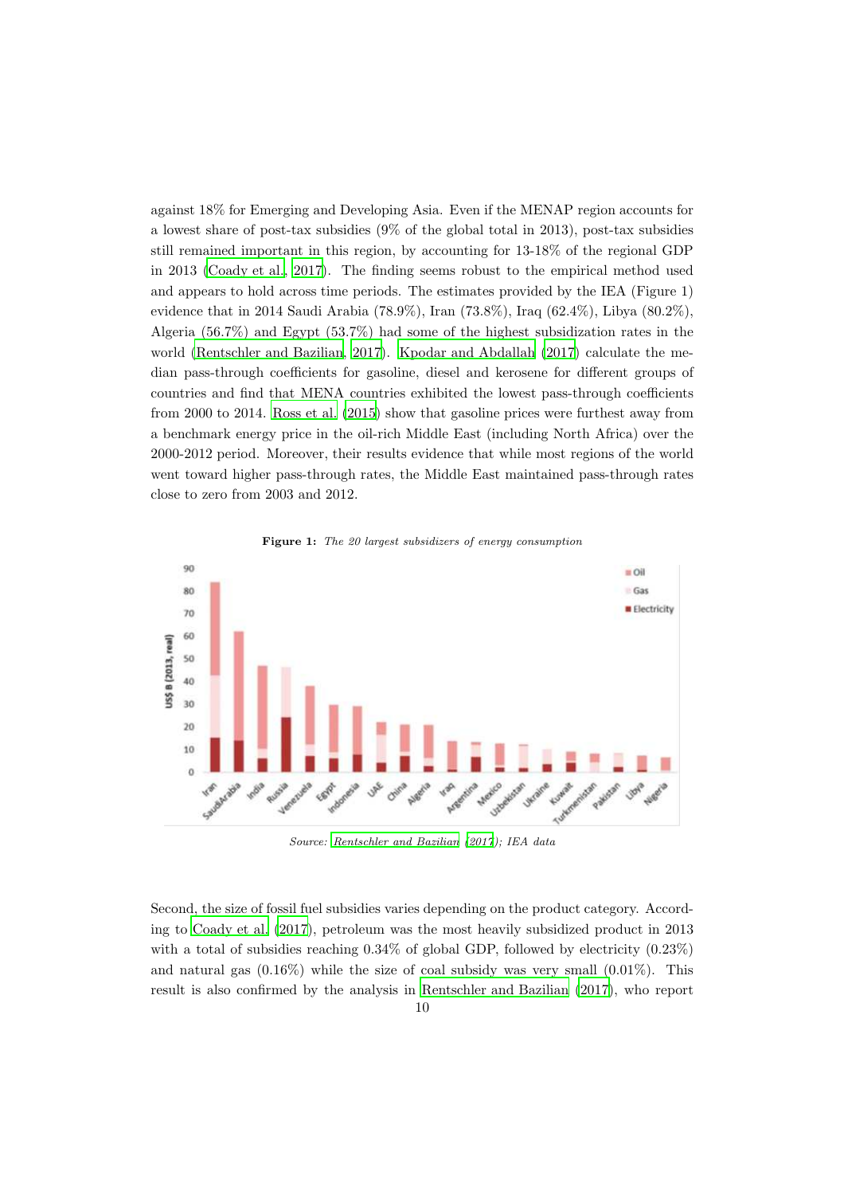against 18% for Emerging and Developing Asia. Even if the MENAP region accounts for a lowest share of post-tax subsidies (9% of the global total in 2013), post-tax subsidies still remained important in this region, by accounting for 13-18% of the regional GDP in 2013 (Coady et al., 2017). The finding seems robust to the empirical method used and appears to hold across time periods. The estimates provided by the IEA (Figure 1) evidence that in 2014 Saudi Arabia (78.9%), Iran (73.8%), Iraq (62.4%), Libya (80.2%), Algeria (56.7%) and Egypt (53.7%) had some of the highest subsidization rates in the world (Rentschler and Bazilian, 2017). Kpodar and Abdallah (2017) calculate the median pass-through coefficients for gasoline, diesel and kerosene for different groups of countries and find that MENA countries exhibited the lowest pass-through coefficients from 2000 to 2014. Ross et al. (2015) show that gasoline prices were furthest away from a benchmark energy price in the oil-rich Middle East (including North Africa) over the 2000-2012 period. Moreover, their results evidence that while most regions of the world went toward higher pass-through rates, the Middle East maintained pass-through rates close to zero from 2003 and 2012.

**Figure 1:** *The 20 largest subsidizers of energy consumption*

*Source: Rentschler and Bazilian (2017); IEA data*

Second, the size of fossil fuel subsidies varies depending on the product category. According to Coady et al. (2017), petroleum was the most heavily subsidized product in 2013 with a total of subsidies reaching 0.34% of global GDP, followed by electricity (0.23%) and natural gas (0.16%) while the size of coal subsidy was very small (0.01%). This result is also confirmed by the analysis in Rentschler and Bazilian (2017), who report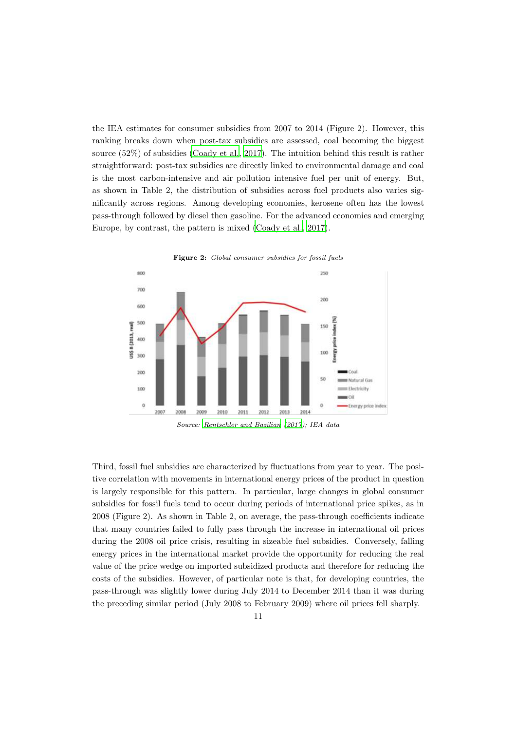the IEA estimates for consumer subsidies from 2007 to 2014 (Figure 2). However, this ranking breaks down when post-tax subsidies are assessed, coal becoming the biggest source (52%) of subsidies (Coady et al., 2017). The intuition behind this result is rather straightforward: post-tax subsidies are directly linked to environmental damage and coal is the most carbon-intensive and air pollution intensive fuel per unit of energy. But, as shown in Table 2, the distribution of subsidies across fuel products also varies significantly across regions. Among developing economies, kerosene often has the lowest pass-through followed by diesel then gasoline. For the advanced economies and emerging Europe, by contrast, the pattern is mixed (Coady et al., 2017).

**Figure 2:** *Global consumer subsidies for fossil fuels*

*Source: Rentschler and Bazilian (2017); IEA data*

Third, fossil fuel subsidies are characterized by fluctuations from year to year. The positive correlation with movements in international energy prices of the product in question is largely responsible for this pattern. In particular, large changes in global consumer subsidies for fossil fuels tend to occur during periods of international price spikes, as in 2008 (Figure 2). As shown in Table 2, on average, the pass-through coefficients indicate that many countries failed to fully pass through the increase in international oil prices during the 2008 oil price crisis, resulting in sizeable fuel subsidies. Conversely, falling energy prices in the international market provide the opportunity for reducing the real value of the price wedge on imported subsidized products and therefore for reducing the costs of the subsidies. However, of particular note is that, for developing countries, the pass-through was slightly lower during July 2014 to December 2014 than it was during the preceding similar period (July 2008 to February 2009) where oil prices fell sharply.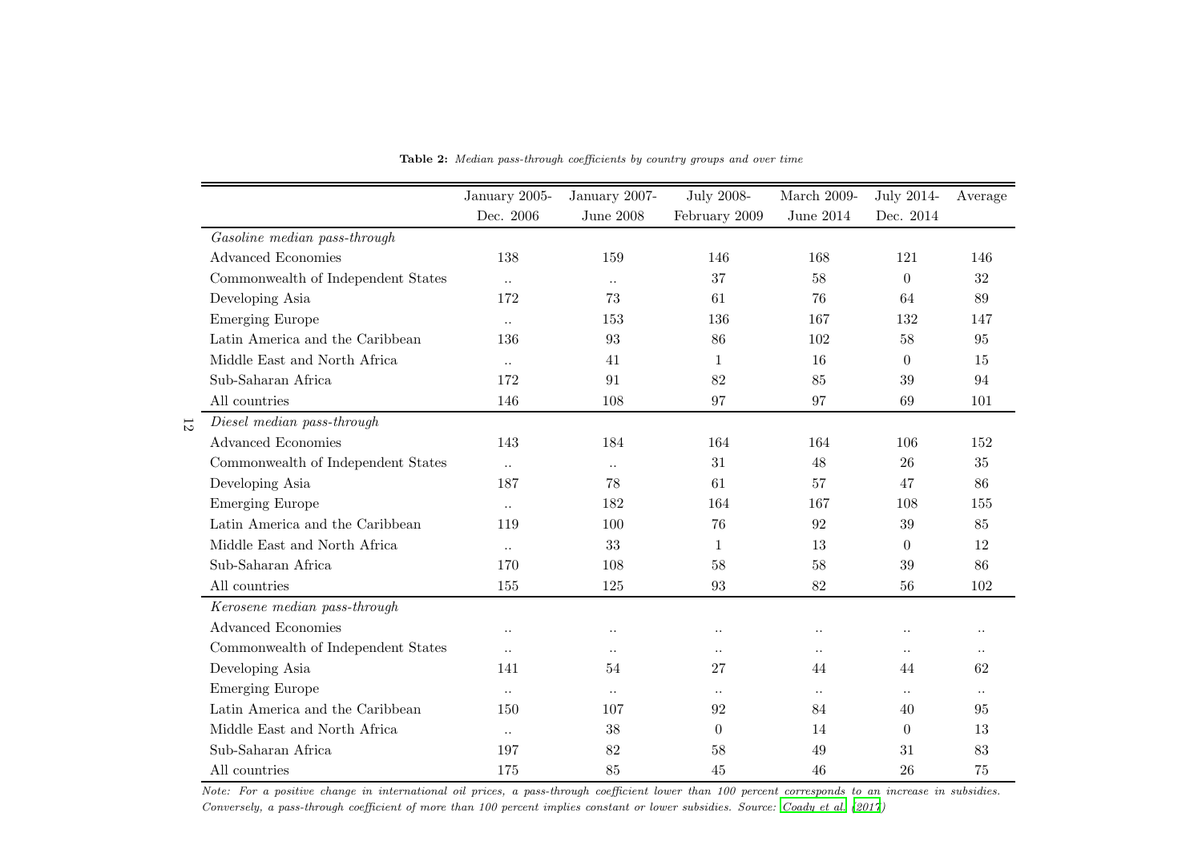**Table 2:** *Median pass-through coefficients by country groups and over time*

| | January 2005-Dec. 2006 | January 2007-June 2008 | July 2008-February 2009 | March 2009-June 2014 | July 2014-Dec. 2014 | Average |
|---|---|---|---|---|---|---|
| *Gasoline median pass-through* | | | | | | |
| Advanced Economies | 138 | 159 | 146 | 168 | 121 | 146 |
| Commonwealth of Independent States | .. | .. | 37 | 58 | 0 | 32 |
| Developing Asia | 172 | 73 | 61 | 76 | 64 | 89 |
| Emerging Europe | .. | 153 | 136 | 167 | 132 | 147 |
| Latin America and the Caribbean | 136 | 93 | 86 | 102 | 58 | 95 |
| Middle East and North Africa | .. | 41 | 1 | 16 | 0 | 15 |
| Sub-Saharan Africa | 172 | 91 | 82 | 85 | 39 | 94 |
| All countries | 146 | 108 | 97 | 97 | 69 | 101 |
| *Diesel median pass-through* | | | | | | |
| Advanced Economies | 143 | 184 | 164 | 164 | 106 | 152 |
| Commonwealth of Independent States | .. | .. | 31 | 48 | 26 | 35 |
| Developing Asia | 187 | 78 | 61 | 57 | 47 | 86 |
| Emerging Europe | .. | 182 | 164 | 167 | 108 | 155 |
| Latin America and the Caribbean | 119 | 100 | 76 | 92 | 39 | 85 |
| Middle East and North Africa | .. | 33 | 1 | 13 | 0 | 12 |
| Sub-Saharan Africa | 170 | 108 | 58 | 58 | 39 | 86 |
| All countries | 155 | 125 | 93 | 82 | 56 | 102 |
| *Kerosene median pass-through* | | | | | | |
| Advanced Economies | .. | .. | .. | .. | .. | .. |
| Commonwealth of Independent States | .. | .. | .. | .. | .. | .. |
| Developing Asia | 141 | 54 | 27 | 44 | 44 | 62 |
| Emerging Europe | .. | .. | .. | .. | .. | .. |
| Latin America and the Caribbean | 150 | 107 | 92 | 84 | 40 | 95 |
| Middle East and North Africa | .. | 38 | 0 | 14 | 0 | 13 |
| Sub-Saharan Africa | 197 | 82 | 58 | 49 | 31 | 83 |
| All countries | 175 | 85 | 45 | 46 | 26 | 75 |

*Note: For a positive change in international oil prices, a pass-through coefficient lower than 100 percent corresponds to an increase in subsidies. Conversely, a pass-through coefficient of more than 100 percent implies constant or lower subsidies. Source: Coady et al. (2017)*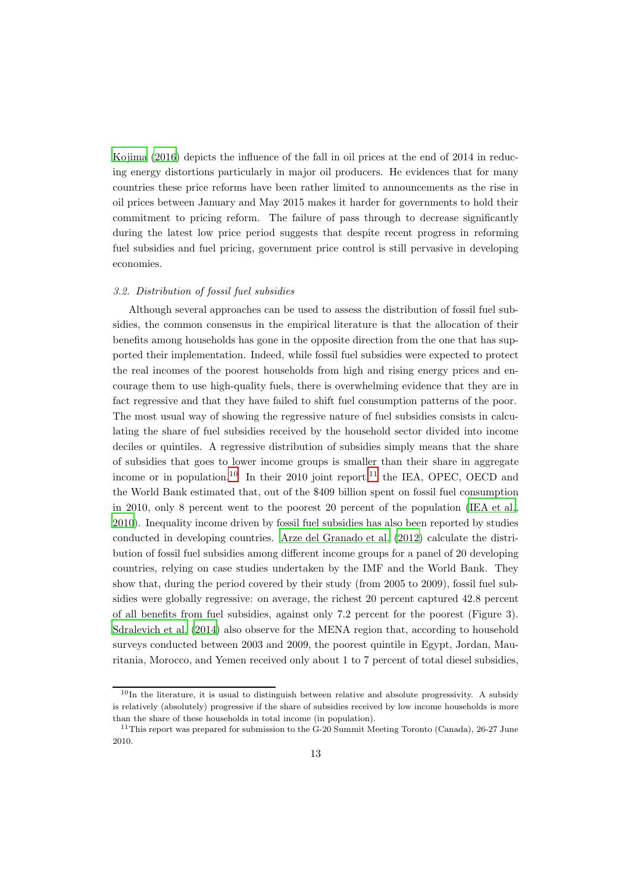Kojima (2016) depicts the influence of the fall in oil prices at the end of 2014 in reducing energy distortions particularly in major oil producers. He evidences that for many countries these price reforms have been rather limited to announcements as the rise in oil prices between January and May 2015 makes it harder for governments to hold their commitment to pricing reform. The failure of pass through to decrease significantly during the latest low price period suggests that despite recent progress in reforming fuel subsidies and fuel pricing, government price control is still pervasive in developing economies.

### *3.2. Distribution of fossil fuel subsidies*

Although several approaches can be used to assess the distribution of fossil fuel subsidies, the common consensus in the empirical literature is that the allocation of their benefits among households has gone in the opposite direction from the one that has supported their implementation. Indeed, while fossil fuel subsidies were expected to protect the real incomes of the poorest households from high and rising energy prices and encourage them to use high-quality fuels, there is overwhelming evidence that they are in fact regressive and that they have failed to shift fuel consumption patterns of the poor. The most usual way of showing the regressive nature of fuel subsidies consists in calculating the share of fuel subsidies received by the household sector divided into income deciles or quintiles. A regressive distribution of subsidies simply means that the share of subsidies that goes to lower income groups is smaller than their share in aggregate income or in population.[10] In their 2010 joint report,[11] the IEA, OPEC, OECD and the World Bank estimated that, out of the $409 billion spent on fossil fuel consumption in 2010, only 8 percent went to the poorest 20 percent of the population (IEA et al., 2010). Inequality income driven by fossil fuel subsidies has also been reported by studies conducted in developing countries. Arze del Granado et al. (2012) calculate the distribution of fossil fuel subsidies among different income groups for a panel of 20 developing countries, relying on case studies undertaken by the IMF and the World Bank. They show that, during the period covered by their study (from 2005 to 2009), fossil fuel subsidies were globally regressive: on average, the richest 20 percent captured 42.8 percent of all benefits from fuel subsidies, against only 7.2 percent for the poorest (Figure 3). Sdralevich et al. (2014) also observe for the MENA region that, according to household surveys conducted between 2003 and 2009, the poorest quintile in Egypt, Jordan, Mauritania, Morocco, and Yemen received only about 1 to 7 percent of total diesel subsidies,

[10] In the literature, it is usual to distinguish between relative and absolute progressivity. A subsidy is relatively (absolutely) progressive if the share of subsidies received by low income households is more than the share of these households in total income (in population).

[11] This report was prepared for submission to the G-20 Summit Meeting Toronto (Canada), 26-27 June 2010.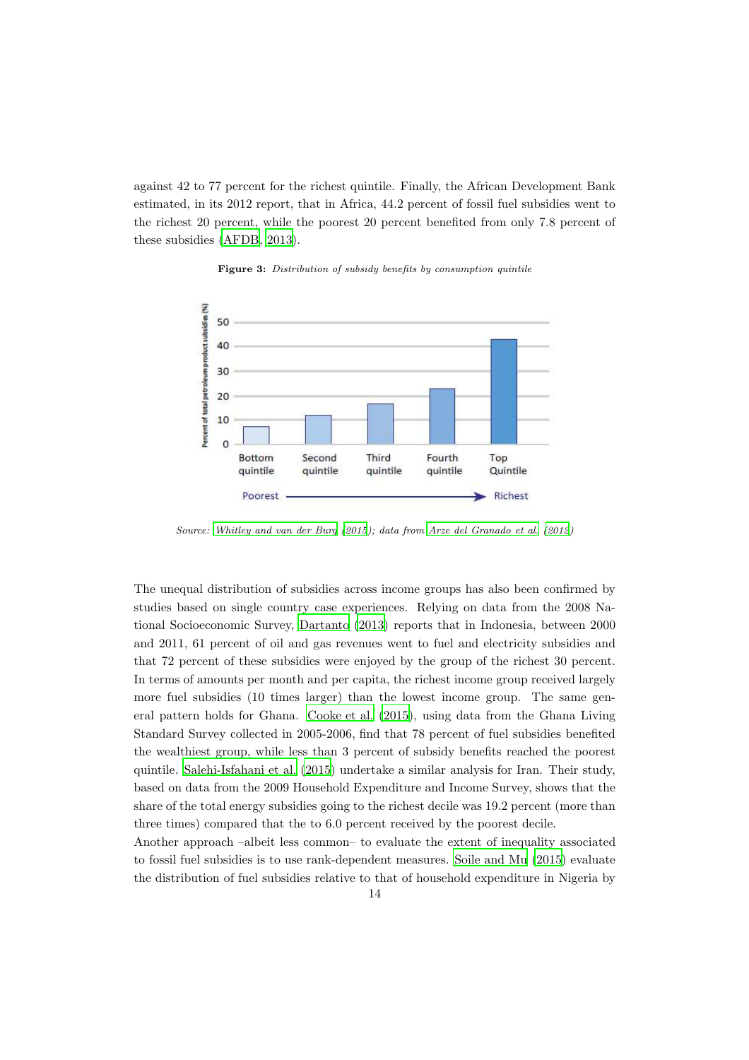against 42 to 77 percent for the richest quintile. Finally, the African Development Bank estimated, in its 2012 report, that in Africa, 44.2 percent of fossil fuel subsidies went to the richest 20 percent, while the poorest 20 percent benefited from only 7.8 percent of these subsidies (AFDB, 2013).

**Figure 3:** *Distribution of subsidy benefits by consumption quintile*

*Source:* *Whitley and van der Burg (2015); data from Arze del Granado et al. (2012)*

The unequal distribution of subsidies across income groups has also been confirmed by studies based on single country case experiences. Relying on data from the 2008 National Socioeconomic Survey, Dartanto (2013) reports that in Indonesia, between 2000 and 2011, 61 percent of oil and gas revenues went to fuel and electricity subsidies and that 72 percent of these subsidies were enjoyed by the group of the richest 30 percent. In terms of amounts per month and per capita, the richest income group received largely more fuel subsidies (10 times larger) than the lowest income group. The same general pattern holds for Ghana. Cooke et al. (2015), using data from the Ghana Living Standard Survey collected in 2005-2006, find that 78 percent of fuel subsidies benefited the wealthiest group, while less than 3 percent of subsidy benefits reached the poorest quintile. Salehi-Isfahani et al. (2015) undertake a similar analysis for Iran. Their study, based on data from the 2009 Household Expenditure and Income Survey, shows that the share of the total energy subsidies going to the richest decile was 19.2 percent (more than three times) compared that the to 6.0 percent received by the poorest decile.

Another approach –albeit less common– to evaluate the extent of inequality associated to fossil fuel subsidies is to use rank-dependent measures. Soile and Mu (2015) evaluate the distribution of fuel subsidies relative to that of household expenditure in Nigeria by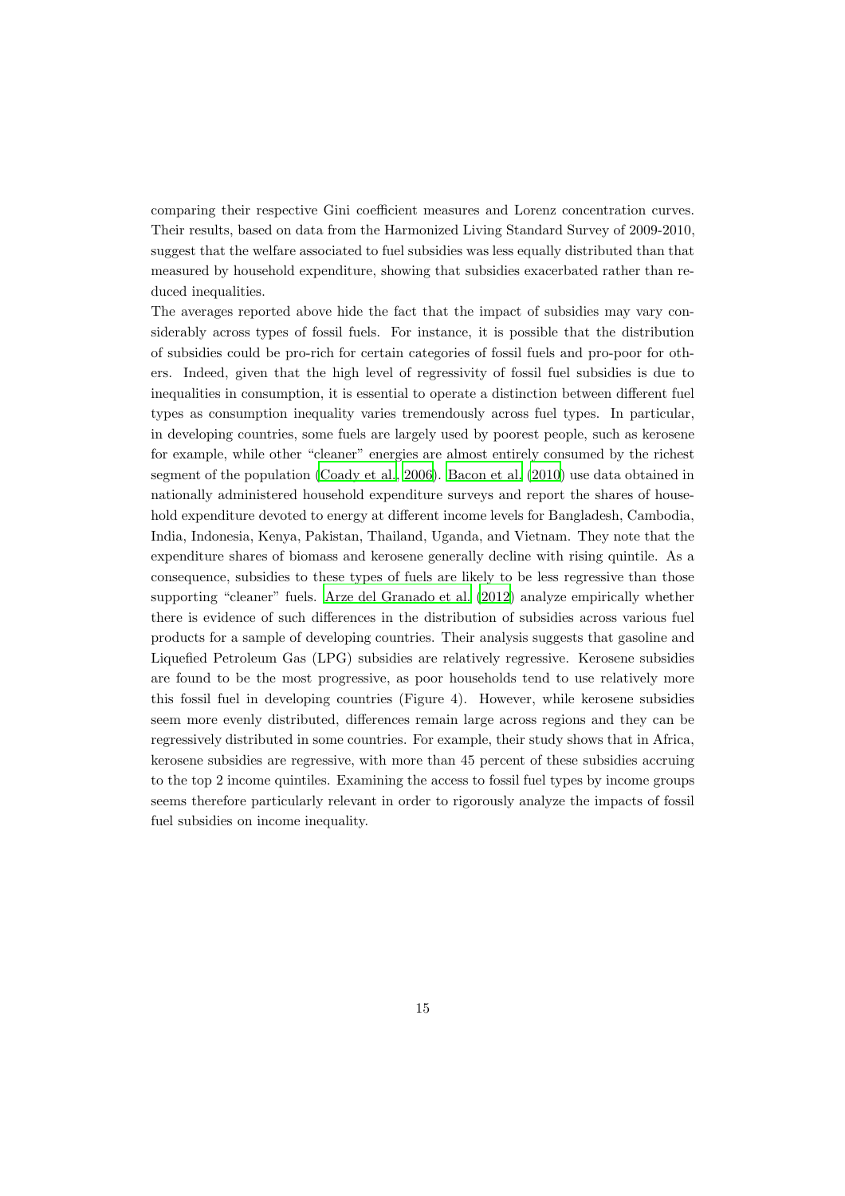comparing their respective Gini coefficient measures and Lorenz concentration curves. Their results, based on data from the Harmonized Living Standard Survey of 2009-2010, suggest that the welfare associated to fuel subsidies was less equally distributed than that measured by household expenditure, showing that subsidies exacerbated rather than reduced inequalities.

The averages reported above hide the fact that the impact of subsidies may vary considerably across types of fossil fuels. For instance, it is possible that the distribution of subsidies could be pro-rich for certain categories of fossil fuels and pro-poor for others. Indeed, given that the high level of regressivity of fossil fuel subsidies is due to inequalities in consumption, it is essential to operate a distinction between different fuel types as consumption inequality varies tremendously across fuel types. In particular, in developing countries, some fuels are largely used by poorest people, such as kerosene for example, while other "cleaner" energies are almost entirely consumed by the richest segment of the population (Coady et al., 2006). Bacon et al. (2010) use data obtained in nationally administered household expenditure surveys and report the shares of household expenditure devoted to energy at different income levels for Bangladesh, Cambodia, India, Indonesia, Kenya, Pakistan, Thailand, Uganda, and Vietnam. They note that the expenditure shares of biomass and kerosene generally decline with rising quintile. As a consequence, subsidies to these types of fuels are likely to be less regressive than those supporting "cleaner" fuels. Arze del Granado et al. (2012) analyze empirically whether there is evidence of such differences in the distribution of subsidies across various fuel products for a sample of developing countries. Their analysis suggests that gasoline and Liquefied Petroleum Gas (LPG) subsidies are relatively regressive. Kerosene subsidies are found to be the most progressive, as poor households tend to use relatively more this fossil fuel in developing countries (Figure 4). However, while kerosene subsidies seem more evenly distributed, differences remain large across regions and they can be regressively distributed in some countries. For example, their study shows that in Africa, kerosene subsidies are regressive, with more than 45 percent of these subsidies accruing to the top 2 income quintiles. Examining the access to fossil fuel types by income groups seems therefore particularly relevant in order to rigorously analyze the impacts of fossil fuel subsidies on income inequality.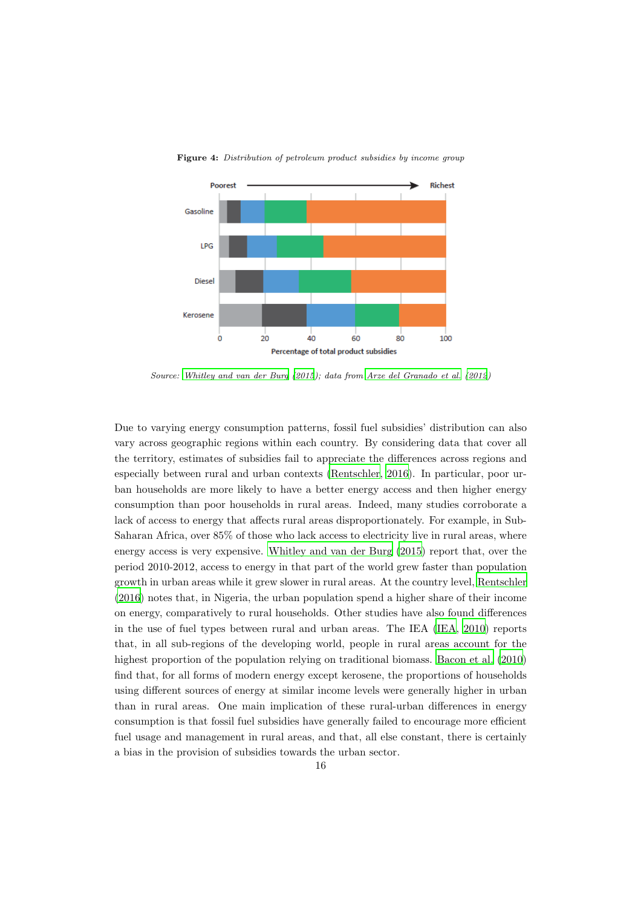**Figure 4:** *Distribution of petroleum product subsidies by income group*

*Source:* *Whitley and van der Burg (2015); data from Arze del Granado et al. (2012)*

Due to varying energy consumption patterns, fossil fuel subsidies' distribution can also vary across geographic regions within each country. By considering data that cover all the territory, estimates of subsidies fail to appreciate the differences across regions and especially between rural and urban contexts (Rentschler, 2016). In particular, poor urban households are more likely to have a better energy access and then higher energy consumption than poor households in rural areas. Indeed, many studies corroborate a lack of access to energy that affects rural areas disproportionately. For example, in Sub-Saharan Africa, over 85% of those who lack access to electricity live in rural areas, where energy access is very expensive. Whitley and van der Burg (2015) report that, over the period 2010-2012, access to energy in that part of the world grew faster than population growth in urban areas while it grew slower in rural areas. At the country level, Rentschler (2016) notes that, in Nigeria, the urban population spend a higher share of their income on energy, comparatively to rural households. Other studies have also found differences in the use of fuel types between rural and urban areas. The IEA (IEA, 2010) reports that, in all sub-regions of the developing world, people in rural areas account for the highest proportion of the population relying on traditional biomass. Bacon et al. (2010) find that, for all forms of modern energy except kerosene, the proportions of households using different sources of energy at similar income levels were generally higher in urban than in rural areas. One main implication of these rural-urban differences in energy consumption is that fossil fuel subsidies have generally failed to encourage more efficient fuel usage and management in rural areas, and that, all else constant, there is certainly a bias in the provision of subsidies towards the urban sector.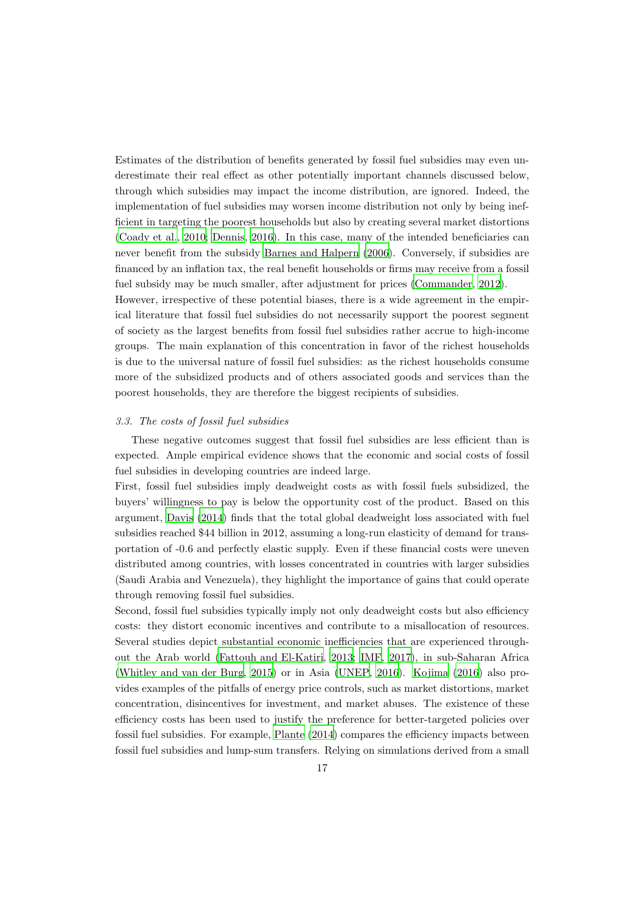Estimates of the distribution of benefits generated by fossil fuel subsidies may even underestimate their real effect as other potentially important channels discussed below, through which subsidies may impact the income distribution, are ignored. Indeed, the implementation of fuel subsidies may worsen income distribution not only by being inefficient in targeting the poorest households but also by creating several market distortions (Coady et al., 2010; Dennis, 2016). In this case, many of the intended beneficiaries can never benefit from the subsidy Barnes and Halpern (2006). Conversely, if subsidies are financed by an inflation tax, the real benefit households or firms may receive from a fossil fuel subsidy may be much smaller, after adjustment for prices (Commander, 2012).
However, irrespective of these potential biases, there is a wide agreement in the empirical literature that fossil fuel subsidies do not necessarily support the poorest segment of society as the largest benefits from fossil fuel subsidies rather accrue to high-income groups. The main explanation of this concentration in favor of the richest households is due to the universal nature of fossil fuel subsidies: as the richest households consume more of the subsidized products and of others associated goods and services than the poorest households, they are therefore the biggest recipients of subsidies.

### *3.3. The costs of fossil fuel subsidies*

These negative outcomes suggest that fossil fuel subsidies are less efficient than is expected. Ample empirical evidence shows that the economic and social costs of fossil fuel subsidies in developing countries are indeed large.
First, fossil fuel subsidies imply deadweight costs as with fossil fuels subsidized, the buyers' willingness to pay is below the opportunity cost of the product. Based on this argument, Davis (2014) finds that the total global deadweight loss associated with fuel subsidies reached $44 billion in 2012, assuming a long-run elasticity of demand for transportation of -0.6 and perfectly elastic supply. Even if these financial costs were uneven distributed among countries, with losses concentrated in countries with larger subsidies (Saudi Arabia and Venezuela), they highlight the importance of gains that could operate through removing fossil fuel subsidies.
Second, fossil fuel subsidies typically imply not only deadweight costs but also efficiency costs: they distort economic incentives and contribute to a misallocation of resources. Several studies depict substantial economic inefficiencies that are experienced throughout the Arab world (Fattouh and El-Katiri, 2013; IMF, 2017), in sub-Saharan Africa (Whitley and van der Burg, 2015) or in Asia (UNEP, 2016). Kojima (2016) also provides examples of the pitfalls of energy price controls, such as market distortions, market concentration, disincentives for investment, and market abuses. The existence of these efficiency costs has been used to justify the preference for better-targeted policies over fossil fuel subsidies. For example, Plante (2014) compares the efficiency impacts between fossil fuel subsidies and lump-sum transfers. Relying on simulations derived from a small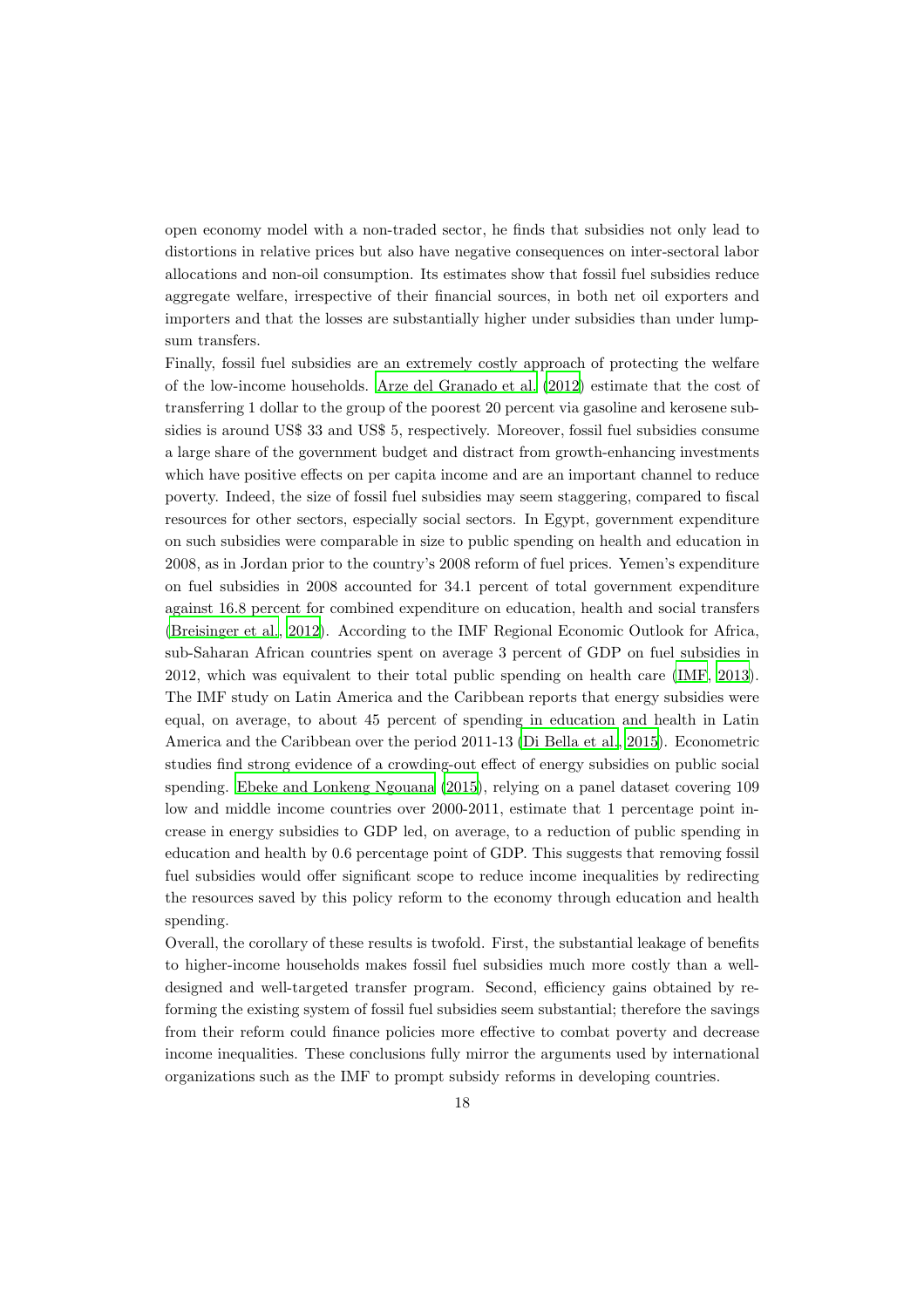open economy model with a non-traded sector, he finds that subsidies not only lead to distortions in relative prices but also have negative consequences on inter-sectoral labor allocations and non-oil consumption. Its estimates show that fossil fuel subsidies reduce aggregate welfare, irrespective of their financial sources, in both net oil exporters and importers and that the losses are substantially higher under subsidies than under lump-sum transfers.

Finally, fossil fuel subsidies are an extremely costly approach of protecting the welfare of the low-income households. Arze del Granado et al. (2012) estimate that the cost of transferring 1 dollar to the group of the poorest 20 percent via gasoline and kerosene subsidies is around US$ 33 and US$ 5, respectively. Moreover, fossil fuel subsidies consume a large share of the government budget and distract from growth-enhancing investments which have positive effects on per capita income and are an important channel to reduce poverty. Indeed, the size of fossil fuel subsidies may seem staggering, compared to fiscal resources for other sectors, especially social sectors. In Egypt, government expenditure on such subsidies were comparable in size to public spending on health and education in 2008, as in Jordan prior to the country's 2008 reform of fuel prices. Yemen's expenditure on fuel subsidies in 2008 accounted for 34.1 percent of total government expenditure against 16.8 percent for combined expenditure on education, health and social transfers (Breisinger et al., 2012). According to the IMF Regional Economic Outlook for Africa, sub-Saharan African countries spent on average 3 percent of GDP on fuel subsidies in 2012, which was equivalent to their total public spending on health care (IMF, 2013). The IMF study on Latin America and the Caribbean reports that energy subsidies were equal, on average, to about 45 percent of spending in education and health in Latin America and the Caribbean over the period 2011-13 (Di Bella et al., 2015). Econometric studies find strong evidence of a crowding-out effect of energy subsidies on public social spending. Ebeke and Lonkeng Ngouana (2015), relying on a panel dataset covering 109 low and middle income countries over 2000-2011, estimate that 1 percentage point increase in energy subsidies to GDP led, on average, to a reduction of public spending in education and health by 0.6 percentage point of GDP. This suggests that removing fossil fuel subsidies would offer significant scope to reduce income inequalities by redirecting the resources saved by this policy reform to the economy through education and health spending.

Overall, the corollary of these results is twofold. First, the substantial leakage of benefits to higher-income households makes fossil fuel subsidies much more costly than a well-designed and well-targeted transfer program. Second, efficiency gains obtained by reforming the existing system of fossil fuel subsidies seem substantial; therefore the savings from their reform could finance policies more effective to combat poverty and decrease income inequalities. These conclusions fully mirror the arguments used by international organizations such as the IMF to prompt subsidy reforms in developing countries.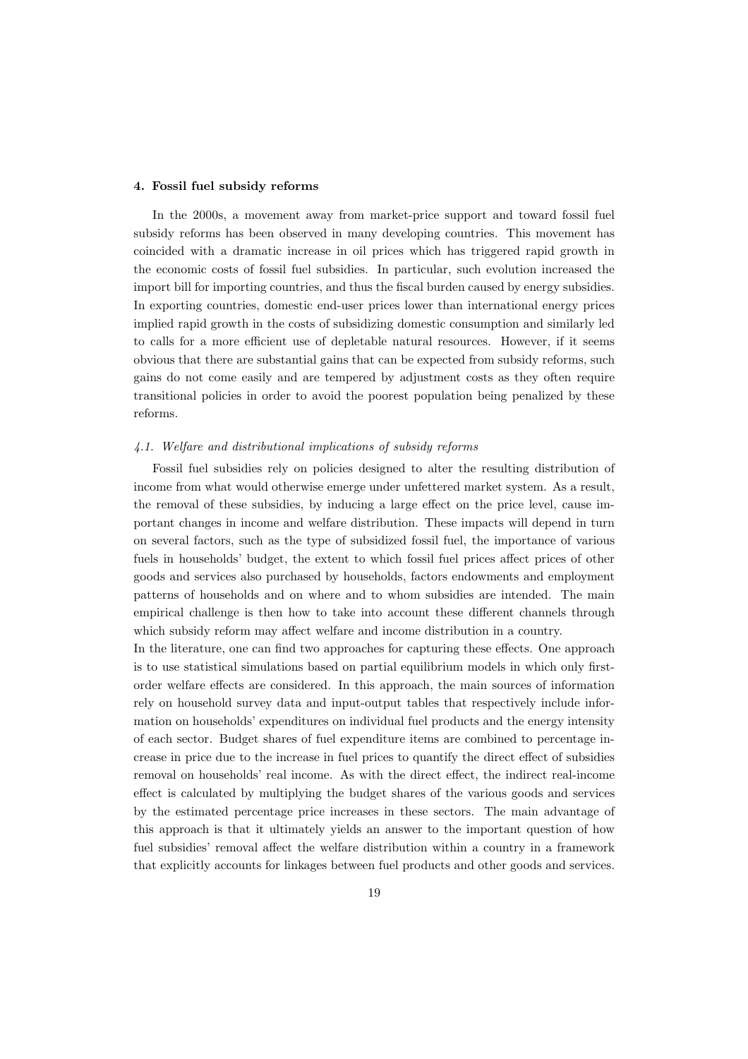## 4. Fossil fuel subsidy reforms

In the 2000s, a movement away from market-price support and toward fossil fuel subsidy reforms has been observed in many developing countries. This movement has coincided with a dramatic increase in oil prices which has triggered rapid growth in the economic costs of fossil fuel subsidies. In particular, such evolution increased the import bill for importing countries, and thus the fiscal burden caused by energy subsidies. In exporting countries, domestic end-user prices lower than international energy prices implied rapid growth in the costs of subsidizing domestic consumption and similarly led to calls for a more efficient use of depletable natural resources. However, if it seems obvious that there are substantial gains that can be expected from subsidy reforms, such gains do not come easily and are tempered by adjustment costs as they often require transitional policies in order to avoid the poorest population being penalized by these reforms.

### *4.1. Welfare and distributional implications of subsidy reforms*

Fossil fuel subsidies rely on policies designed to alter the resulting distribution of income from what would otherwise emerge under unfettered market system. As a result, the removal of these subsidies, by inducing a large effect on the price level, cause important changes in income and welfare distribution. These impacts will depend in turn on several factors, such as the type of subsidized fossil fuel, the importance of various fuels in households' budget, the extent to which fossil fuel prices affect prices of other goods and services also purchased by households, factors endowments and employment patterns of households and on where and to whom subsidies are intended. The main empirical challenge is then how to take into account these different channels through which subsidy reform may affect welfare and income distribution in a country.

In the literature, one can find two approaches for capturing these effects. One approach is to use statistical simulations based on partial equilibrium models in which only first-order welfare effects are considered. In this approach, the main sources of information rely on household survey data and input-output tables that respectively include information on households' expenditures on individual fuel products and the energy intensity of each sector. Budget shares of fuel expenditure items are combined to percentage increase in price due to the increase in fuel prices to quantify the direct effect of subsidies removal on households' real income. As with the direct effect, the indirect real-income effect is calculated by multiplying the budget shares of the various goods and services by the estimated percentage price increases in these sectors. The main advantage of this approach is that it ultimately yields an answer to the important question of how fuel subsidies' removal affect the welfare distribution within a country in a framework that explicitly accounts for linkages between fuel products and other goods and services.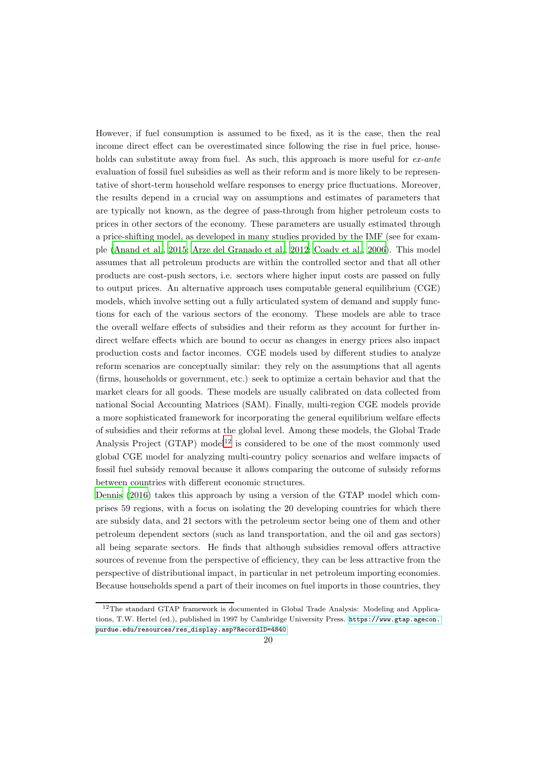However, if fuel consumption is assumed to be fixed, as it is the case, then the real income direct effect can be overestimated since following the rise in fuel price, households can substitute away from fuel. As such, this approach is more useful for *ex-ante* evaluation of fossil fuel subsidies as well as their reform and is more likely to be representative of short-term household welfare responses to energy price fluctuations. Moreover, the results depend in a crucial way on assumptions and estimates of parameters that are typically not known, as the degree of pass-through from higher petroleum costs to prices in other sectors of the economy. These parameters are usually estimated through a price-shifting model, as developed in many studies provided by the IMF (see for example (Anand et al., 2015; Arze del Granado et al., 2012; Coady et al., 2006). This model assumes that all petroleum products are within the controlled sector and that all other products are cost-push sectors, i.e. sectors where higher input costs are passed on fully to output prices. An alternative approach uses computable general equilibrium (CGE) models, which involve setting out a fully articulated system of demand and supply functions for each of the various sectors of the economy. These models are able to trace the overall welfare effects of subsidies and their reform as they account for further indirect welfare effects which are bound to occur as changes in energy prices also impact production costs and factor incomes. CGE models used by different studies to analyze reform scenarios are conceptually similar: they rely on the assumptions that all agents (firms, households or government, etc.) seek to optimize a certain behavior and that the market clears for all goods. These models are usually calibrated on data collected from national Social Accounting Matrices (SAM). Finally, multi-region CGE models provide a more sophisticated framework for incorporating the general equilibrium welfare effects of subsidies and their reforms at the global level. Among these models, the Global Trade Analysis Project (GTAP) model[12] is considered to be one of the most commonly used global CGE model for analyzing multi-country policy scenarios and welfare impacts of fossil fuel subsidy removal because it allows comparing the outcome of subsidy reforms between countries with different economic structures.

Dennis (2016) takes this approach by using a version of the GTAP model which comprises 59 regions, with a focus on isolating the 20 developing countries for which there are subsidy data, and 21 sectors with the petroleum sector being one of them and other petroleum dependent sectors (such as land transportation, and the oil and gas sectors) all being separate sectors. He finds that although subsidies removal offers attractive sources of revenue from the perspective of efficiency, they can be less attractive from the perspective of distributional impact, in particular in net petroleum importing economies. Because households spend a part of their incomes on fuel imports in those countries, they

[12] The standard GTAP framework is documented in Global Trade Analysis: Modeling and Applications, T.W. Hertel (ed.), published in 1997 by Cambridge University Press. https://www.gtap.agecon.purdue.edu/resources/res_display.asp?RecordID=4840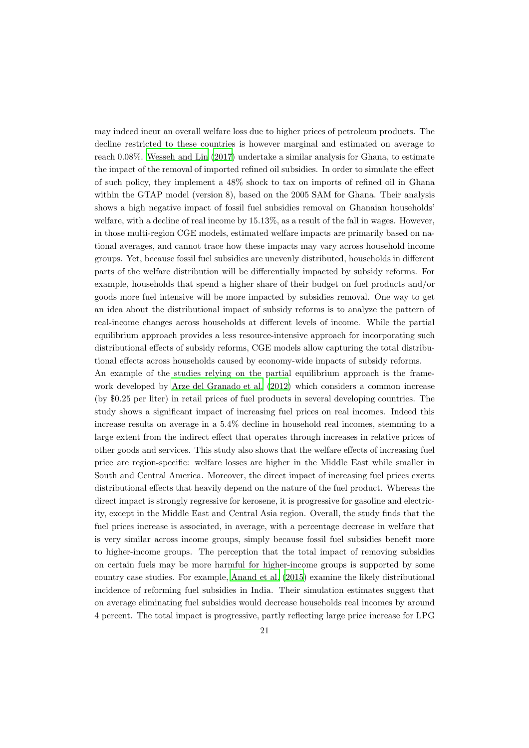may indeed incur an overall welfare loss due to higher prices of petroleum products. The decline restricted to these countries is however marginal and estimated on average to reach 0.08%. Wesseh and Lin (2017) undertake a similar analysis for Ghana, to estimate the impact of the removal of imported refined oil subsidies. In order to simulate the effect of such policy, they implement a 48% shock to tax on imports of refined oil in Ghana within the GTAP model (version 8), based on the 2005 SAM for Ghana. Their analysis shows a high negative impact of fossil fuel subsidies removal on Ghanaian households' welfare, with a decline of real income by 15.13%, as a result of the fall in wages. However, in those multi-region CGE models, estimated welfare impacts are primarily based on national averages, and cannot trace how these impacts may vary across household income groups. Yet, because fossil fuel subsidies are unevenly distributed, households in different parts of the welfare distribution will be differentially impacted by subsidy reforms. For example, households that spend a higher share of their budget on fuel products and/or goods more fuel intensive will be more impacted by subsidies removal. One way to get an idea about the distributional impact of subsidy reforms is to analyze the pattern of real-income changes across households at different levels of income. While the partial equilibrium approach provides a less resource-intensive approach for incorporating such distributional effects of subsidy reforms, CGE models allow capturing the total distributional effects across households caused by economy-wide impacts of subsidy reforms.

An example of the studies relying on the partial equilibrium approach is the framework developed by Arze del Granado et al. (2012) which considers a common increase (by $0.25 per liter) in retail prices of fuel products in several developing countries. The study shows a significant impact of increasing fuel prices on real incomes. Indeed this increase results on average in a 5.4% decline in household real incomes, stemming to a large extent from the indirect effect that operates through increases in relative prices of other goods and services. This study also shows that the welfare effects of increasing fuel price are region-specific: welfare losses are higher in the Middle East while smaller in South and Central America. Moreover, the direct impact of increasing fuel prices exerts distributional effects that heavily depend on the nature of the fuel product. Whereas the direct impact is strongly regressive for kerosene, it is progressive for gasoline and electricity, except in the Middle East and Central Asia region. Overall, the study finds that the fuel prices increase is associated, in average, with a percentage decrease in welfare that is very similar across income groups, simply because fossil fuel subsidies benefit more to higher-income groups. The perception that the total impact of removing subsidies on certain fuels may be more harmful for higher-income groups is supported by some country case studies. For example, Anand et al. (2015) examine the likely distributional incidence of reforming fuel subsidies in India. Their simulation estimates suggest that on average eliminating fuel subsidies would decrease households real incomes by around 4 percent. The total impact is progressive, partly reflecting large price increase for LPG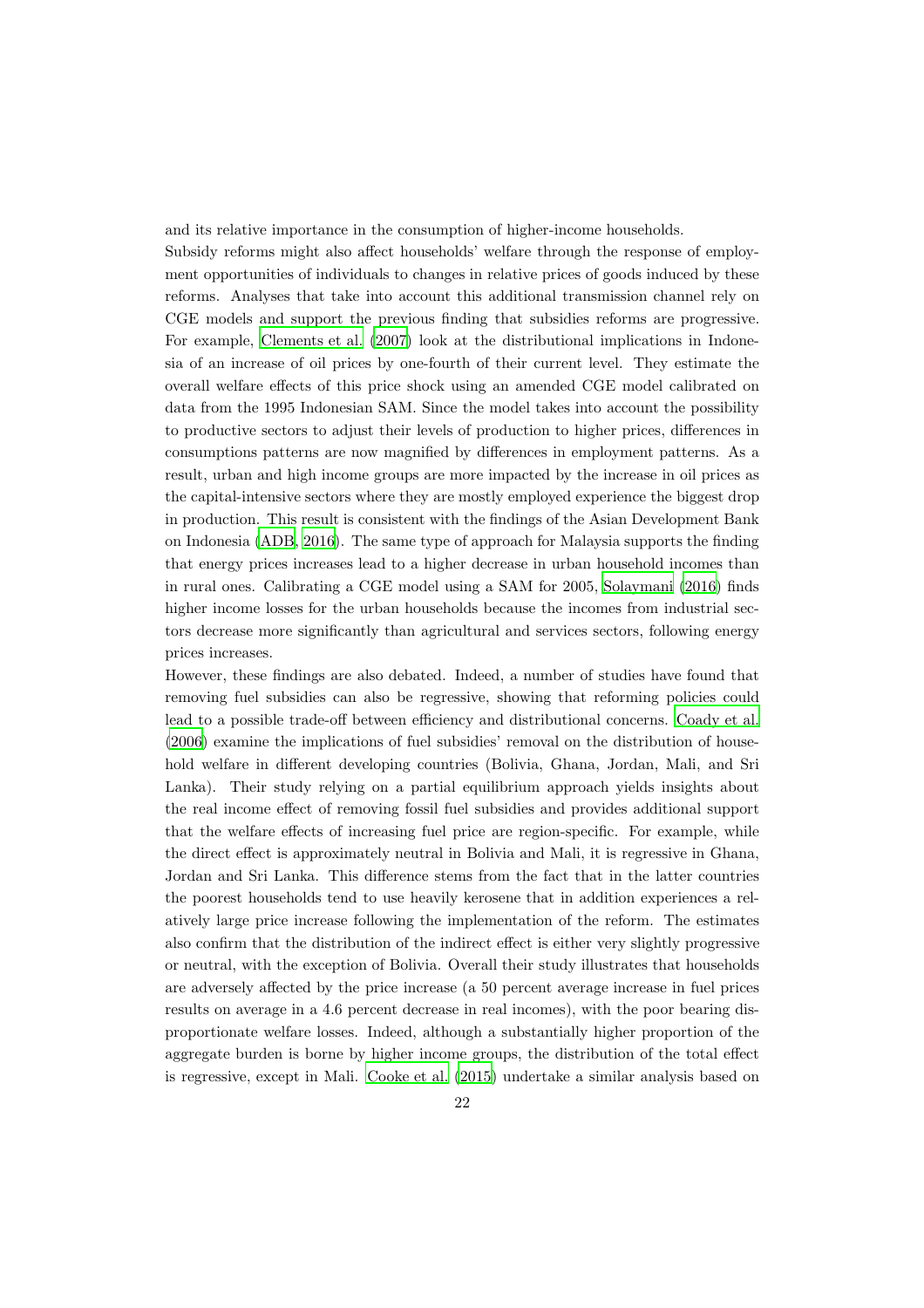and its relative importance in the consumption of higher-income households.

Subsidy reforms might also affect households' welfare through the response of employment opportunities of individuals to changes in relative prices of goods induced by these reforms. Analyses that take into account this additional transmission channel rely on CGE models and support the previous finding that subsidies reforms are progressive. For example, Clements et al. (2007) look at the distributional implications in Indonesia of an increase of oil prices by one-fourth of their current level. They estimate the overall welfare effects of this price shock using an amended CGE model calibrated on data from the 1995 Indonesian SAM. Since the model takes into account the possibility to productive sectors to adjust their levels of production to higher prices, differences in consumptions patterns are now magnified by differences in employment patterns. As a result, urban and high income groups are more impacted by the increase in oil prices as the capital-intensive sectors where they are mostly employed experience the biggest drop in production. This result is consistent with the findings of the Asian Development Bank on Indonesia (ADB, 2016). The same type of approach for Malaysia supports the finding that energy prices increases lead to a higher decrease in urban household incomes than in rural ones. Calibrating a CGE model using a SAM for 2005, Solaymani (2016) finds higher income losses for the urban households because the incomes from industrial sectors decrease more significantly than agricultural and services sectors, following energy prices increases.

However, these findings are also debated. Indeed, a number of studies have found that removing fuel subsidies can also be regressive, showing that reforming policies could lead to a possible trade-off between efficiency and distributional concerns. Coady et al. (2006) examine the implications of fuel subsidies' removal on the distribution of household welfare in different developing countries (Bolivia, Ghana, Jordan, Mali, and Sri Lanka). Their study relying on a partial equilibrium approach yields insights about the real income effect of removing fossil fuel subsidies and provides additional support that the welfare effects of increasing fuel price are region-specific. For example, while the direct effect is approximately neutral in Bolivia and Mali, it is regressive in Ghana, Jordan and Sri Lanka. This difference stems from the fact that in the latter countries the poorest households tend to use heavily kerosene that in addition experiences a relatively large price increase following the implementation of the reform. The estimates also confirm that the distribution of the indirect effect is either very slightly progressive or neutral, with the exception of Bolivia. Overall their study illustrates that households are adversely affected by the price increase (a 50 percent average increase in fuel prices results on average in a 4.6 percent decrease in real incomes), with the poor bearing disproportionate welfare losses. Indeed, although a substantially higher proportion of the aggregate burden is borne by higher income groups, the distribution of the total effect is regressive, except in Mali. Cooke et al. (2015) undertake a similar analysis based on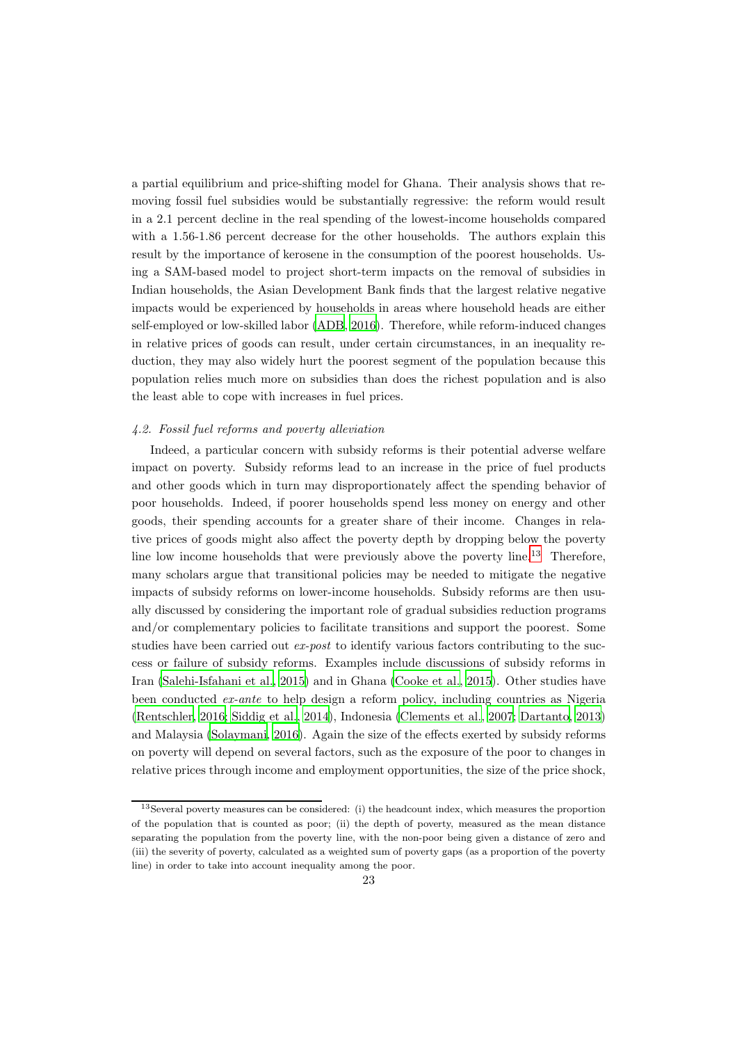a partial equilibrium and price-shifting model for Ghana. Their analysis shows that removing fossil fuel subsidies would be substantially regressive: the reform would result in a 2.1 percent decline in the real spending of the lowest-income households compared with a 1.56-1.86 percent decrease for the other households. The authors explain this result by the importance of kerosene in the consumption of the poorest households. Using a SAM-based model to project short-term impacts on the removal of subsidies in Indian households, the Asian Development Bank finds that the largest relative negative impacts would be experienced by households in areas where household heads are either self-employed or low-skilled labor (ADB, 2016). Therefore, while reform-induced changes in relative prices of goods can result, under certain circumstances, in an inequality reduction, they may also widely hurt the poorest segment of the population because this population relies much more on subsidies than does the richest population and is also the least able to cope with increases in fuel prices.

### *4.2. Fossil fuel reforms and poverty alleviation*

Indeed, a particular concern with subsidy reforms is their potential adverse welfare impact on poverty. Subsidy reforms lead to an increase in the price of fuel products and other goods which in turn may disproportionately affect the spending behavior of poor households. Indeed, if poorer households spend less money on energy and other goods, their spending accounts for a greater share of their income. Changes in relative prices of goods might also affect the poverty depth by dropping below the poverty line low income households that were previously above the poverty line.[13] Therefore, many scholars argue that transitional policies may be needed to mitigate the negative impacts of subsidy reforms on lower-income households. Subsidy reforms are then usually discussed by considering the important role of gradual subsidies reduction programs and/or complementary policies to facilitate transitions and support the poorest. Some studies have been carried out *ex-post* to identify various factors contributing to the success or failure of subsidy reforms. Examples include discussions of subsidy reforms in Iran (Salehi-Isfahani et al., 2015) and in Ghana (Cooke et al., 2015). Other studies have been conducted *ex-ante* to help design a reform policy, including countries as Nigeria (Rentschler, 2016; Siddig et al., 2014), Indonesia (Clements et al., 2007; Dartanto, 2013) and Malaysia (Solaymani, 2016). Again the size of the effects exerted by subsidy reforms on poverty will depend on several factors, such as the exposure of the poor to changes in relative prices through income and employment opportunities, the size of the price shock,

[13] Several poverty measures can be considered: (i) the headcount index, which measures the proportion of the population that is counted as poor; (ii) the depth of poverty, measured as the mean distance separating the population from the poverty line, with the non-poor being given a distance of zero and (iii) the severity of poverty, calculated as a weighted sum of poverty gaps (as a proportion of the poverty line) in order to take into account inequality among the poor.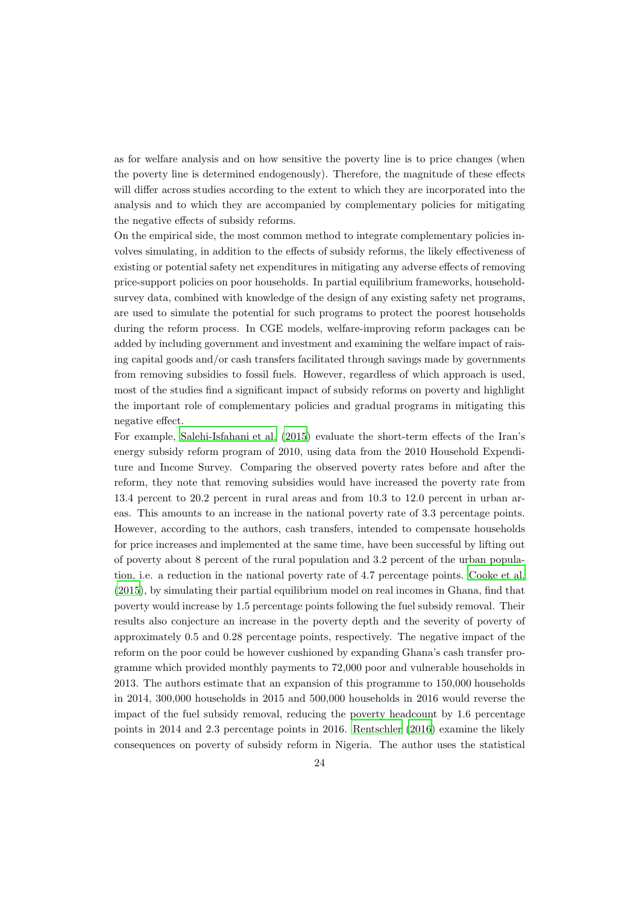as for welfare analysis and on how sensitive the poverty line is to price changes (when the poverty line is determined endogenously). Therefore, the magnitude of these effects will differ across studies according to the extent to which they are incorporated into the analysis and to which they are accompanied by complementary policies for mitigating the negative effects of subsidy reforms.

On the empirical side, the most common method to integrate complementary policies involves simulating, in addition to the effects of subsidy reforms, the likely effectiveness of existing or potential safety net expenditures in mitigating any adverse effects of removing price-support policies on poor households. In partial equilibrium frameworks, household-survey data, combined with knowledge of the design of any existing safety net programs, are used to simulate the potential for such programs to protect the poorest households during the reform process. In CGE models, welfare-improving reform packages can be added by including government and investment and examining the welfare impact of raising capital goods and/or cash transfers facilitated through savings made by governments from removing subsidies to fossil fuels. However, regardless of which approach is used, most of the studies find a significant impact of subsidy reforms on poverty and highlight the important role of complementary policies and gradual programs in mitigating this negative effect.

For example, Salehi-Isfahani et al. (2015) evaluate the short-term effects of the Iran's energy subsidy reform program of 2010, using data from the 2010 Household Expenditure and Income Survey. Comparing the observed poverty rates before and after the reform, they note that removing subsidies would have increased the poverty rate from 13.4 percent to 20.2 percent in rural areas and from 10.3 to 12.0 percent in urban areas. This amounts to an increase in the national poverty rate of 3.3 percentage points. However, according to the authors, cash transfers, intended to compensate households for price increases and implemented at the same time, have been successful by lifting out of poverty about 8 percent of the rural population and 3.2 percent of the urban population, i.e. a reduction in the national poverty rate of 4.7 percentage points. Cooke et al. (2015), by simulating their partial equilibrium model on real incomes in Ghana, find that poverty would increase by 1.5 percentage points following the fuel subsidy removal. Their results also conjecture an increase in the poverty depth and the severity of poverty of approximately 0.5 and 0.28 percentage points, respectively. The negative impact of the reform on the poor could be however cushioned by expanding Ghana's cash transfer programme which provided monthly payments to 72,000 poor and vulnerable households in 2013. The authors estimate that an expansion of this programme to 150,000 households in 2014, 300,000 households in 2015 and 500,000 households in 2016 would reverse the impact of the fuel subsidy removal, reducing the poverty headcount by 1.6 percentage points in 2014 and 2.3 percentage points in 2016. Rentschler (2016) examine the likely consequences on poverty of subsidy reform in Nigeria. The author uses the statistical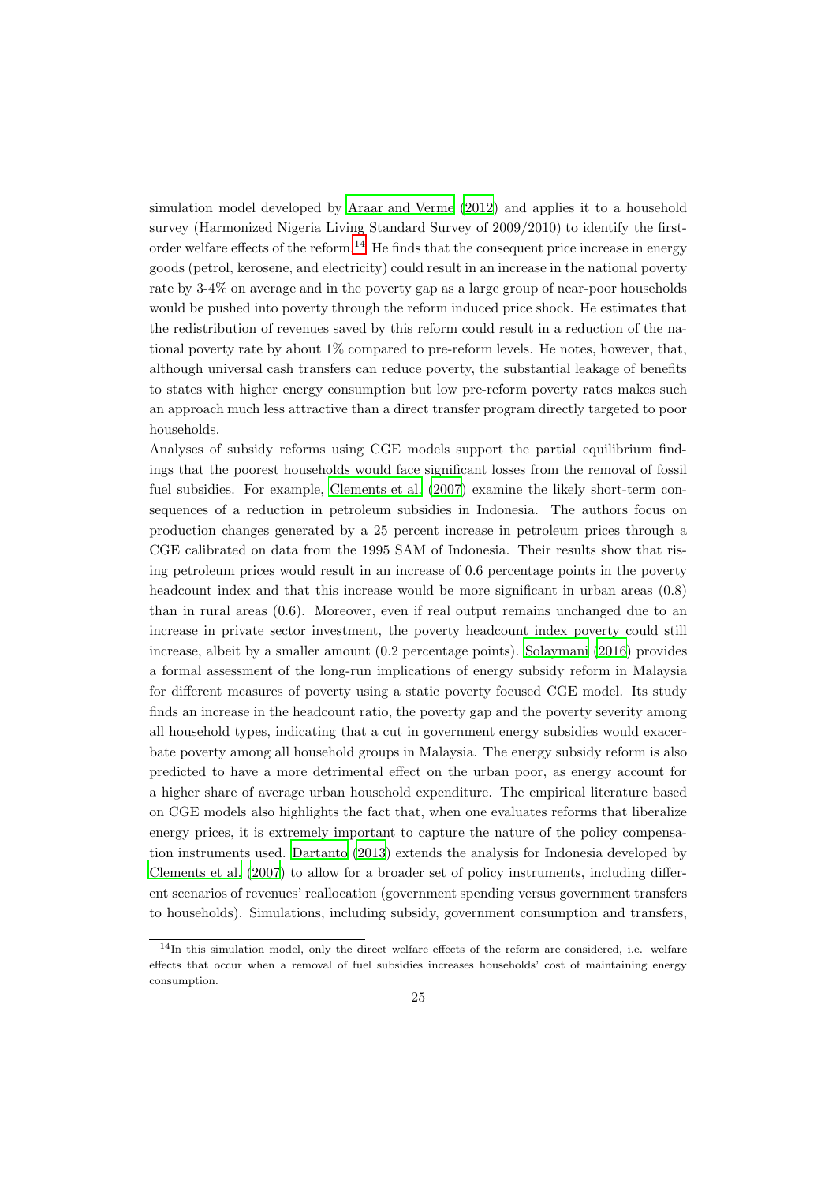simulation model developed by Araar and Verme (2012) and applies it to a household survey (Harmonized Nigeria Living Standard Survey of 2009/2010) to identify the first-order welfare effects of the reform.[14] He finds that the consequent price increase in energy goods (petrol, kerosene, and electricity) could result in an increase in the national poverty rate by 3-4% on average and in the poverty gap as a large group of near-poor households would be pushed into poverty through the reform induced price shock. He estimates that the redistribution of revenues saved by this reform could result in a reduction of the national poverty rate by about 1% compared to pre-reform levels. He notes, however, that, although universal cash transfers can reduce poverty, the substantial leakage of benefits to states with higher energy consumption but low pre-reform poverty rates makes such an approach much less attractive than a direct transfer program directly targeted to poor households.

Analyses of subsidy reforms using CGE models support the partial equilibrium findings that the poorest households would face significant losses from the removal of fossil fuel subsidies. For example, Clements et al. (2007) examine the likely short-term consequences of a reduction in petroleum subsidies in Indonesia. The authors focus on production changes generated by a 25 percent increase in petroleum prices through a CGE calibrated on data from the 1995 SAM of Indonesia. Their results show that rising petroleum prices would result in an increase of 0.6 percentage points in the poverty headcount index and that this increase would be more significant in urban areas (0.8) than in rural areas (0.6). Moreover, even if real output remains unchanged due to an increase in private sector investment, the poverty headcount index poverty could still increase, albeit by a smaller amount (0.2 percentage points). Solaymani (2016) provides a formal assessment of the long-run implications of energy subsidy reform in Malaysia for different measures of poverty using a static poverty focused CGE model. Its study finds an increase in the headcount ratio, the poverty gap and the poverty severity among all household types, indicating that a cut in government energy subsidies would exacerbate poverty among all household groups in Malaysia. The energy subsidy reform is also predicted to have a more detrimental effect on the urban poor, as energy account for a higher share of average urban household expenditure. The empirical literature based on CGE models also highlights the fact that, when one evaluates reforms that liberalize energy prices, it is extremely important to capture the nature of the policy compensation instruments used. Dartanto (2013) extends the analysis for Indonesia developed by Clements et al. (2007) to allow for a broader set of policy instruments, including different scenarios of revenues' reallocation (government spending versus government transfers to households). Simulations, including subsidy, government consumption and transfers,

[14] In this simulation model, only the direct welfare effects of the reform are considered, i.e. welfare effects that occur when a removal of fuel subsidies increases households' cost of maintaining energy consumption.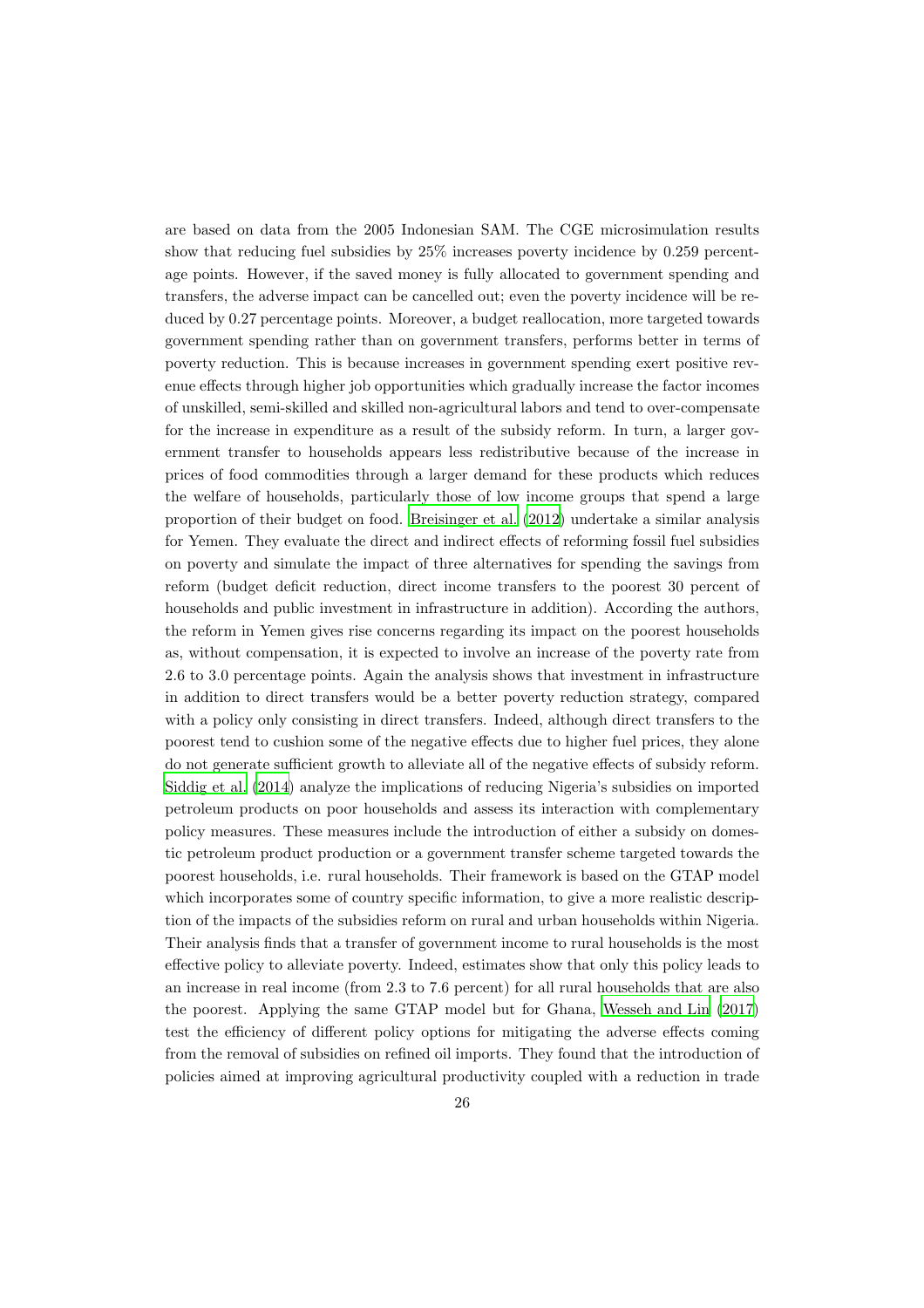are based on data from the 2005 Indonesian SAM. The CGE microsimulation results show that reducing fuel subsidies by 25% increases poverty incidence by 0.259 percentage points. However, if the saved money is fully allocated to government spending and transfers, the adverse impact can be cancelled out; even the poverty incidence will be reduced by 0.27 percentage points. Moreover, a budget reallocation, more targeted towards government spending rather than on government transfers, performs better in terms of poverty reduction. This is because increases in government spending exert positive revenue effects through higher job opportunities which gradually increase the factor incomes of unskilled, semi-skilled and skilled non-agricultural labors and tend to over-compensate for the increase in expenditure as a result of the subsidy reform. In turn, a larger government transfer to households appears less redistributive because of the increase in prices of food commodities through a larger demand for these products which reduces the welfare of households, particularly those of low income groups that spend a large proportion of their budget on food. Breisinger et al. (2012) undertake a similar analysis for Yemen. They evaluate the direct and indirect effects of reforming fossil fuel subsidies on poverty and simulate the impact of three alternatives for spending the savings from reform (budget deficit reduction, direct income transfers to the poorest 30 percent of households and public investment in infrastructure in addition). According the authors, the reform in Yemen gives rise concerns regarding its impact on the poorest households as, without compensation, it is expected to involve an increase of the poverty rate from 2.6 to 3.0 percentage points. Again the analysis shows that investment in infrastructure in addition to direct transfers would be a better poverty reduction strategy, compared with a policy only consisting in direct transfers. Indeed, although direct transfers to the poorest tend to cushion some of the negative effects due to higher fuel prices, they alone do not generate sufficient growth to alleviate all of the negative effects of subsidy reform. Siddig et al. (2014) analyze the implications of reducing Nigeria's subsidies on imported petroleum products on poor households and assess its interaction with complementary policy measures. These measures include the introduction of either a subsidy on domestic petroleum product production or a government transfer scheme targeted towards the poorest households, i.e. rural households. Their framework is based on the GTAP model which incorporates some of country specific information, to give a more realistic description of the impacts of the subsidies reform on rural and urban households within Nigeria. Their analysis finds that a transfer of government income to rural households is the most effective policy to alleviate poverty. Indeed, estimates show that only this policy leads to an increase in real income (from 2.3 to 7.6 percent) for all rural households that are also the poorest. Applying the same GTAP model but for Ghana, Wesseh and Lin (2017) test the efficiency of different policy options for mitigating the adverse effects coming from the removal of subsidies on refined oil imports. They found that the introduction of policies aimed at improving agricultural productivity coupled with a reduction in trade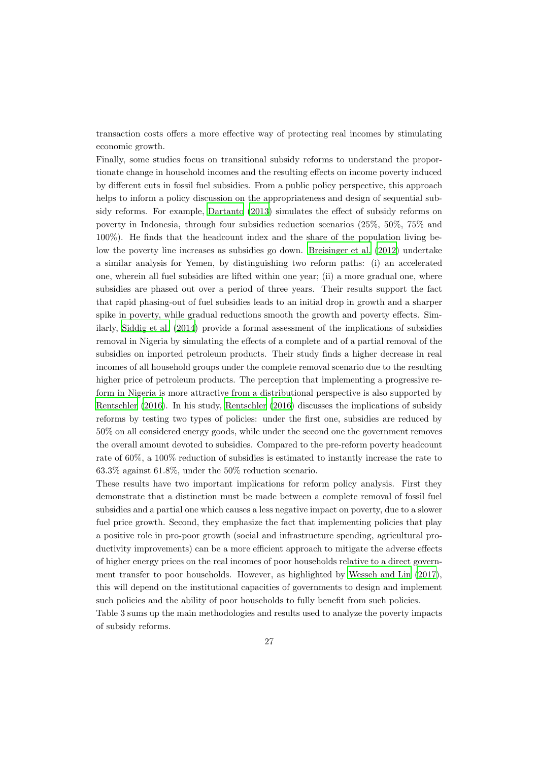transaction costs offers a more effective way of protecting real incomes by stimulating economic growth.

Finally, some studies focus on transitional subsidy reforms to understand the proportionate change in household incomes and the resulting effects on income poverty induced by different cuts in fossil fuel subsidies. From a public policy perspective, this approach helps to inform a policy discussion on the appropriateness and design of sequential subsidy reforms. For example, Dartanto (2013) simulates the effect of subsidy reforms on poverty in Indonesia, through four subsidies reduction scenarios (25%, 50%, 75% and 100%). He finds that the headcount index and the share of the population living below the poverty line increases as subsidies go down. Breisinger et al. (2012) undertake a similar analysis for Yemen, by distinguishing two reform paths: (i) an accelerated one, wherein all fuel subsidies are lifted within one year; (ii) a more gradual one, where subsidies are phased out over a period of three years. Their results support the fact that rapid phasing-out of fuel subsidies leads to an initial drop in growth and a sharper spike in poverty, while gradual reductions smooth the growth and poverty effects. Similarly, Siddig et al. (2014) provide a formal assessment of the implications of subsidies removal in Nigeria by simulating the effects of a complete and of a partial removal of the subsidies on imported petroleum products. Their study finds a higher decrease in real incomes of all household groups under the complete removal scenario due to the resulting higher price of petroleum products. The perception that implementing a progressive reform in Nigeria is more attractive from a distributional perspective is also supported by Rentschler (2016). In his study, Rentschler (2016) discusses the implications of subsidy reforms by testing two types of policies: under the first one, subsidies are reduced by 50% on all considered energy goods, while under the second one the government removes the overall amount devoted to subsidies. Compared to the pre-reform poverty headcount rate of 60%, a 100% reduction of subsidies is estimated to instantly increase the rate to 63.3% against 61.8%, under the 50% reduction scenario.

These results have two important implications for reform policy analysis. First they demonstrate that a distinction must be made between a complete removal of fossil fuel subsidies and a partial one which causes a less negative impact on poverty, due to a slower fuel price growth. Second, they emphasize the fact that implementing policies that play a positive role in pro-poor growth (social and infrastructure spending, agricultural productivity improvements) can be a more efficient approach to mitigate the adverse effects of higher energy prices on the real incomes of poor households relative to a direct government transfer to poor households. However, as highlighted by Wesseh and Lin (2017), this will depend on the institutional capacities of governments to design and implement such policies and the ability of poor households to fully benefit from such policies.

Table 3 sums up the main methodologies and results used to analyze the poverty impacts of subsidy reforms.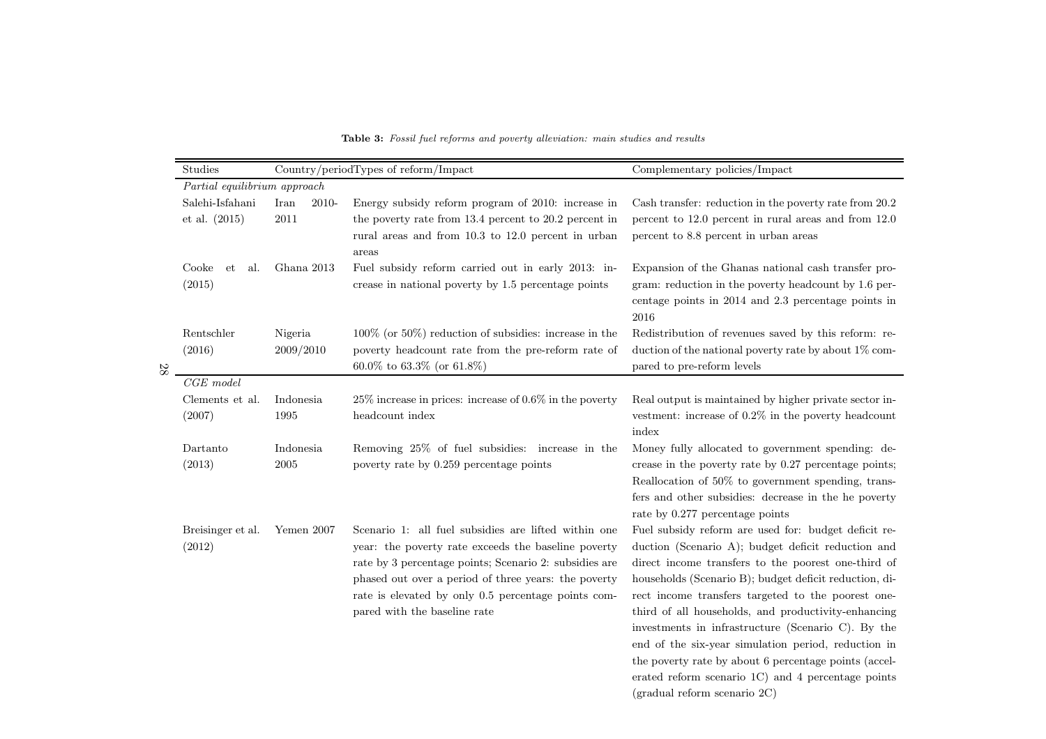**Table 3:** *Fossil fuel reforms and poverty alleviation: main studies and results*

| Studies | Country/period | Types of reform/Impact | Complementary policies/Impact |
|---|---|---|---|
| *Partial equilibrium approach* | | | |
| Salehi-Isfahani et al. (2015) | Iran 2010-2011 | Energy subsidy reform program of 2010: increase in the poverty rate from 13.4 percent to 20.2 percent in rural areas and from 10.3 to 12.0 percent in urban areas | Cash transfer: reduction in the poverty rate from 20.2 percent to 12.0 percent in rural areas and from 12.0 percent to 8.8 percent in urban areas |
| Cooke et al. (2015) | Ghana 2013 | Fuel subsidy reform carried out in early 2013: increase in national poverty by 1.5 percentage points | Expansion of the Ghanas national cash transfer program: reduction in the poverty headcount by 1.6 percentage points in 2014 and 2.3 percentage points in 2016 |
| Rentschler (2016) | Nigeria 2009/2010 | 100% (or 50%) reduction of subsidies: increase in the poverty headcount rate from the pre-reform rate of 60.0% to 63.3% (or 61.8%) | Redistribution of revenues saved by this reform: reduction of the national poverty rate by about 1% compared to pre-reform levels |
| *CGE model* | | | |
| Clements et al. (2007) | Indonesia 1995 | 25% increase in prices: increase of 0.6% in the poverty headcount index | Real output is maintained by higher private sector investment: increase of 0.2% in the poverty headcount index |
| Dartanto (2013) | Indonesia 2005 | Removing 25% of fuel subsidies: increase in the poverty rate by 0.259 percentage points | Money fully allocated to government spending: decrease in the poverty rate by 0.27 percentage points; Reallocation of 50% to government spending, transfers and other subsidies: decrease in the he poverty rate by 0.277 percentage points |
| Breisinger et al. (2012) | Yemen 2007 | Scenario 1: all fuel subsidies are lifted within one year: the poverty rate exceeds the baseline poverty rate by 3 percentage points; Scenario 2: subsidies are phased out over a period of three years: the poverty rate is elevated by only 0.5 percentage points compared with the baseline rate | Fuel subsidy reform are used for: budget deficit reduction (Scenario A); budget deficit reduction and direct income transfers to the poorest one-third of households (Scenario B); budget deficit reduction, direct income transfers targeted to the poorest one-third of all households, and productivity-enhancing investments in infrastructure (Scenario C). By the end of the six-year simulation period, reduction in the poverty rate by about 6 percentage points (accelerated reform scenario 1C) and 4 percentage points (gradual reform scenario 2C) |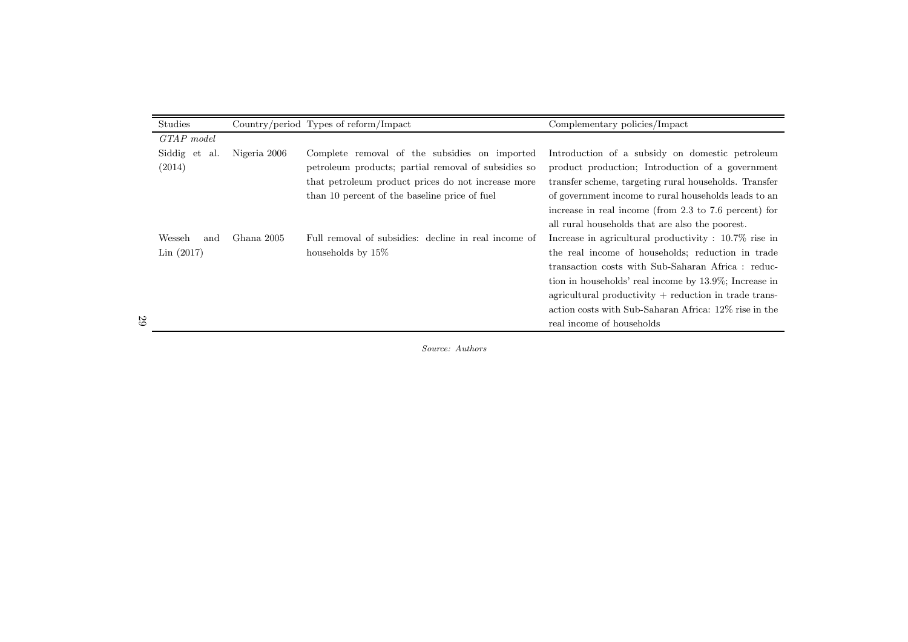| Studies | Country/period | Types of reform/Impact | Complementary policies/Impact |
| --- | --- | --- | --- |
| *GTAP model* | | | |
| Siddig et al. (2014) | Nigeria 2006 | Complete removal of the subsidies on imported petroleum products; partial removal of subsidies so that petroleum product prices do not increase more than 10 percent of the baseline price of fuel | Introduction of a subsidy on domestic petroleum product production; Introduction of a government transfer scheme, targeting rural households. Transfer of government income to rural households leads to an increase in real income (from 2.3 to 7.6 percent) for all rural households that are also the poorest. |
| Wesseh and Lin (2017) | Ghana 2005 | Full removal of subsidies: decline in real income of households by 15% | Increase in agricultural productivity : 10.7% rise in the real income of households; reduction in trade transaction costs with Sub-Saharan Africa : reduction in households' real income by 13.9%; Increase in agricultural productivity + reduction in trade transaction costs with Sub-Saharan Africa: 12% rise in the real income of households |

*Source: Authors*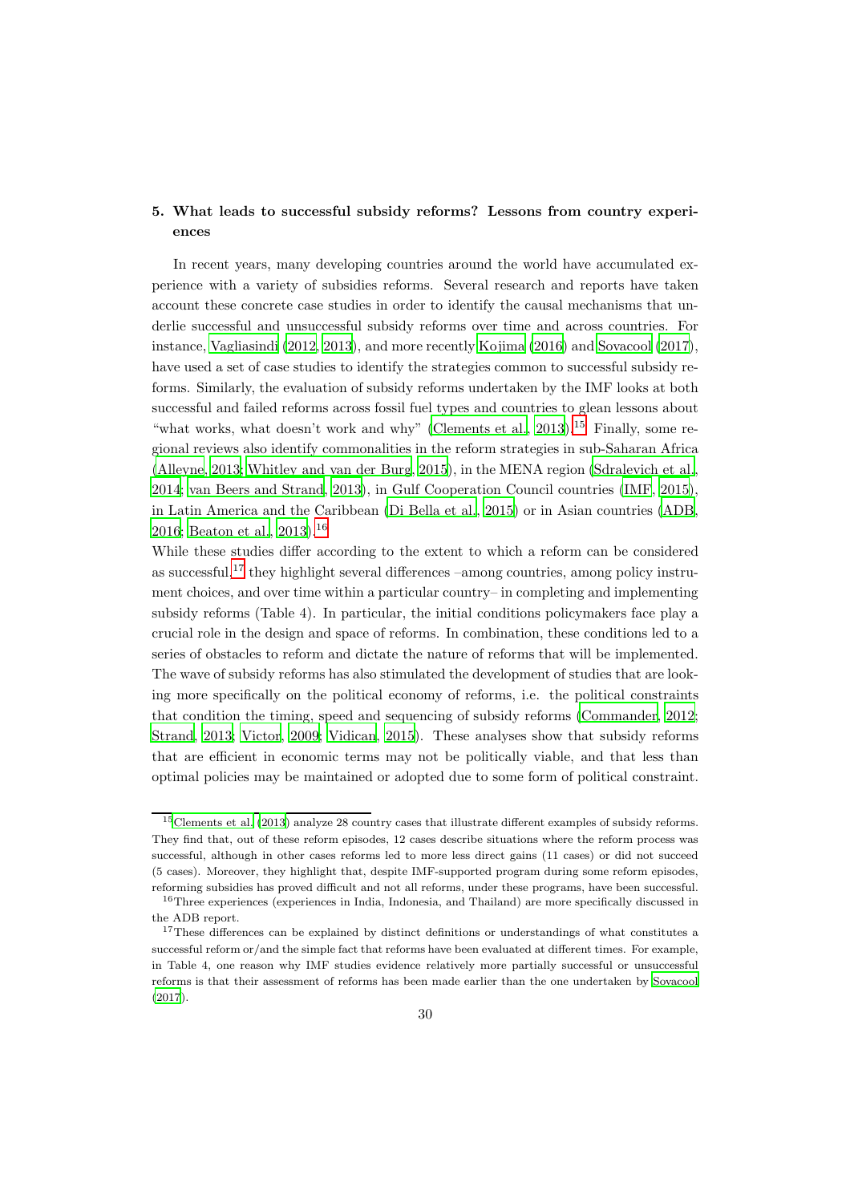## 5. What leads to successful subsidy reforms? Lessons from country experiences

In recent years, many developing countries around the world have accumulated experience with a variety of subsidies reforms. Several research and reports have taken account these concrete case studies in order to identify the causal mechanisms that underlie successful and unsuccessful subsidy reforms over time and across countries. For instance, Vagliasindi (2012, 2013), and more recently Kojima (2016) and Sovacool (2017), have used a set of case studies to identify the strategies common to successful subsidy reforms. Similarly, the evaluation of subsidy reforms undertaken by the IMF looks at both successful and failed reforms across fossil fuel types and countries to glean lessons about "what works, what doesn't work and why" (Clements et al., 2013).[15] Finally, some regional reviews also identify commonalities in the reform strategies in sub-Saharan Africa (Alleyne, 2013; Whitley and van der Burg, 2015), in the MENA region (Sdralevich et al., 2014; van Beers and Strand, 2013), in Gulf Cooperation Council countries (IMF, 2015), in Latin America and the Caribbean (Di Bella et al., 2015) or in Asian countries (ADB, 2016; Beaton et al., 2013).[16]

While these studies differ according to the extent to which a reform can be considered as successful,[17] they highlight several differences –among countries, among policy instrument choices, and over time within a particular country– in completing and implementing subsidy reforms (Table 4). In particular, the initial conditions policymakers face play a crucial role in the design and space of reforms. In combination, these conditions led to a series of obstacles to reform and dictate the nature of reforms that will be implemented. The wave of subsidy reforms has also stimulated the development of studies that are looking more specifically on the political economy of reforms, i.e. the political constraints that condition the timing, speed and sequencing of subsidy reforms (Commander, 2012; Strand, 2013; Victor, 2009; Vidican, 2015). These analyses show that subsidy reforms that are efficient in economic terms may not be politically viable, and that less than optimal policies may be maintained or adopted due to some form of political constraint.

[15] Clements et al. (2013) analyze 28 country cases that illustrate different examples of subsidy reforms. They find that, out of these reform episodes, 12 cases describe situations where the reform process was successful, although in other cases reforms led to more less direct gains (11 cases) or did not succeed (5 cases). Moreover, they highlight that, despite IMF-supported program during some reform episodes, reforming subsidies has proved difficult and not all reforms, under these programs, have been successful.

[16] Three experiences (experiences in India, Indonesia, and Thailand) are more specifically discussed in the ADB report.

[17] These differences can be explained by distinct definitions or understandings of what constitutes a successful reform or/and the simple fact that reforms have been evaluated at different times. For example, in Table 4, one reason why IMF studies evidence relatively more partially successful or unsuccessful reforms is that their assessment of reforms has been made earlier than the one undertaken by Sovacool (2017).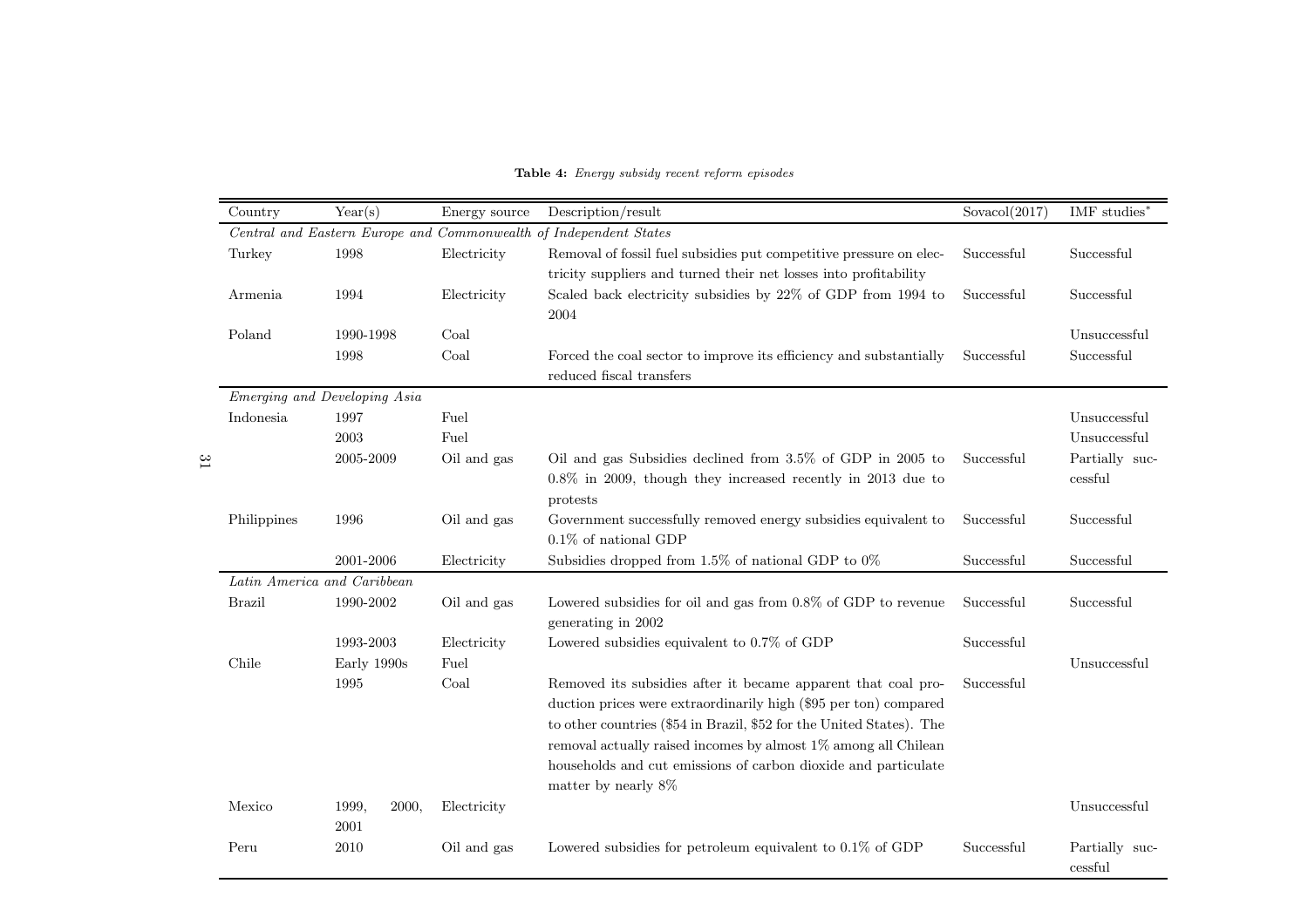**Table 4:** *Energy subsidy recent reform episodes*

| Country | Year(s) | Energy source | Description/result | Sovacol(2017) | IMF studies* |
|---|---|---|---|---|---|
| *Central and Eastern Europe and Commonwealth of Independent States* | | | | | |
| Turkey | 1998 | Electricity | Removal of fossil fuel subsidies put competitive pressure on electricity suppliers and turned their net losses into profitability | Successful | Successful |
| Armenia | 1994 | Electricity | Scaled back electricity subsidies by 22% of GDP from 1994 to 2004 | Successful | Successful |
| Poland | 1990-1998 | Coal | | | Unsuccessful |
| | 1998 | Coal | Forced the coal sector to improve its efficiency and substantially reduced fiscal transfers | Successful | Successful |
| *Emerging and Developing Asia* | | | | | |
| Indonesia | 1997 | Fuel | | | Unsuccessful |
| | 2003 | Fuel | | | Unsuccessful |
| | 2005-2009 | Oil and gas | Oil and gas Subsidies declined from 3.5% of GDP in 2005 to 0.8% in 2009, though they increased recently in 2013 due to protests | Successful | Partially successful |
| Philippines | 1996 | Oil and gas | Government successfully removed energy subsidies equivalent to 0.1% of national GDP | Successful | Successful |
| | 2001-2006 | Electricity | Subsidies dropped from 1.5% of national GDP to 0% | Successful | Successful |
| *Latin America and Caribbean* | | | | | |
| Brazil | 1990-2002 | Oil and gas | Lowered subsidies for oil and gas from 0.8% of GDP to revenue generating in 2002 | Successful | Successful |
| | 1993-2003 | Electricity | Lowered subsidies equivalent to 0.7% of GDP | Successful | |
| Chile | Early 1990s | Fuel | | | Unsuccessful |
| | 1995 | Coal | Removed its subsidies after it became apparent that coal production prices were extraordinarily high ($95 per ton) compared to other countries ($54 in Brazil, $52 for the United States). The removal actually raised incomes by almost 1% among all Chilean households and cut emissions of carbon dioxide and particulate matter by nearly 8% | Successful | |
| Mexico | 1999, 2000, 2001 | Electricity | | | Unsuccessful |
| Peru | 2010 | Oil and gas | Lowered subsidies for petroleum equivalent to 0.1% of GDP | Successful | Partially successful |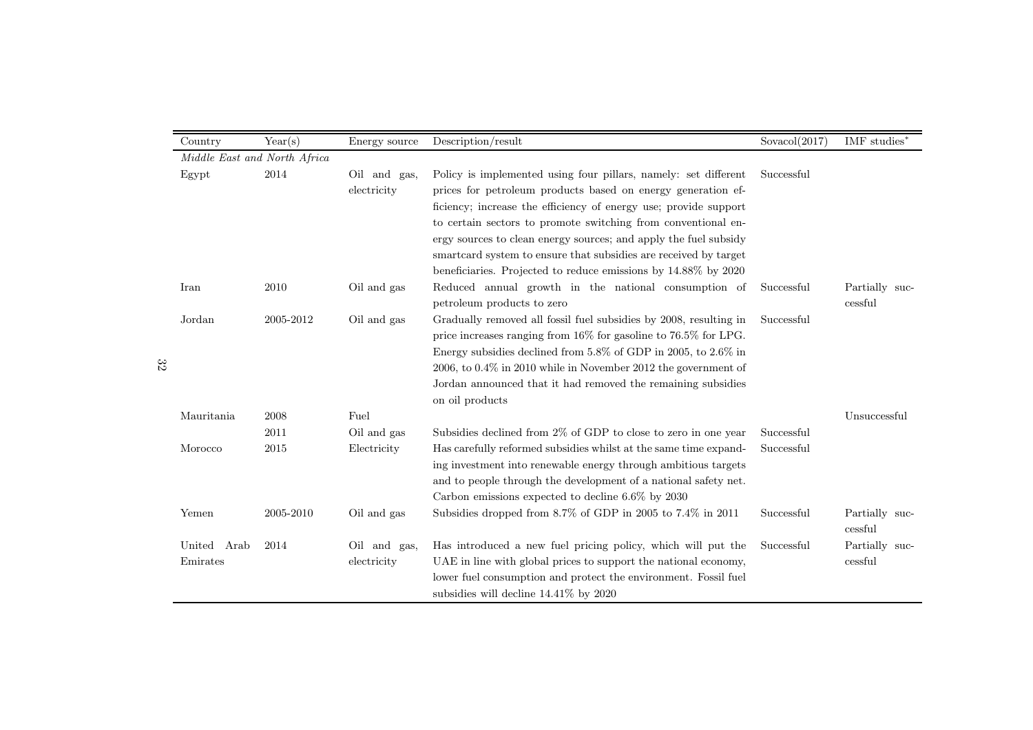| Country | Year(s) | Energy source | Description/result | Sovacol(2017) | IMF studies* |
|---|---|---|---|---|---|
| *Middle East and North Africa* | | | | | |
| Egypt | 2014 | Oil and gas, electricity | Policy is implemented using four pillars, namely: set different prices for petroleum products based on energy generation efficiency; increase the efficiency of energy use; provide support to certain sectors to promote switching from conventional energy sources to clean energy sources; and apply the fuel subsidy smartcard system to ensure that subsidies are received by target beneficiaries. Projected to reduce emissions by 14.88% by 2020 | Successful | |
| Iran | 2010 | Oil and gas | Reduced annual growth in the national consumption of petroleum products to zero | Successful | Partially successful |
| Jordan | 2005-2012 | Oil and gas | Gradually removed all fossil fuel subsidies by 2008, resulting in price increases ranging from 16% for gasoline to 76.5% for LPG. Energy subsidies declined from 5.8% of GDP in 2005, to 2.6% in 2006, to 0.4% in 2010 while in November 2012 the government of Jordan announced that it had removed the remaining subsidies on oil products | Successful | |
| Mauritania | 2008 | Fuel | | | Unsuccessful |
| | 2011 | Oil and gas | Subsidies declined from 2% of GDP to close to zero in one year | Successful | |
| Morocco | 2015 | Electricity | Has carefully reformed subsidies whilst at the same time expanding investment into renewable energy through ambitious targets and to people through the development of a national safety net. Carbon emissions expected to decline 6.6% by 2030 | Successful | |
| Yemen | 2005-2010 | Oil and gas | Subsidies dropped from 8.7% of GDP in 2005 to 7.4% in 2011 | Successful | Partially successful |
| United Arab Emirates | 2014 | Oil and gas, electricity | Has introduced a new fuel pricing policy, which will put the UAE in line with global prices to support the national economy, lower fuel consumption and protect the environment. Fossil fuel subsidies will decline 14.41% by 2020 | Successful | Partially successful |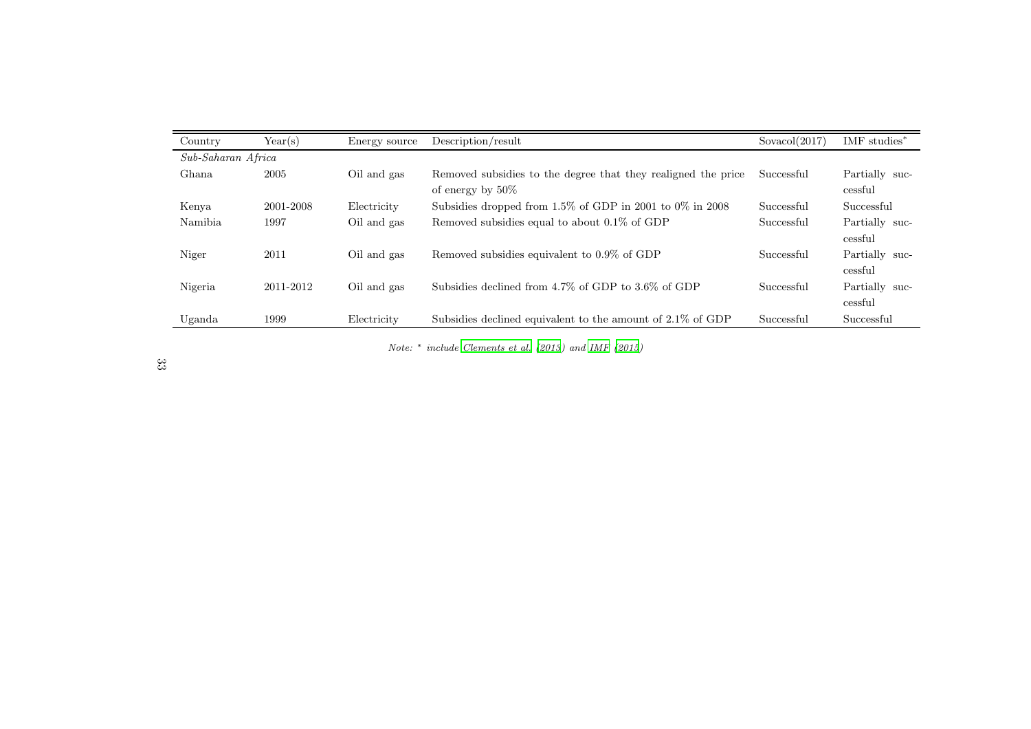| Country | Year(s) | Energy source | Description/result | Sovacol(2017) | IMF studies* |
|---|---|---|---|---|---|
| *Sub-Saharan Africa* | | | | | |
| Ghana | 2005 | Oil and gas | Removed subsidies to the degree that they realigned the price of energy by 50% | Successful | Partially successful |
| Kenya | 2001-2008 | Electricity | Subsidies dropped from 1.5% of GDP in 2001 to 0% in 2008 | Successful | Successful |
| Namibia | 1997 | Oil and gas | Removed subsidies equal to about 0.1% of GDP | Successful | Partially successful |
| Niger | 2011 | Oil and gas | Removed subsidies equivalent to 0.9% of GDP | Successful | Partially successful |
| Nigeria | 2011-2012 | Oil and gas | Subsidies declined from 4.7% of GDP to 3.6% of GDP | Successful | Partially successful |
| Uganda | 1999 | Electricity | Subsidies declined equivalent to the amount of 2.1% of GDP | Successful | Successful |

*Note:* * *include Clements et al. (2013) and IMF (2015)*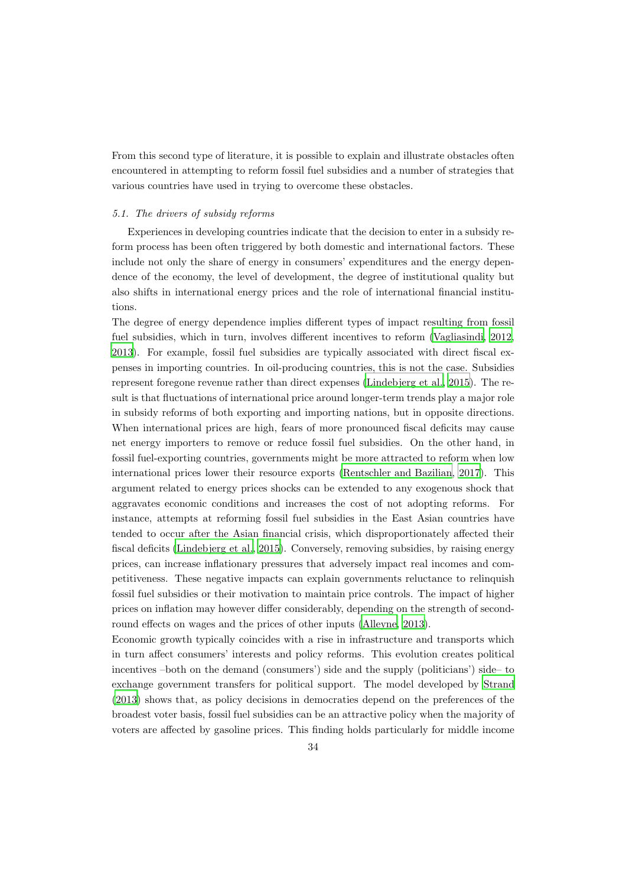From this second type of literature, it is possible to explain and illustrate obstacles often encountered in attempting to reform fossil fuel subsidies and a number of strategies that various countries have used in trying to overcome these obstacles.

### *5.1. The drivers of subsidy reforms*

Experiences in developing countries indicate that the decision to enter in a subsidy reform process has been often triggered by both domestic and international factors. These include not only the share of energy in consumers' expenditures and the energy dependence of the economy, the level of development, the degree of institutional quality but also shifts in international energy prices and the role of international financial institutions.

The degree of energy dependence implies different types of impact resulting from fossil fuel subsidies, which in turn, involves different incentives to reform (Vagliasindi, 2012, 2013). For example, fossil fuel subsidies are typically associated with direct fiscal expenses in importing countries. In oil-producing countries, this is not the case. Subsidies represent foregone revenue rather than direct expenses (Lindebjerg et al., 2015). The result is that fluctuations of international price around longer-term trends play a major role in subsidy reforms of both exporting and importing nations, but in opposite directions. When international prices are high, fears of more pronounced fiscal deficits may cause net energy importers to remove or reduce fossil fuel subsidies. On the other hand, in fossil fuel-exporting countries, governments might be more attracted to reform when low international prices lower their resource exports (Rentschler and Bazilian, 2017). This argument related to energy prices shocks can be extended to any exogenous shock that aggravates economic conditions and increases the cost of not adopting reforms. For instance, attempts at reforming fossil fuel subsidies in the East Asian countries have tended to occur after the Asian financial crisis, which disproportionately affected their fiscal deficits (Lindebjerg et al., 2015). Conversely, removing subsidies, by raising energy prices, can increase inflationary pressures that adversely impact real incomes and competitiveness. These negative impacts can explain governments reluctance to relinquish fossil fuel subsidies or their motivation to maintain price controls. The impact of higher prices on inflation may however differ considerably, depending on the strength of second-round effects on wages and the prices of other inputs (Alleyne, 2013).

Economic growth typically coincides with a rise in infrastructure and transports which in turn affect consumers' interests and policy reforms. This evolution creates political incentives –both on the demand (consumers') side and the supply (politicians') side– to exchange government transfers for political support. The model developed by Strand (2013) shows that, as policy decisions in democracies depend on the preferences of the broadest voter basis, fossil fuel subsidies can be an attractive policy when the majority of voters are affected by gasoline prices. This finding holds particularly for middle income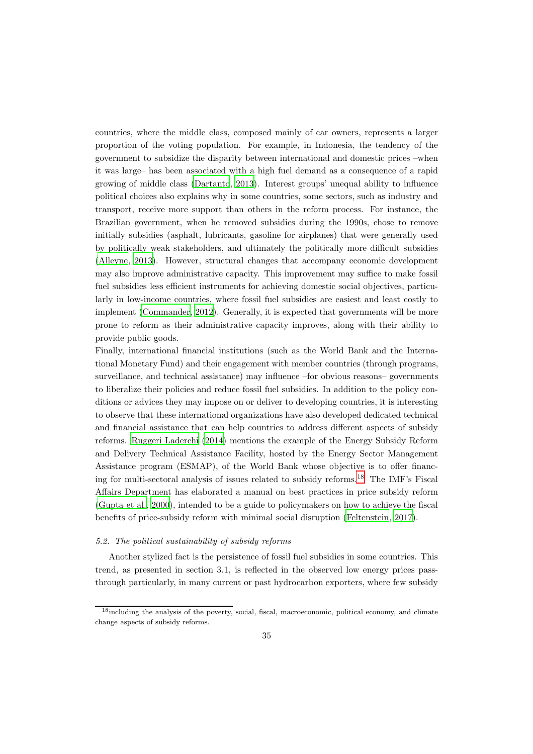countries, where the middle class, composed mainly of car owners, represents a larger proportion of the voting population. For example, in Indonesia, the tendency of the government to subsidize the disparity between international and domestic prices –when it was large– has been associated with a high fuel demand as a consequence of a rapid growing of middle class (Dartanto, 2013). Interest groups' unequal ability to influence political choices also explains why in some countries, some sectors, such as industry and transport, receive more support than others in the reform process. For instance, the Brazilian government, when he removed subsidies during the 1990s, chose to remove initially subsidies (asphalt, lubricants, gasoline for airplanes) that were generally used by politically weak stakeholders, and ultimately the politically more difficult subsidies (Alleyne, 2013). However, structural changes that accompany economic development may also improve administrative capacity. This improvement may suffice to make fossil fuel subsidies less efficient instruments for achieving domestic social objectives, particularly in low-income countries, where fossil fuel subsidies are easiest and least costly to implement (Commander, 2012). Generally, it is expected that governments will be more prone to reform as their administrative capacity improves, along with their ability to provide public goods.

Finally, international financial institutions (such as the World Bank and the International Monetary Fund) and their engagement with member countries (through programs, surveillance, and technical assistance) may influence –for obvious reasons– governments to liberalize their policies and reduce fossil fuel subsidies. In addition to the policy conditions or advices they may impose on or deliver to developing countries, it is interesting to observe that these international organizations have also developed dedicated technical and financial assistance that can help countries to address different aspects of subsidy reforms. Ruggeri Laderchi (2014) mentions the example of the Energy Subsidy Reform and Delivery Technical Assistance Facility, hosted by the Energy Sector Management Assistance program (ESMAP), of the World Bank whose objective is to offer financing for multi-sectoral analysis of issues related to subsidy reforms.[18] The IMF's Fiscal Affairs Department has elaborated a manual on best practices in price subsidy reform (Gupta et al., 2000), intended to be a guide to policymakers on how to achieve the fiscal benefits of price-subsidy reform with minimal social disruption (Feltenstein, 2017).

### *5.2. The political sustainability of subsidy reforms*

Another stylized fact is the persistence of fossil fuel subsidies in some countries. This trend, as presented in section 3.1, is reflected in the observed low energy prices pass-through particularly, in many current or past hydrocarbon exporters, where few subsidy

[18] including the analysis of the poverty, social, fiscal, macroeconomic, political economy, and climate change aspects of subsidy reforms.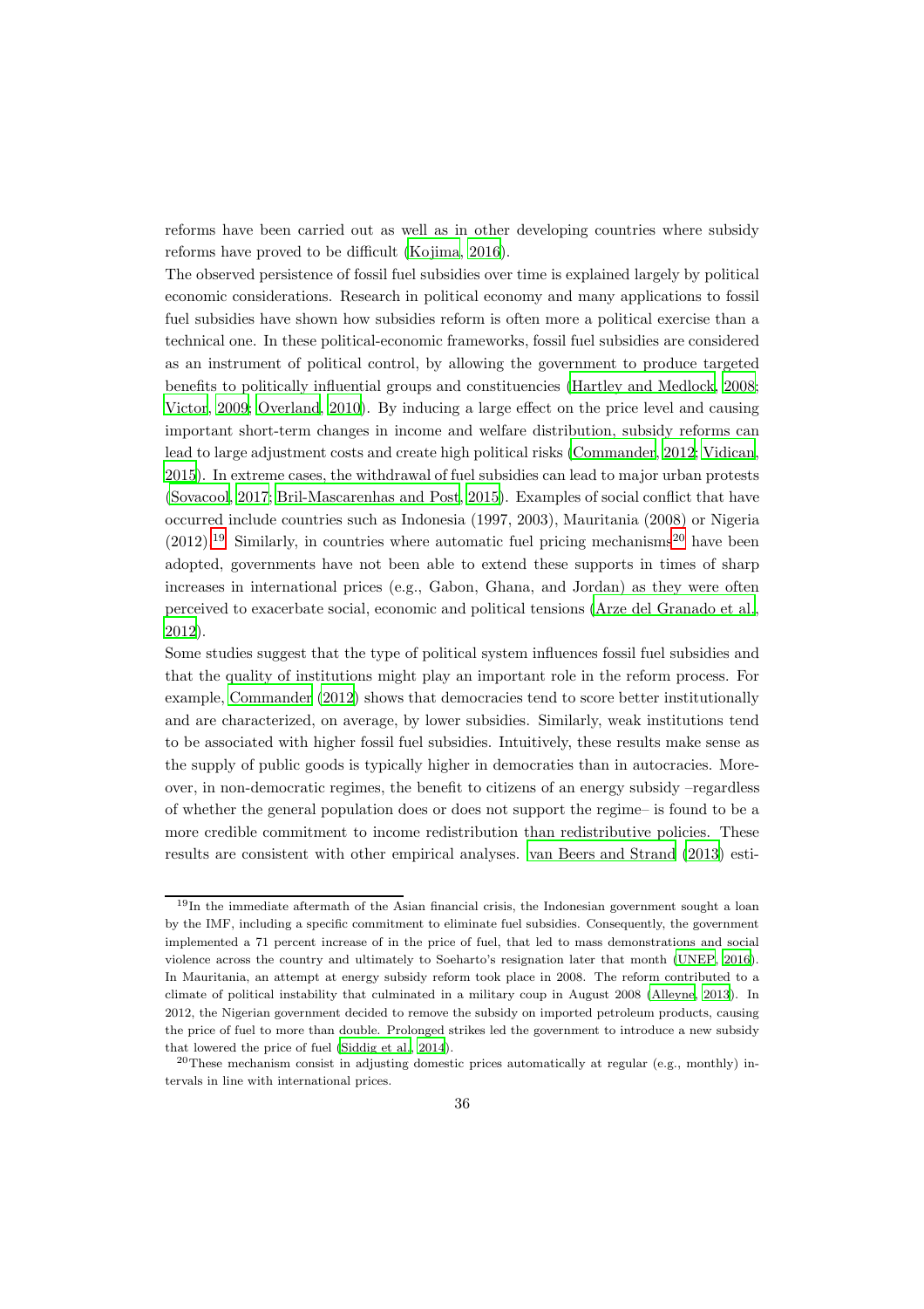reforms have been carried out as well as in other developing countries where subsidy reforms have proved to be difficult (Kojima, 2016).

The observed persistence of fossil fuel subsidies over time is explained largely by political economic considerations. Research in political economy and many applications to fossil fuel subsidies have shown how subsidies reform is often more a political exercise than a technical one. In these political-economic frameworks, fossil fuel subsidies are considered as an instrument of political control, by allowing the government to produce targeted benefits to politically influential groups and constituencies (Hartley and Medlock, 2008; Victor, 2009; Overland, 2010). By inducing a large effect on the price level and causing important short-term changes in income and welfare distribution, subsidy reforms can lead to large adjustment costs and create high political risks (Commander, 2012; Vidican, 2015). In extreme cases, the withdrawal of fuel subsidies can lead to major urban protests (Sovacool, 2017; Bril-Mascarenhas and Post, 2015). Examples of social conflict that have occurred include countries such as Indonesia (1997, 2003), Mauritania (2008) or Nigeria (2012).[19] Similarly, in countries where automatic fuel pricing mechanisms[20] have been adopted, governments have not been able to extend these supports in times of sharp increases in international prices (e.g., Gabon, Ghana, and Jordan) as they were often perceived to exacerbate social, economic and political tensions (Arze del Granado et al., 2012).

Some studies suggest that the type of political system influences fossil fuel subsidies and that the quality of institutions might play an important role in the reform process. For example, Commander (2012) shows that democracies tend to score better institutionally and are characterized, on average, by lower subsidies. Similarly, weak institutions tend to be associated with higher fossil fuel subsidies. Intuitively, these results make sense as the supply of public goods is typically higher in democracies than in autocracies. Moreover, in non-democratic regimes, the benefit to citizens of an energy subsidy –regardless of whether the general population does or does not support the regime– is found to be a more credible commitment to income redistribution than redistributive policies. These results are consistent with other empirical analyses. van Beers and Strand (2013) esti-

[19] In the immediate aftermath of the Asian financial crisis, the Indonesian government sought a loan by the IMF, including a specific commitment to eliminate fuel subsidies. Consequently, the government implemented a 71 percent increase of in the price of fuel, that led to mass demonstrations and social violence across the country and ultimately to Soeharto's resignation later that month (UNEP, 2016). In Mauritania, an attempt at energy subsidy reform took place in 2008. The reform contributed to a climate of political instability that culminated in a military coup in August 2008 (Alleyne, 2013). In 2012, the Nigerian government decided to remove the subsidy on imported petroleum products, causing the price of fuel to more than double. Prolonged strikes led the government to introduce a new subsidy that lowered the price of fuel (Siddig et al., 2014).

[20] These mechanism consist in adjusting domestic prices automatically at regular (e.g., monthly) intervals in line with international prices.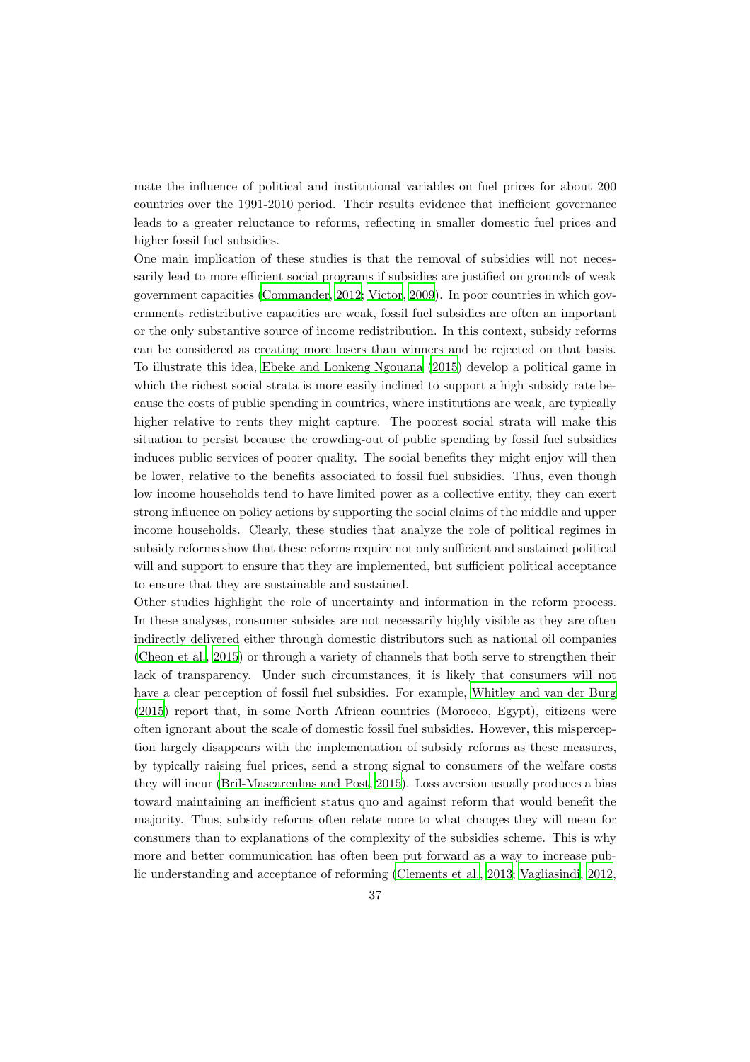mate the influence of political and institutional variables on fuel prices for about 200 countries over the 1991-2010 period. Their results evidence that inefficient governance leads to a greater reluctance to reforms, reflecting in smaller domestic fuel prices and higher fossil fuel subsidies.

One main implication of these studies is that the removal of subsidies will not necessarily lead to more efficient social programs if subsidies are justified on grounds of weak government capacities (Commander, 2012; Victor, 2009). In poor countries in which governments redistributive capacities are weak, fossil fuel subsidies are often an important or the only substantive source of income redistribution. In this context, subsidy reforms can be considered as creating more losers than winners and be rejected on that basis. To illustrate this idea, Ebeke and Lonkeng Ngouana (2015) develop a political game in which the richest social strata is more easily inclined to support a high subsidy rate because the costs of public spending in countries, where institutions are weak, are typically higher relative to rents they might capture. The poorest social strata will make this situation to persist because the crowding-out of public spending by fossil fuel subsidies induces public services of poorer quality. The social benefits they might enjoy will then be lower, relative to the benefits associated to fossil fuel subsidies. Thus, even though low income households tend to have limited power as a collective entity, they can exert strong influence on policy actions by supporting the social claims of the middle and upper income households. Clearly, these studies that analyze the role of political regimes in subsidy reforms show that these reforms require not only sufficient and sustained political will and support to ensure that they are implemented, but sufficient political acceptance to ensure that they are sustainable and sustained.

Other studies highlight the role of uncertainty and information in the reform process. In these analyses, consumer subsides are not necessarily highly visible as they are often indirectly delivered either through domestic distributors such as national oil companies (Cheon et al., 2015) or through a variety of channels that both serve to strengthen their lack of transparency. Under such circumstances, it is likely that consumers will not have a clear perception of fossil fuel subsidies. For example, Whitley and van der Burg (2015) report that, in some North African countries (Morocco, Egypt), citizens were often ignorant about the scale of domestic fossil fuel subsidies. However, this misperception largely disappears with the implementation of subsidy reforms as these measures, by typically raising fuel prices, send a strong signal to consumers of the welfare costs they will incur (Bril-Mascarenhas and Post, 2015). Loss aversion usually produces a bias toward maintaining an inefficient status quo and against reform that would benefit the majority. Thus, subsidy reforms often relate more to what changes they will mean for consumers than to explanations of the complexity of the subsidies scheme. This is why more and better communication has often been put forward as a way to increase public understanding and acceptance of reforming (Clements et al., 2013; Vagliasindi, 2012,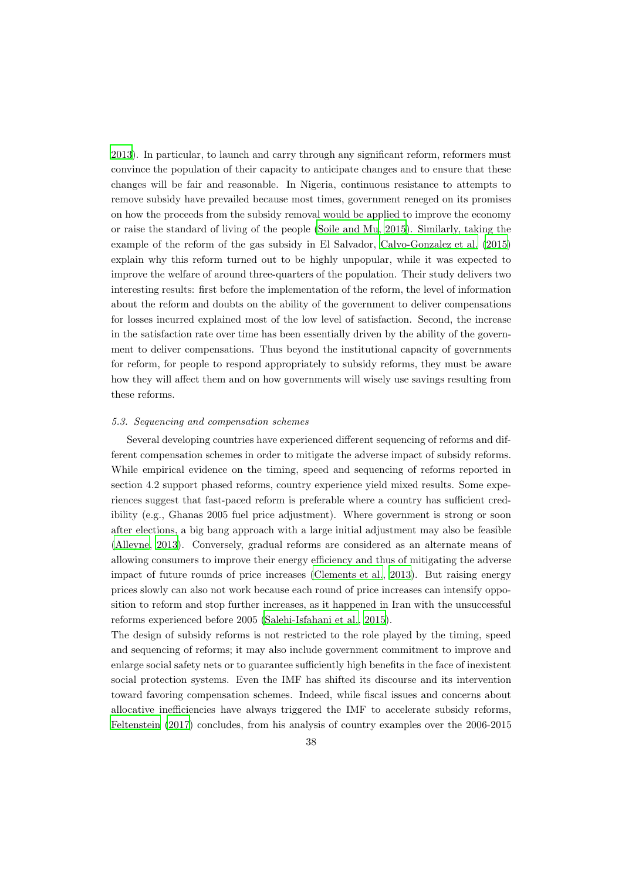2013). In particular, to launch and carry through any significant reform, reformers must convince the population of their capacity to anticipate changes and to ensure that these changes will be fair and reasonable. In Nigeria, continuous resistance to attempts to remove subsidy have prevailed because most times, government reneged on its promises on how the proceeds from the subsidy removal would be applied to improve the economy or raise the standard of living of the people (Soile and Mu, 2015). Similarly, taking the example of the reform of the gas subsidy in El Salvador, Calvo-Gonzalez et al. (2015) explain why this reform turned out to be highly unpopular, while it was expected to improve the welfare of around three-quarters of the population. Their study delivers two interesting results: first before the implementation of the reform, the level of information about the reform and doubts on the ability of the government to deliver compensations for losses incurred explained most of the low level of satisfaction. Second, the increase in the satisfaction rate over time has been essentially driven by the ability of the government to deliver compensations. Thus beyond the institutional capacity of governments for reform, for people to respond appropriately to subsidy reforms, they must be aware how they will affect them and on how governments will wisely use savings resulting from these reforms.

### *5.3. Sequencing and compensation schemes*

Several developing countries have experienced different sequencing of reforms and different compensation schemes in order to mitigate the adverse impact of subsidy reforms. While empirical evidence on the timing, speed and sequencing of reforms reported in section 4.2 support phased reforms, country experience yield mixed results. Some experiences suggest that fast-paced reform is preferable where a country has sufficient credibility (e.g., Ghanas 2005 fuel price adjustment). Where government is strong or soon after elections, a big bang approach with a large initial adjustment may also be feasible (Alleyne, 2013). Conversely, gradual reforms are considered as an alternate means of allowing consumers to improve their energy efficiency and thus of mitigating the adverse impact of future rounds of price increases (Clements et al., 2013). But raising energy prices slowly can also not work because each round of price increases can intensify opposition to reform and stop further increases, as it happened in Iran with the unsuccessful reforms experienced before 2005 (Salehi-Isfahani et al., 2015).

The design of subsidy reforms is not restricted to the role played by the timing, speed and sequencing of reforms; it may also include government commitment to improve and enlarge social safety nets or to guarantee sufficiently high benefits in the face of inexistent social protection systems. Even the IMF has shifted its discourse and its intervention toward favoring compensation schemes. Indeed, while fiscal issues and concerns about allocative inefficiencies have always triggered the IMF to accelerate subsidy reforms, Feltenstein (2017) concludes, from his analysis of country examples over the 2006-2015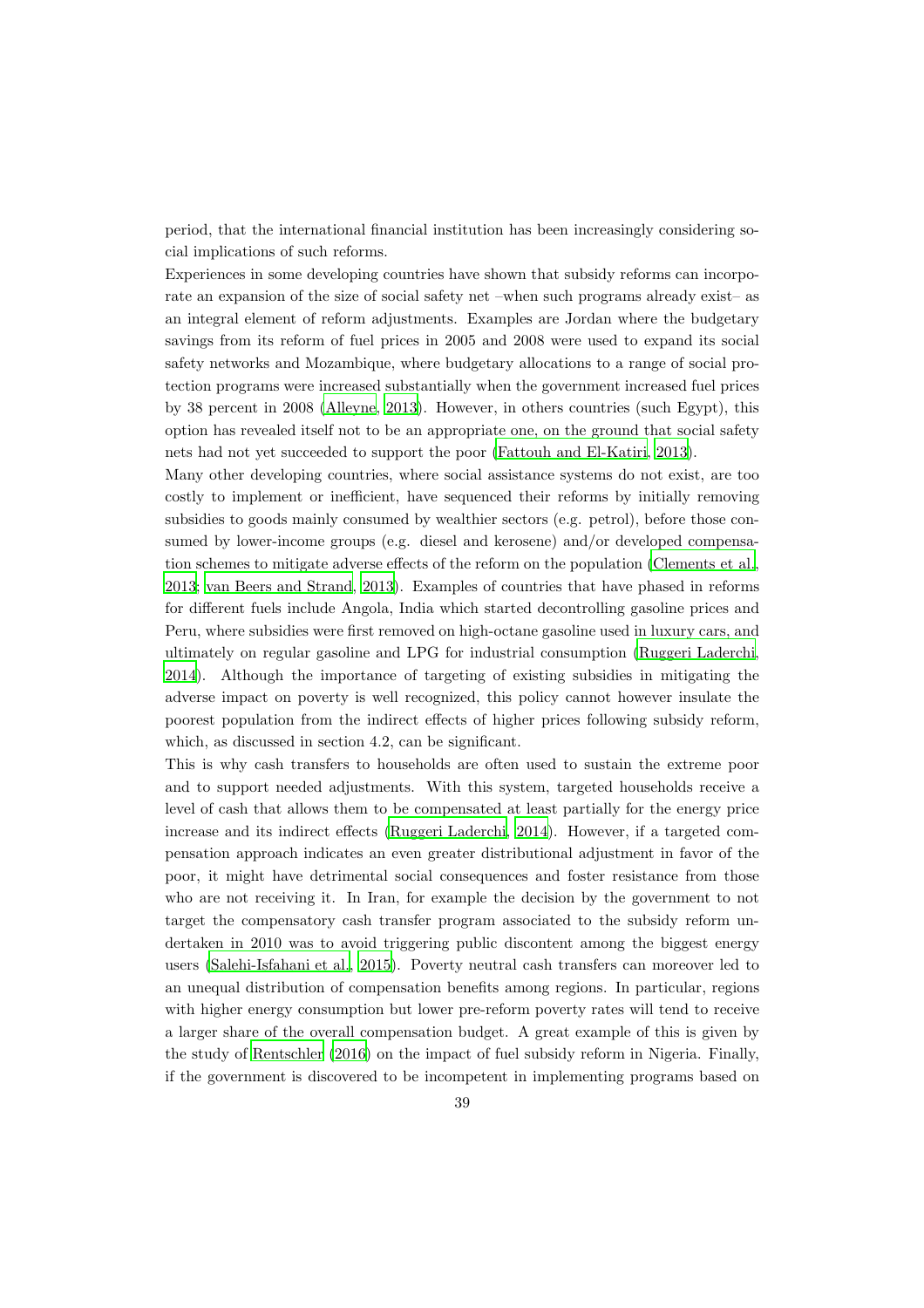period, that the international financial institution has been increasingly considering social implications of such reforms.

Experiences in some developing countries have shown that subsidy reforms can incorporate an expansion of the size of social safety net –when such programs already exist– as an integral element of reform adjustments. Examples are Jordan where the budgetary savings from its reform of fuel prices in 2005 and 2008 were used to expand its social safety networks and Mozambique, where budgetary allocations to a range of social protection programs were increased substantially when the government increased fuel prices by 38 percent in 2008 (Alleyne, 2013). However, in others countries (such Egypt), this option has revealed itself not to be an appropriate one, on the ground that social safety nets had not yet succeeded to support the poor (Fattouh and El-Katiri, 2013).

Many other developing countries, where social assistance systems do not exist, are too costly to implement or inefficient, have sequenced their reforms by initially removing subsidies to goods mainly consumed by wealthier sectors (e.g. petrol), before those consumed by lower-income groups (e.g. diesel and kerosene) and/or developed compensation schemes to mitigate adverse effects of the reform on the population (Clements et al., 2013; van Beers and Strand, 2013). Examples of countries that have phased in reforms for different fuels include Angola, India which started decontrolling gasoline prices and Peru, where subsidies were first removed on high-octane gasoline used in luxury cars, and ultimately on regular gasoline and LPG for industrial consumption (Ruggeri Laderchi, 2014). Although the importance of targeting of existing subsidies in mitigating the adverse impact on poverty is well recognized, this policy cannot however insulate the poorest population from the indirect effects of higher prices following subsidy reform, which, as discussed in section 4.2, can be significant.

This is why cash transfers to households are often used to sustain the extreme poor and to support needed adjustments. With this system, targeted households receive a level of cash that allows them to be compensated at least partially for the energy price increase and its indirect effects (Ruggeri Laderchi, 2014). However, if a targeted compensation approach indicates an even greater distributional adjustment in favor of the poor, it might have detrimental social consequences and foster resistance from those who are not receiving it. In Iran, for example the decision by the government to not target the compensatory cash transfer program associated to the subsidy reform undertaken in 2010 was to avoid triggering public discontent among the biggest energy users (Salehi-Isfahani et al., 2015). Poverty neutral cash transfers can moreover led to an unequal distribution of compensation benefits among regions. In particular, regions with higher energy consumption but lower pre-reform poverty rates will tend to receive a larger share of the overall compensation budget. A great example of this is given by the study of Rentschler (2016) on the impact of fuel subsidy reform in Nigeria. Finally, if the government is discovered to be incompetent in implementing programs based on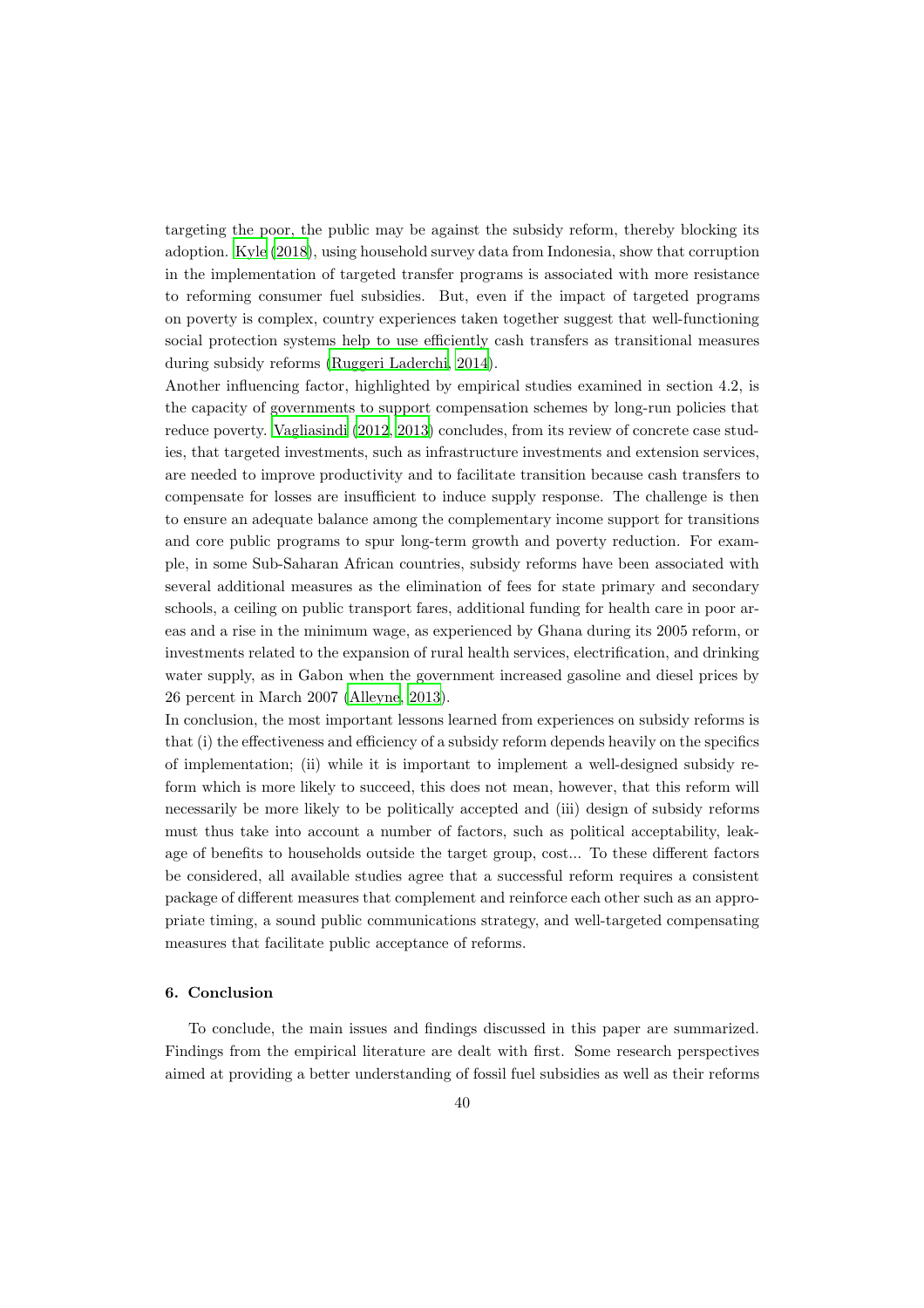targeting the poor, the public may be against the subsidy reform, thereby blocking its adoption. Kyle (2018), using household survey data from Indonesia, show that corruption in the implementation of targeted transfer programs is associated with more resistance to reforming consumer fuel subsidies. But, even if the impact of targeted programs on poverty is complex, country experiences taken together suggest that well-functioning social protection systems help to use efficiently cash transfers as transitional measures during subsidy reforms (Ruggeri Laderchi, 2014).

Another influencing factor, highlighted by empirical studies examined in section 4.2, is the capacity of governments to support compensation schemes by long-run policies that reduce poverty. Vagliasindi (2012, 2013) concludes, from its review of concrete case studies, that targeted investments, such as infrastructure investments and extension services, are needed to improve productivity and to facilitate transition because cash transfers to compensate for losses are insufficient to induce supply response. The challenge is then to ensure an adequate balance among the complementary income support for transitions and core public programs to spur long-term growth and poverty reduction. For example, in some Sub-Saharan African countries, subsidy reforms have been associated with several additional measures as the elimination of fees for state primary and secondary schools, a ceiling on public transport fares, additional funding for health care in poor areas and a rise in the minimum wage, as experienced by Ghana during its 2005 reform, or investments related to the expansion of rural health services, electrification, and drinking water supply, as in Gabon when the government increased gasoline and diesel prices by 26 percent in March 2007 (Alleyne, 2013).

In conclusion, the most important lessons learned from experiences on subsidy reforms is that (i) the effectiveness and efficiency of a subsidy reform depends heavily on the specifics of implementation; (ii) while it is important to implement a well-designed subsidy reform which is more likely to succeed, this does not mean, however, that this reform will necessarily be more likely to be politically accepted and (iii) design of subsidy reforms must thus take into account a number of factors, such as political acceptability, leakage of benefits to households outside the target group, cost... To these different factors be considered, all available studies agree that a successful reform requires a consistent package of different measures that complement and reinforce each other such as an appropriate timing, a sound public communications strategy, and well-targeted compensating measures that facilitate public acceptance of reforms.

## 6. Conclusion

To conclude, the main issues and findings discussed in this paper are summarized. Findings from the empirical literature are dealt with first. Some research perspectives aimed at providing a better understanding of fossil fuel subsidies as well as their reforms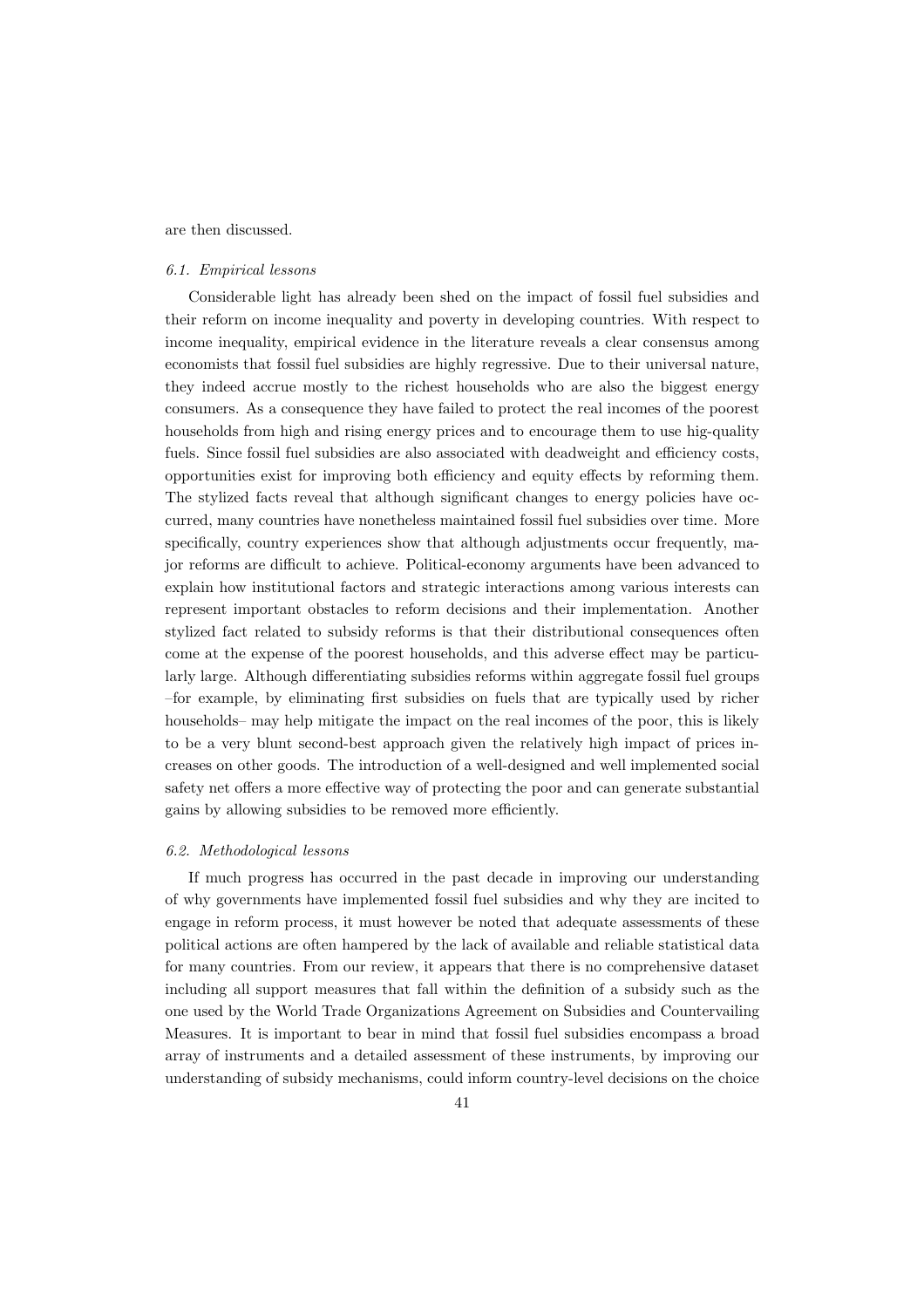are then discussed.

### *6.1. Empirical lessons*

Considerable light has already been shed on the impact of fossil fuel subsidies and their reform on income inequality and poverty in developing countries. With respect to income inequality, empirical evidence in the literature reveals a clear consensus among economists that fossil fuel subsidies are highly regressive. Due to their universal nature, they indeed accrue mostly to the richest households who are also the biggest energy consumers. As a consequence they have failed to protect the real incomes of the poorest households from high and rising energy prices and to encourage them to use hig-quality fuels. Since fossil fuel subsidies are also associated with deadweight and efficiency costs, opportunities exist for improving both efficiency and equity effects by reforming them. The stylized facts reveal that although significant changes to energy policies have occurred, many countries have nonetheless maintained fossil fuel subsidies over time. More specifically, country experiences show that although adjustments occur frequently, major reforms are difficult to achieve. Political-economy arguments have been advanced to explain how institutional factors and strategic interactions among various interests can represent important obstacles to reform decisions and their implementation. Another stylized fact related to subsidy reforms is that their distributional consequences often come at the expense of the poorest households, and this adverse effect may be particularly large. Although differentiating subsidies reforms within aggregate fossil fuel groups –for example, by eliminating first subsidies on fuels that are typically used by richer households– may help mitigate the impact on the real incomes of the poor, this is likely to be a very blunt second-best approach given the relatively high impact of prices increases on other goods. The introduction of a well-designed and well implemented social safety net offers a more effective way of protecting the poor and can generate substantial gains by allowing subsidies to be removed more efficiently.

### *6.2. Methodological lessons*

If much progress has occurred in the past decade in improving our understanding of why governments have implemented fossil fuel subsidies and why they are incited to engage in reform process, it must however be noted that adequate assessments of these political actions are often hampered by the lack of available and reliable statistical data for many countries. From our review, it appears that there is no comprehensive dataset including all support measures that fall within the definition of a subsidy such as the one used by the World Trade Organizations Agreement on Subsidies and Countervailing Measures. It is important to bear in mind that fossil fuel subsidies encompass a broad array of instruments and a detailed assessment of these instruments, by improving our understanding of subsidy mechanisms, could inform country-level decisions on the choice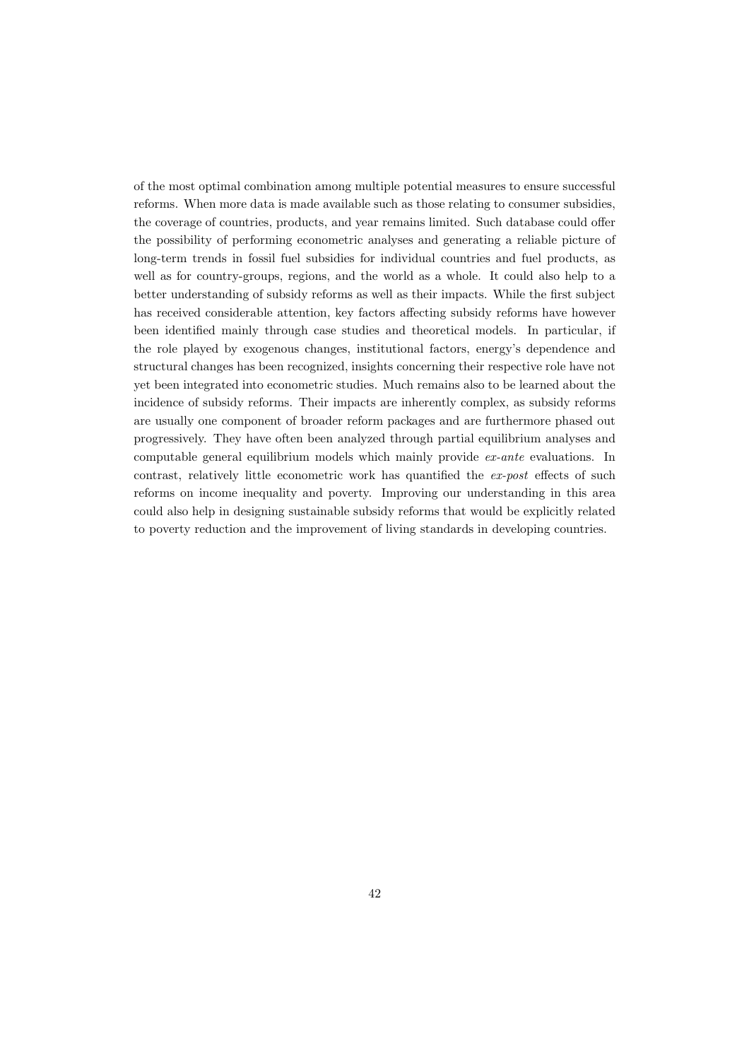of the most optimal combination among multiple potential measures to ensure successful reforms. When more data is made available such as those relating to consumer subsidies, the coverage of countries, products, and year remains limited. Such database could offer the possibility of performing econometric analyses and generating a reliable picture of long-term trends in fossil fuel subsidies for individual countries and fuel products, as well as for country-groups, regions, and the world as a whole. It could also help to a better understanding of subsidy reforms as well as their impacts. While the first subject has received considerable attention, key factors affecting subsidy reforms have however been identified mainly through case studies and theoretical models. In particular, if the role played by exogenous changes, institutional factors, energy's dependence and structural changes has been recognized, insights concerning their respective role have not yet been integrated into econometric studies. Much remains also to be learned about the incidence of subsidy reforms. Their impacts are inherently complex, as subsidy reforms are usually one component of broader reform packages and are furthermore phased out progressively. They have often been analyzed through partial equilibrium analyses and computable general equilibrium models which mainly provide *ex-ante* evaluations. In contrast, relatively little econometric work has quantified the *ex-post* effects of such reforms on income inequality and poverty. Improving our understanding in this area could also help in designing sustainable subsidy reforms that would be explicitly related to poverty reduction and the improvement of living standards in developing countries.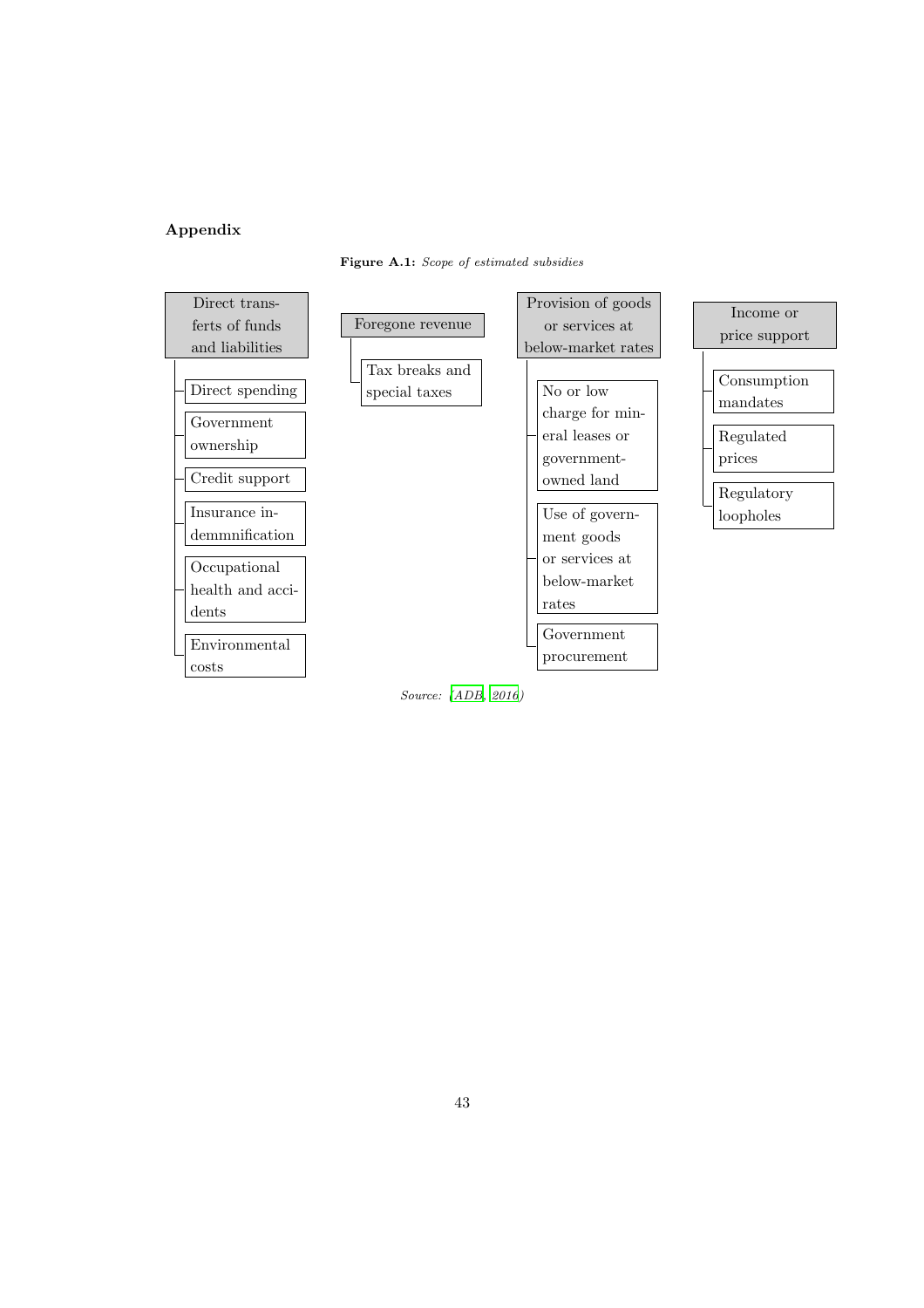## Appendix

**Figure A.1:** *Scope of estimated subsidies*

- **Direct transfers of funds and liabilities**
  - Direct spending
  - Government ownership
  - Credit support
  - Insurance indemmnification
  - Occupational health and accidents
  - Environmental costs
- **Foregone revenue**
  - Tax breaks and special taxes
- **Provision of goods or services at below-market rates**
  - No or low charge for mineral leases or government-owned land
  - Use of government goods or services at below-market rates
  - Government procurement
- **Income or price support**
  - Consumption mandates
  - Regulated prices
  - Regulatory loopholes

*Source: (ADB, 2016)*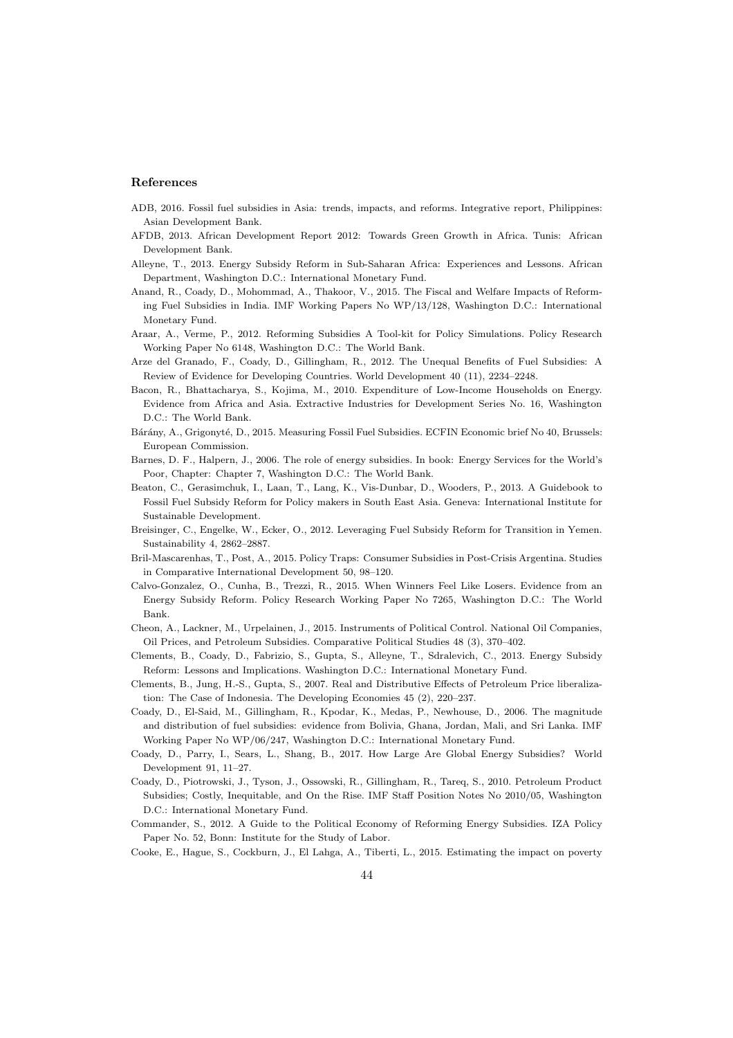## References

ADB, 2016. Fossil fuel subsidies in Asia: trends, impacts, and reforms. Integrative report, Philippines: Asian Development Bank.

AFDB, 2013. African Development Report 2012: Towards Green Growth in Africa. Tunis: African Development Bank.

Alleyne, T., 2013. Energy Subsidy Reform in Sub-Saharan Africa: Experiences and Lessons. African Department, Washington D.C.: International Monetary Fund.

Anand, R., Coady, D., Mohommad, A., Thakoor, V., 2015. The Fiscal and Welfare Impacts of Reforming Fuel Subsidies in India. IMF Working Papers No WP/13/128, Washington D.C.: International Monetary Fund.

Araar, A., Verme, P., 2012. Reforming Subsidies A Tool-kit for Policy Simulations. Policy Research Working Paper No 6148, Washington D.C.: The World Bank.

Arze del Granado, F., Coady, D., Gillingham, R., 2012. The Unequal Benefits of Fuel Subsidies: A Review of Evidence for Developing Countries. World Development 40 (11), 2234–2248.

Bacon, R., Bhattacharya, S., Kojima, M., 2010. Expenditure of Low-Income Households on Energy. Evidence from Africa and Asia. Extractive Industries for Development Series No. 16, Washington D.C.: The World Bank.

Bárány, A., Grigonytė, D., 2015. Measuring Fossil Fuel Subsidies. ECFIN Economic brief No 40, Brussels: European Commission.

Barnes, D. F., Halpern, J., 2006. The role of energy subsidies. In book: Energy Services for the World's Poor, Chapter: Chapter 7, Washington D.C.: The World Bank.

Beaton, C., Gerasimchuk, I., Laan, T., Lang, K., Vis-Dunbar, D., Wooders, P., 2013. A Guidebook to Fossil Fuel Subsidy Reform for Policy makers in South East Asia. Geneva: International Institute for Sustainable Development.

Breisinger, C., Engelke, W., Ecker, O., 2012. Leveraging Fuel Subsidy Reform for Transition in Yemen. Sustainability 4, 2862–2887.

Bril-Mascarenhas, T., Post, A., 2015. Policy Traps: Consumer Subsidies in Post-Crisis Argentina. Studies in Comparative International Development 50, 98–120.

Calvo-Gonzalez, O., Cunha, B., Trezzi, R., 2015. When Winners Feel Like Losers. Evidence from an Energy Subsidy Reform. Policy Research Working Paper No 7265, Washington D.C.: The World Bank.

Cheon, A., Lackner, M., Urpelainen, J., 2015. Instruments of Political Control. National Oil Companies, Oil Prices, and Petroleum Subsidies. Comparative Political Studies 48 (3), 370–402.

Clements, B., Coady, D., Fabrizio, S., Gupta, S., Alleyne, T., Sdralevich, C., 2013. Energy Subsidy Reform: Lessons and Implications. Washington D.C.: International Monetary Fund.

Clements, B., Jung, H.-S., Gupta, S., 2007. Real and Distributive Effects of Petroleum Price liberalization: The Case of Indonesia. The Developing Economies 45 (2), 220–237.

Coady, D., El-Said, M., Gillingham, R., Kpodar, K., Medas, P., Newhouse, D., 2006. The magnitude and distribution of fuel subsidies: evidence from Bolivia, Ghana, Jordan, Mali, and Sri Lanka. IMF Working Paper No WP/06/247, Washington D.C.: International Monetary Fund.

Coady, D., Parry, I., Sears, L., Shang, B., 2017. How Large Are Global Energy Subsidies? World Development 91, 11–27.

Coady, D., Piotrowski, J., Tyson, J., Ossowski, R., Gillingham, R., Tareq, S., 2010. Petroleum Product Subsidies; Costly, Inequitable, and On the Rise. IMF Staff Position Notes No 2010/05, Washington D.C.: International Monetary Fund.

Commander, S., 2012. A Guide to the Political Economy of Reforming Energy Subsidies. IZA Policy Paper No. 52, Bonn: Institute for the Study of Labor.

Cooke, E., Hague, S., Cockburn, J., El Lahga, A., Tiberti, L., 2015. Estimating the impact on poverty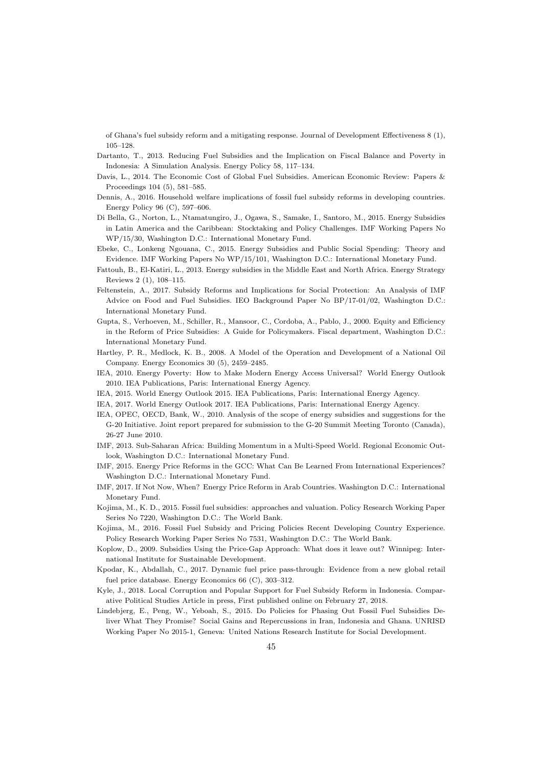of Ghana's fuel subsidy reform and a mitigating response. Journal of Development Effectiveness 8 (1), 105–128.

Dartanto, T., 2013. Reducing Fuel Subsidies and the Implication on Fiscal Balance and Poverty in Indonesia: A Simulation Analysis. Energy Policy 58, 117–134.

Davis, L., 2014. The Economic Cost of Global Fuel Subsidies. American Economic Review: Papers & Proceedings 104 (5), 581–585.

Dennis, A., 2016. Household welfare implications of fossil fuel subsidy reforms in developing countries. Energy Policy 96 (C), 597–606.

Di Bella, G., Norton, L., Ntamatungiro, J., Ogawa, S., Samake, I., Santoro, M., 2015. Energy Subsidies in Latin America and the Caribbean: Stocktaking and Policy Challenges. IMF Working Papers No WP/15/30, Washington D.C.: International Monetary Fund.

Ebeke, C., Lonkeng Ngouana, C., 2015. Energy Subsidies and Public Social Spending: Theory and Evidence. IMF Working Papers No WP/15/101, Washington D.C.: International Monetary Fund.

Fattouh, B., El-Katiri, L., 2013. Energy subsidies in the Middle East and North Africa. Energy Strategy Reviews 2 (1), 108–115.

Feltenstein, A., 2017. Subsidy Reforms and Implications for Social Protection: An Analysis of IMF Advice on Food and Fuel Subsidies. IEO Background Paper No BP/17-01/02, Washington D.C.: International Monetary Fund.

Gupta, S., Verhoeven, M., Schiller, R., Mansoor, C., Cordoba, A., Pablo, J., 2000. Equity and Efficiency in the Reform of Price Subsidies: A Guide for Policymakers. Fiscal department, Washington D.C.: International Monetary Fund.

Hartley, P. R., Medlock, K. B., 2008. A Model of the Operation and Development of a National Oil Company. Energy Economics 30 (5), 2459–2485.

IEA, 2010. Energy Poverty: How to Make Modern Energy Access Universal? World Energy Outlook 2010. IEA Publications, Paris: International Energy Agency.

IEA, 2015. World Energy Outlook 2015. IEA Publications, Paris: International Energy Agency.

IEA, 2017. World Energy Outlook 2017. IEA Publications, Paris: International Energy Agency.

IEA, OPEC, OECD, Bank, W., 2010. Analysis of the scope of energy subsidies and suggestions for the G-20 Initiative. Joint report prepared for submission to the G-20 Summit Meeting Toronto (Canada), 26-27 June 2010.

IMF, 2013. Sub-Saharan Africa: Building Momentum in a Multi-Speed World. Regional Economic Outlook, Washington D.C.: International Monetary Fund.

IMF, 2015. Energy Price Reforms in the GCC: What Can Be Learned From International Experiences? Washington D.C.: International Monetary Fund.

IMF, 2017. If Not Now, When? Energy Price Reform in Arab Countries. Washington D.C.: International Monetary Fund.

Kojima, M., K. D., 2015. Fossil fuel subsidies: approaches and valuation. Policy Research Working Paper Series No 7220, Washington D.C.: The World Bank.

Kojima, M., 2016. Fossil Fuel Subsidy and Pricing Policies Recent Developing Country Experience. Policy Research Working Paper Series No 7531, Washington D.C.: The World Bank.

Koplow, D., 2009. Subsidies Using the Price-Gap Approach: What does it leave out? Winnipeg: International Institute for Sustainable Development.

Kpodar, K., Abdallah, C., 2017. Dynamic fuel price pass-through: Evidence from a new global retail fuel price database. Energy Economics 66 (C), 303–312.

Kyle, J., 2018. Local Corruption and Popular Support for Fuel Subsidy Reform in Indonesia. Comparative Political Studies Article in press, First published online on February 27, 2018.

Lindebjerg, E., Peng, W., Yeboah, S., 2015. Do Policies for Phasing Out Fossil Fuel Subsidies Deliver What They Promise? Social Gains and Repercussions in Iran, Indonesia and Ghana. UNRISD Working Paper No 2015-1, Geneva: United Nations Research Institute for Social Development.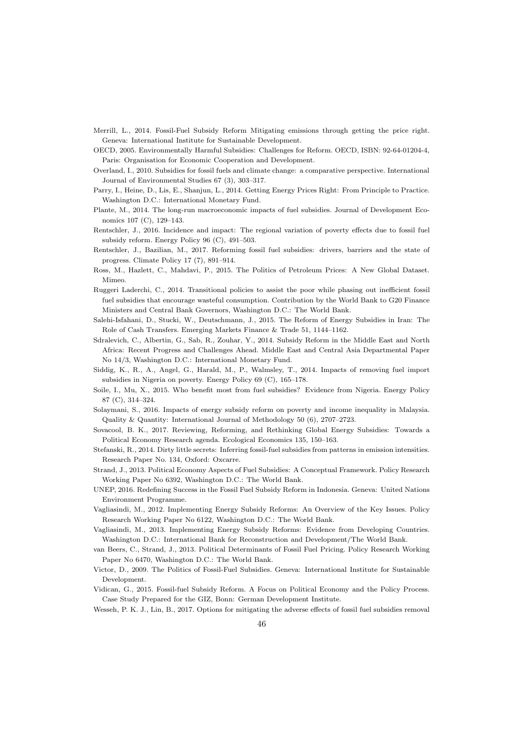Merrill, L., 2014. Fossil-Fuel Subsidy Reform Mitigating emissions through getting the price right. Geneva: International Institute for Sustainable Development.

OECD, 2005. Environmentally Harmful Subsidies: Challenges for Reform. OECD, ISBN: 92-64-01204-4, Paris: Organisation for Economic Cooperation and Development.

Overland, I., 2010. Subsidies for fossil fuels and climate change: a comparative perspective. International Journal of Environmental Studies 67 (3), 303–317.

Parry, I., Heine, D., Lis, E., Shanjun, L., 2014. Getting Energy Prices Right: From Principle to Practice. Washington D.C.: International Monetary Fund.

Plante, M., 2014. The long-run macroeconomic impacts of fuel subsidies. Journal of Development Economics 107 (C), 129–143.

Rentschler, J., 2016. Incidence and impact: The regional variation of poverty effects due to fossil fuel subsidy reform. Energy Policy 96 (C), 491–503.

Rentschler, J., Bazilian, M., 2017. Reforming fossil fuel subsidies: drivers, barriers and the state of progress. Climate Policy 17 (7), 891–914.

Ross, M., Hazlett, C., Mahdavi, P., 2015. The Politics of Petroleum Prices: A New Global Dataset. Mimeo.

Ruggeri Laderchi, C., 2014. Transitional policies to assist the poor while phasing out inefficient fossil fuel subsidies that encourage wasteful consumption. Contribution by the World Bank to G20 Finance Ministers and Central Bank Governors, Washington D.C.: The World Bank.

Salehi-Isfahani, D., Stucki, W., Deutschmann, J., 2015. The Reform of Energy Subsidies in Iran: The Role of Cash Transfers. Emerging Markets Finance & Trade 51, 1144–1162.

Sdralevich, C., Albertin, G., Sab, R., Zouhar, Y., 2014. Subsidy Reform in the Middle East and North Africa: Recent Progress and Challenges Ahead. Middle East and Central Asia Departmental Paper No 14/3, Washington D.C.: International Monetary Fund.

Siddig, K., R., A., Angel, G., Harald, M., P., Walmsley, T., 2014. Impacts of removing fuel import subsidies in Nigeria on poverty. Energy Policy 69 (C), 165–178.

Soile, I., Mu, X., 2015. Who benefit most from fuel subsidies? Evidence from Nigeria. Energy Policy 87 (C), 314–324.

Solaymani, S., 2016. Impacts of energy subsidy reform on poverty and income inequality in Malaysia. Quality & Quantity: International Journal of Methodology 50 (6), 2707–2723.

Sovacool, B. K., 2017. Reviewing, Reforming, and Rethinking Global Energy Subsidies: Towards a Political Economy Research agenda. Ecological Economics 135, 150–163.

Stefanski, R., 2014. Dirty little secrets: Inferring fossil-fuel subsidies from patterns in emission intensities. Research Paper No. 134, Oxford: Oxcarre.

Strand, J., 2013. Political Economy Aspects of Fuel Subsidies: A Conceptual Framework. Policy Research Working Paper No 6392, Washington D.C.: The World Bank.

UNEP, 2016. Redefining Success in the Fossil Fuel Subsidy Reform in Indonesia. Geneva: United Nations Environment Programme.

Vagliasindi, M., 2012. Implementing Energy Subsidy Reforms: An Overview of the Key Issues. Policy Research Working Paper No 6122, Washington D.C.: The World Bank.

Vagliasindi, M., 2013. Implementing Energy Subsidy Reforms: Evidence from Developing Countries. Washington D.C.: International Bank for Reconstruction and Development/The World Bank.

van Beers, C., Strand, J., 2013. Political Determinants of Fossil Fuel Pricing. Policy Research Working Paper No 6470, Washington D.C.: The World Bank.

Victor, D., 2009. The Politics of Fossil-Fuel Subsidies. Geneva: International Institute for Sustainable Development.

Vidican, G., 2015. Fossil-fuel Subsidy Reform. A Focus on Political Economy and the Policy Process. Case Study Prepared for the GIZ, Bonn: German Development Institute.

Wesseh, P. K. J., Lin, B., 2017. Options for mitigating the adverse effects of fossil fuel subsidies removal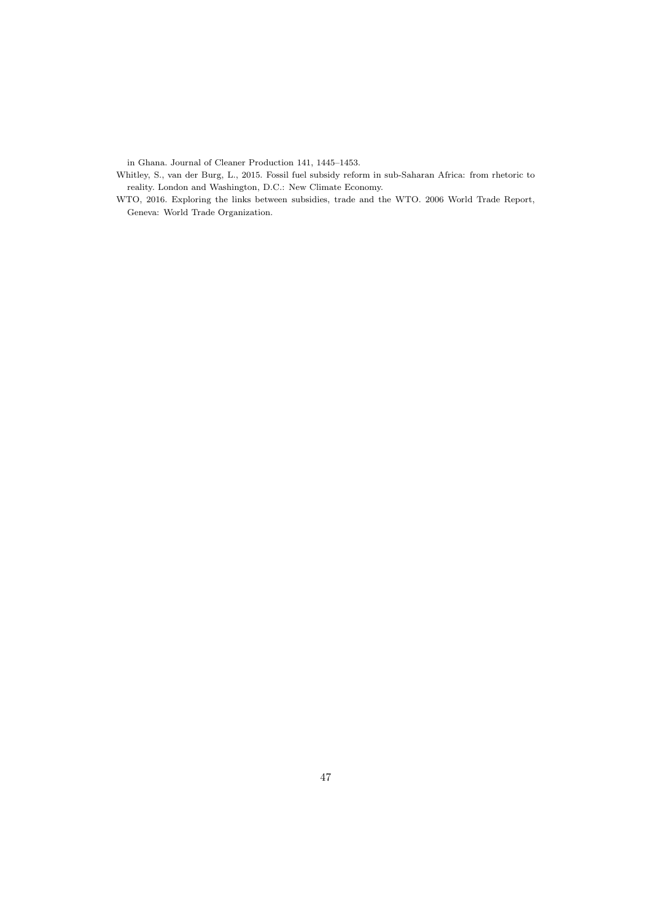in Ghana. Journal of Cleaner Production 141, 1445–1453.

Whitley, S., van der Burg, L., 2015. Fossil fuel subsidy reform in sub-Saharan Africa: from rhetoric to reality. London and Washington, D.C.: New Climate Economy.

WTO, 2016. Exploring the links between subsidies, trade and the WTO. 2006 World Trade Report, Geneva: World Trade Organization.